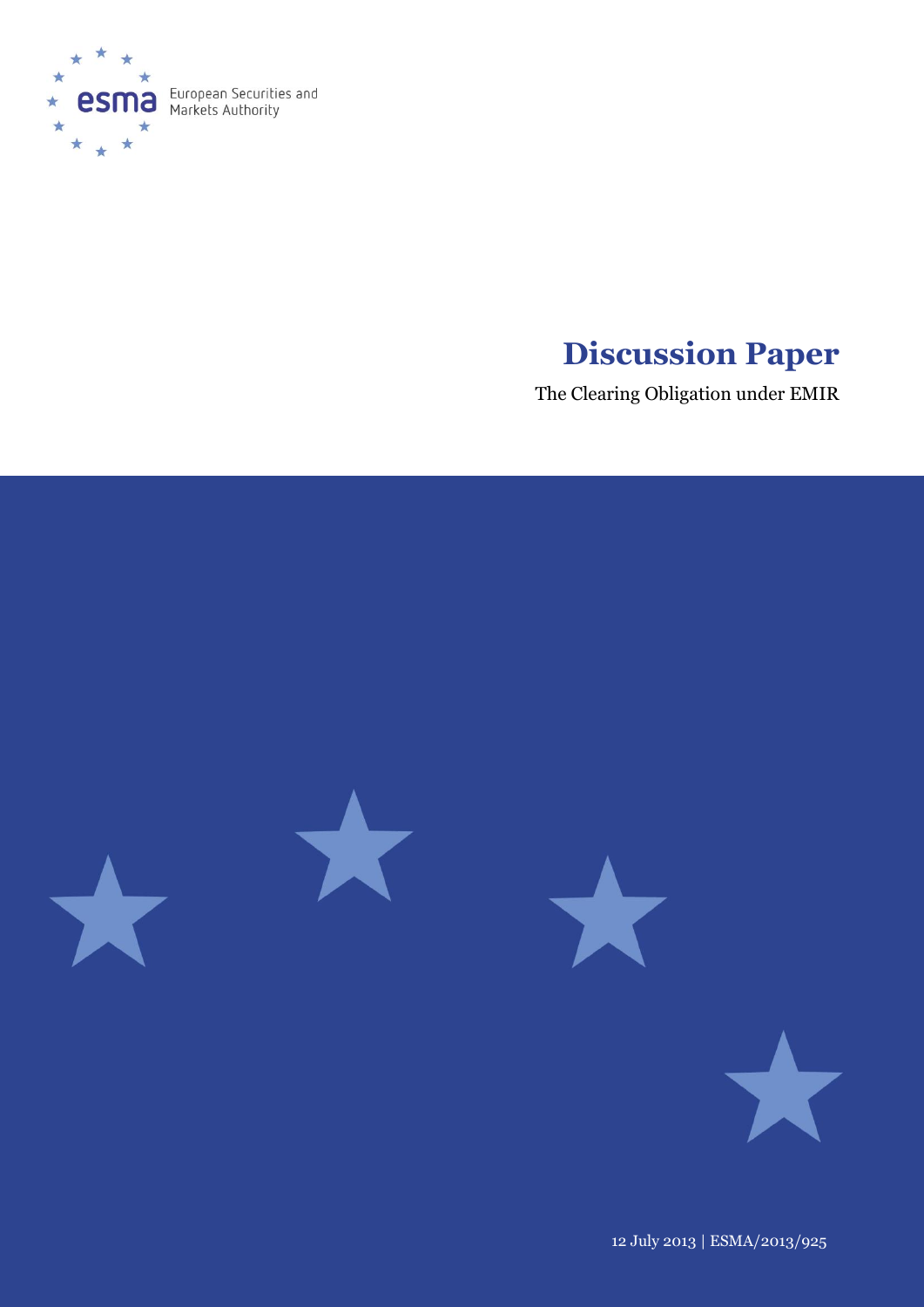European Securities and Markets Authority

# Discussion Paper

The Clearing Obligation under EMIR

12 July 2013 | ESMA/2013/925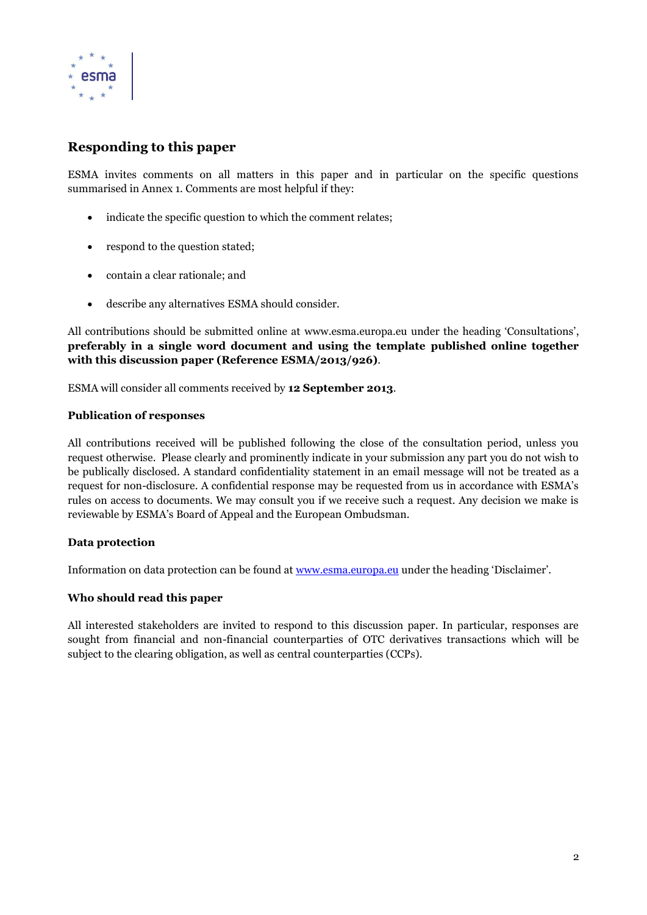## Responding to this paper

ESMA invites comments on all matters in this paper and in particular on the specific questions summarised in Annex 1. Comments are most helpful if they:

- indicate the specific question to which the comment relates;
- respond to the question stated;
- contain a clear rationale; and
- describe any alternatives ESMA should consider.

All contributions should be submitted online at www.esma.europa.eu under the heading 'Consultations', **preferably in a single word document and using the template published online together with this discussion paper (Reference ESMA/2013/926)**.

ESMA will consider all comments received by **12 September 2013**.

### Publication of responses

All contributions received will be published following the close of the consultation period, unless you request otherwise. Please clearly and prominently indicate in your submission any part you do not wish to be publically disclosed. A standard confidentiality statement in an email message will not be treated as a request for non-disclosure. A confidential response may be requested from us in accordance with ESMA's rules on access to documents. We may consult you if we receive such a request. Any decision we make is reviewable by ESMA's Board of Appeal and the European Ombudsman.

### Data protection

Information on data protection can be found at www.esma.europa.eu under the heading 'Disclaimer'.

### Who should read this paper

All interested stakeholders are invited to respond to this discussion paper. In particular, responses are sought from financial and non-financial counterparties of OTC derivatives transactions which will be subject to the clearing obligation, as well as central counterparties (CCPs).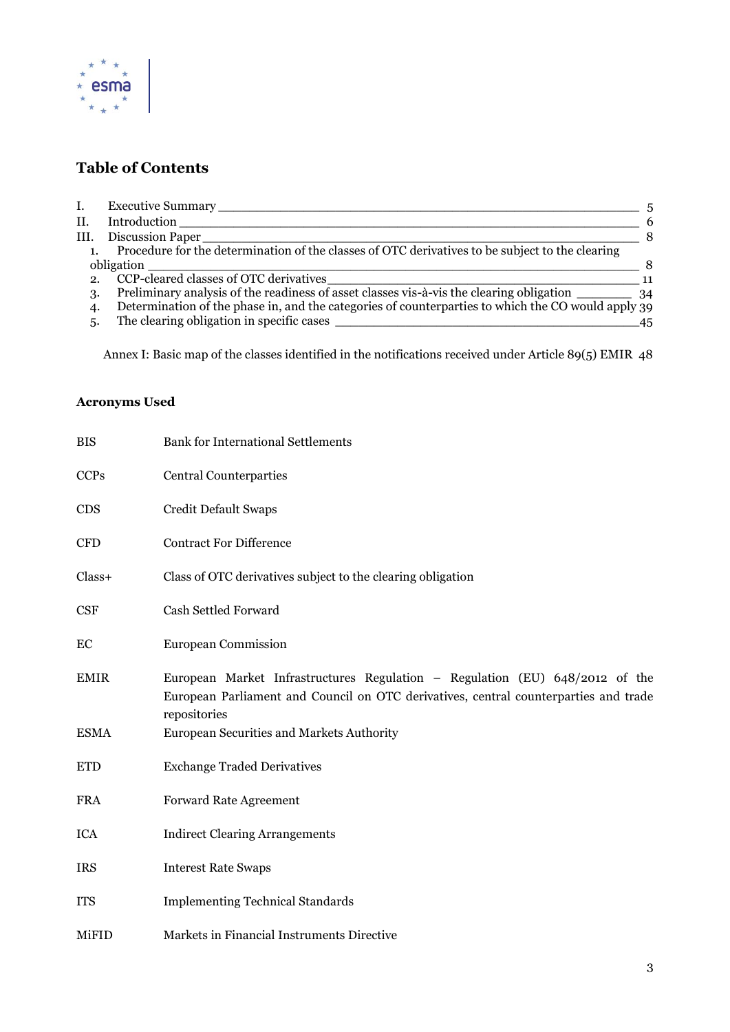## Table of Contents

I. Executive Summary ______________________________________________________ 5

II. Introduction __________________________________________________________ 6

III. Discussion Paper _______________________________________________________ 8

1. Procedure for the determination of the classes of OTC derivatives to be subject to the clearing obligation ___________________________________________________________________ 8
2. CCP-cleared classes of OTC derivatives ______________________________________ 11
3. Preliminary analysis of the readiness of asset classes vis-à-vis the clearing obligation _______ 34
4. Determination of the phase in, and the categories of counterparties to which the CO would apply 39
5. The clearing obligation in specific cases ________________________________________45

Annex I: Basic map of the classes identified in the notifications received under Article 89(5) EMIR 48

**Acronyms Used**

| | |
|---|---|
| BIS | Bank for International Settlements |
| CCPs | Central Counterparties |
| CDS | Credit Default Swaps |
| CFD | Contract For Difference |
| Class+ | Class of OTC derivatives subject to the clearing obligation |
| CSF | Cash Settled Forward |
| EC | European Commission |
| EMIR | European Market Infrastructures Regulation – Regulation (EU) 648/2012 of the European Parliament and Council on OTC derivatives, central counterparties and trade repositories |
| ESMA | European Securities and Markets Authority |
| ETD | Exchange Traded Derivatives |
| FRA | Forward Rate Agreement |
| ICA | Indirect Clearing Arrangements |
| IRS | Interest Rate Swaps |
| ITS | Implementing Technical Standards |
| MiFID | Markets in Financial Instruments Directive |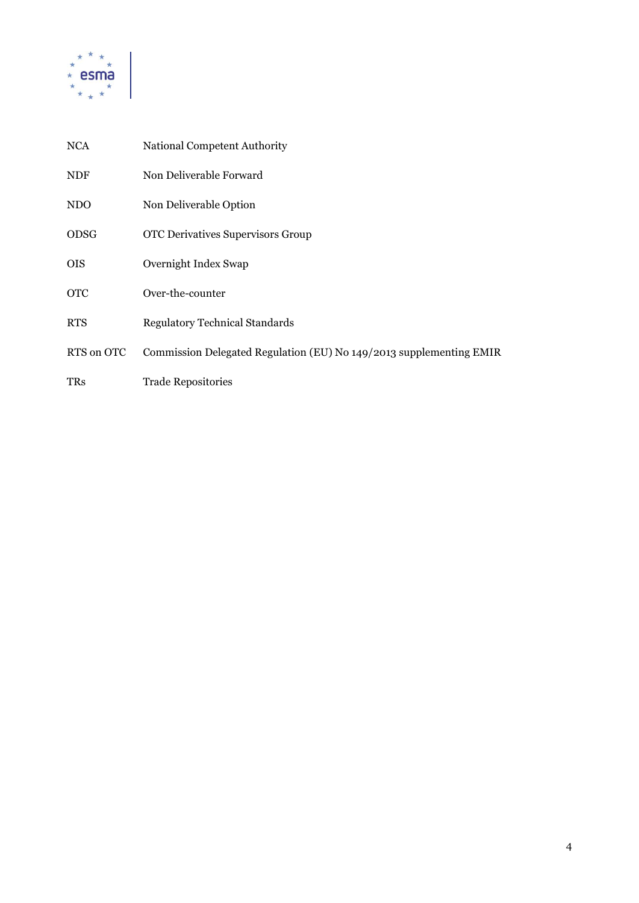| | |
|---|---|
| NCA | National Competent Authority |
| NDF | Non Deliverable Forward |
| NDO | Non Deliverable Option |
| ODSG | OTC Derivatives Supervisors Group |
| OIS | Overnight Index Swap |
| OTC | Over-the-counter |
| RTS | Regulatory Technical Standards |
| RTS on OTC | Commission Delegated Regulation (EU) No 149/2013 supplementing EMIR |
| TRs | Trade Repositories |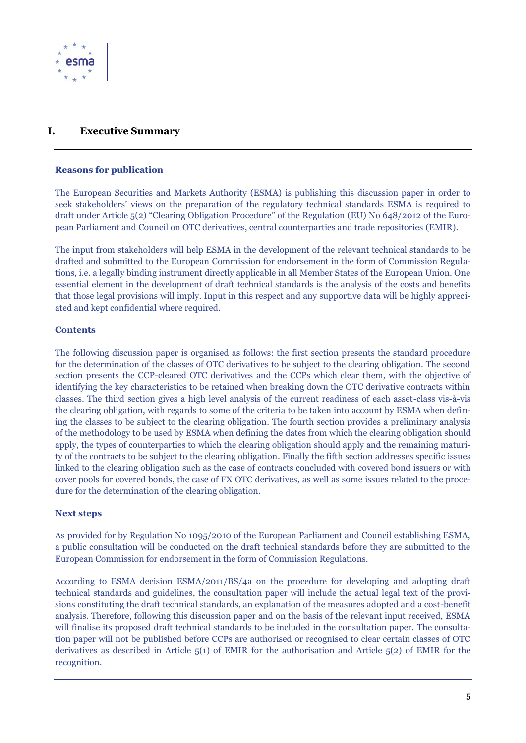## I. Executive Summary

**Reasons for publication**

The European Securities and Markets Authority (ESMA) is publishing this discussion paper in order to seek stakeholders' views on the preparation of the regulatory technical standards ESMA is required to draft under Article 5(2) "Clearing Obligation Procedure" of the Regulation (EU) No 648/2012 of the European Parliament and Council on OTC derivatives, central counterparties and trade repositories (EMIR).

The input from stakeholders will help ESMA in the development of the relevant technical standards to be drafted and submitted to the European Commission for endorsement in the form of Commission Regulations, i.e. a legally binding instrument directly applicable in all Member States of the European Union. One essential element in the development of draft technical standards is the analysis of the costs and benefits that those legal provisions will imply. Input in this respect and any supportive data will be highly appreciated and kept confidential where required.

**Contents**

The following discussion paper is organised as follows: the first section presents the standard procedure for the determination of the classes of OTC derivatives to be subject to the clearing obligation. The second section presents the CCP-cleared OTC derivatives and the CCPs which clear them, with the objective of identifying the key characteristics to be retained when breaking down the OTC derivative contracts within classes. The third section gives a high level analysis of the current readiness of each asset-class vis-à-vis the clearing obligation, with regards to some of the criteria to be taken into account by ESMA when defining the classes to be subject to the clearing obligation. The fourth section provides a preliminary analysis of the methodology to be used by ESMA when defining the dates from which the clearing obligation should apply, the types of counterparties to which the clearing obligation should apply and the remaining maturity of the contracts to be subject to the clearing obligation. Finally the fifth section addresses specific issues linked to the clearing obligation such as the case of contracts concluded with covered bond issuers or with cover pools for covered bonds, the case of FX OTC derivatives, as well as some issues related to the procedure for the determination of the clearing obligation.

**Next steps**

As provided for by Regulation No 1095/2010 of the European Parliament and Council establishing ESMA, a public consultation will be conducted on the draft technical standards before they are submitted to the European Commission for endorsement in the form of Commission Regulations.

According to ESMA decision ESMA/2011/BS/4a on the procedure for developing and adopting draft technical standards and guidelines, the consultation paper will include the actual legal text of the provisions constituting the draft technical standards, an explanation of the measures adopted and a cost-benefit analysis. Therefore, following this discussion paper and on the basis of the relevant input received, ESMA will finalise its proposed draft technical standards to be included in the consultation paper. The consultation paper will not be published before CCPs are authorised or recognised to clear certain classes of OTC derivatives as described in Article 5(1) of EMIR for the authorisation and Article 5(2) of EMIR for the recognition.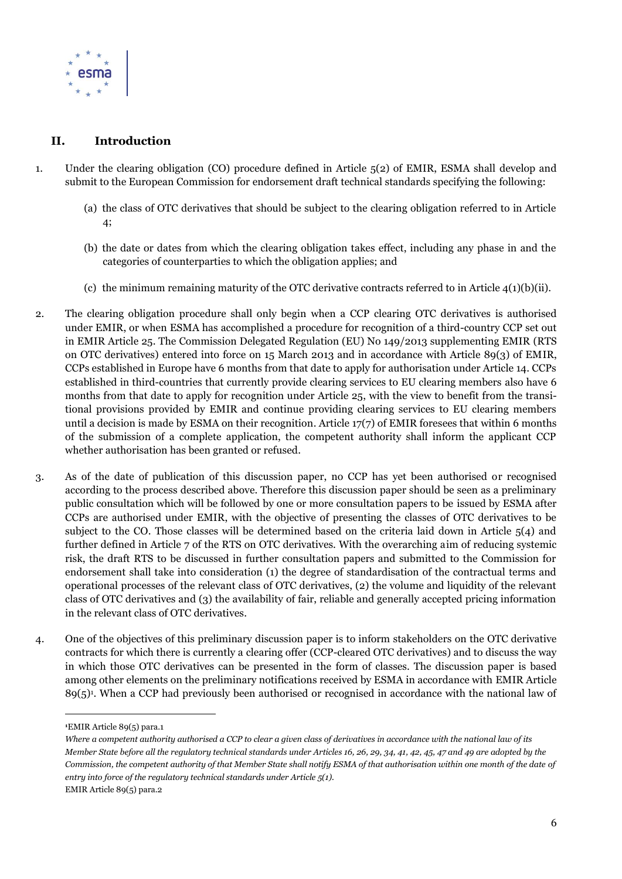## II. Introduction

1. Under the clearing obligation (CO) procedure defined in Article 5(2) of EMIR, ESMA shall develop and submit to the European Commission for endorsement draft technical standards specifying the following:

   (a) the class of OTC derivatives that should be subject to the clearing obligation referred to in Article 4;

   (b) the date or dates from which the clearing obligation takes effect, including any phase in and the categories of counterparties to which the obligation applies; and

   (c) the minimum remaining maturity of the OTC derivative contracts referred to in Article 4(1)(b)(ii).

2. The clearing obligation procedure shall only begin when a CCP clearing OTC derivatives is authorised under EMIR, or when ESMA has accomplished a procedure for recognition of a third-country CCP set out in EMIR Article 25. The Commission Delegated Regulation (EU) No 149/2013 supplementing EMIR (RTS on OTC derivatives) entered into force on 15 March 2013 and in accordance with Article 89(3) of EMIR, CCPs established in Europe have 6 months from that date to apply for authorisation under Article 14. CCPs established in third-countries that currently provide clearing services to EU clearing members also have 6 months from that date to apply for recognition under Article 25, with the view to benefit from the transitional provisions provided by EMIR and continue providing clearing services to EU clearing members until a decision is made by ESMA on their recognition. Article 17(7) of EMIR foresees that within 6 months of the submission of a complete application, the competent authority shall inform the applicant CCP whether authorisation has been granted or refused.

3. As of the date of publication of this discussion paper, no CCP has yet been authorised or recognised according to the process described above. Therefore this discussion paper should be seen as a preliminary public consultation which will be followed by one or more consultation papers to be issued by ESMA after CCPs are authorised under EMIR, with the objective of presenting the classes of OTC derivatives to be subject to the CO. Those classes will be determined based on the criteria laid down in Article 5(4) and further defined in Article 7 of the RTS on OTC derivatives. With the overarching aim of reducing systemic risk, the draft RTS to be discussed in further consultation papers and submitted to the Commission for endorsement shall take into consideration (1) the degree of standardisation of the contractual terms and operational processes of the relevant class of OTC derivatives, (2) the volume and liquidity of the relevant class of OTC derivatives and (3) the availability of fair, reliable and generally accepted pricing information in the relevant class of OTC derivatives.

4. One of the objectives of this preliminary discussion paper is to inform stakeholders on the OTC derivative contracts for which there is currently a clearing offer (CCP-cleared OTC derivatives) and to discuss the way in which those OTC derivatives can be presented in the form of classes. The discussion paper is based among other elements on the preliminary notifications received by ESMA in accordance with EMIR Article 89(5)[1]. When a CCP had previously been authorised or recognised in accordance with the national law of

---

[1]EMIR Article 89(5) para.1

*Where a competent authority authorised a CCP to clear a given class of derivatives in accordance with the national law of its Member State before all the regulatory technical standards under Articles 16, 26, 29, 34, 41, 42, 45, 47 and 49 are adopted by the Commission, the competent authority of that Member State shall notify ESMA of that authorisation within one month of the date of entry into force of the regulatory technical standards under Article 5(1).*

EMIR Article 89(5) para.2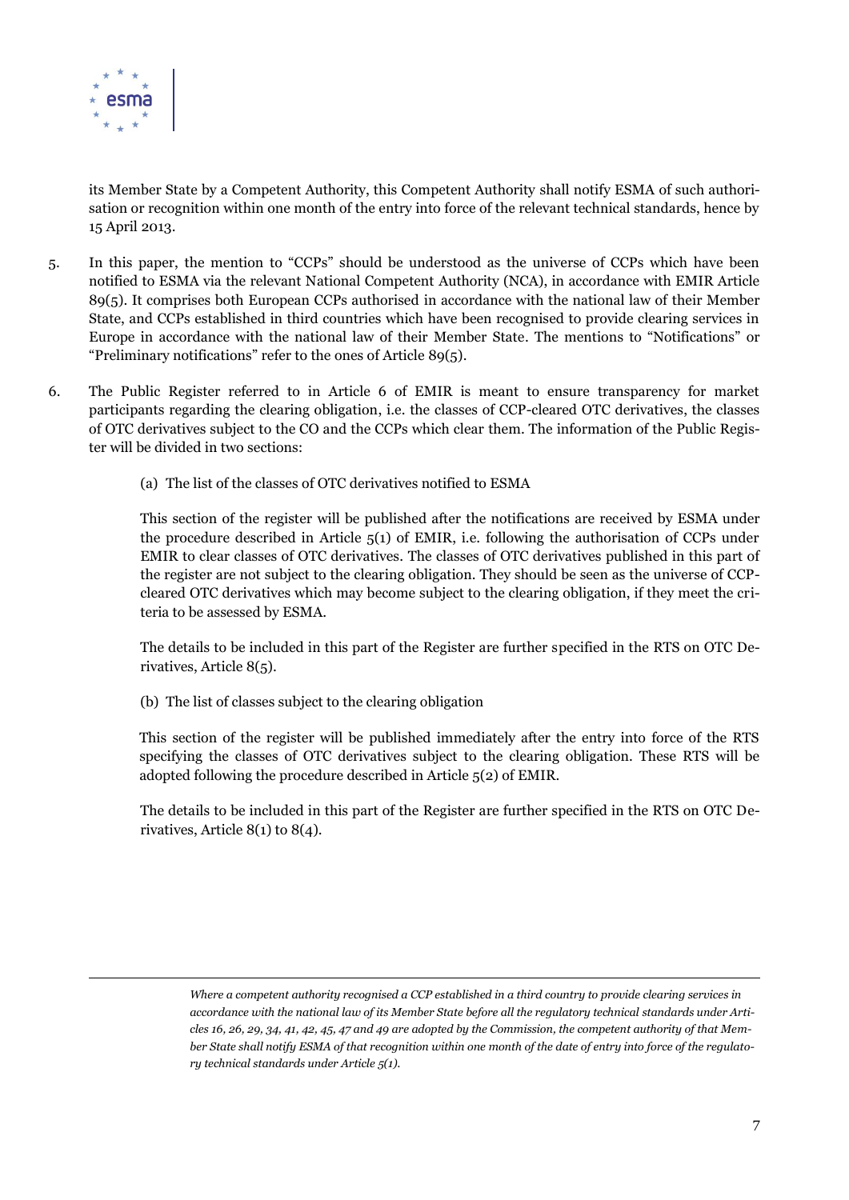its Member State by a Competent Authority, this Competent Authority shall notify ESMA of such authorisation or recognition within one month of the entry into force of the relevant technical standards, hence by 15 April 2013.

5. In this paper, the mention to "CCPs" should be understood as the universe of CCPs which have been notified to ESMA via the relevant National Competent Authority (NCA), in accordance with EMIR Article 89(5). It comprises both European CCPs authorised in accordance with the national law of their Member State, and CCPs established in third countries which have been recognised to provide clearing services in Europe in accordance with the national law of their Member State. The mentions to "Notifications" or "Preliminary notifications" refer to the ones of Article 89(5).

6. The Public Register referred to in Article 6 of EMIR is meant to ensure transparency for market participants regarding the clearing obligation, i.e. the classes of CCP-cleared OTC derivatives, the classes of OTC derivatives subject to the CO and the CCPs which clear them. The information of the Public Register will be divided in two sections:

   (a) The list of the classes of OTC derivatives notified to ESMA

   This section of the register will be published after the notifications are received by ESMA under the procedure described in Article 5(1) of EMIR, i.e. following the authorisation of CCPs under EMIR to clear classes of OTC derivatives. The classes of OTC derivatives published in this part of the register are not subject to the clearing obligation. They should be seen as the universe of CCP-cleared OTC derivatives which may become subject to the clearing obligation, if they meet the criteria to be assessed by ESMA.

   The details to be included in this part of the Register are further specified in the RTS on OTC Derivatives, Article 8(5).

   (b) The list of classes subject to the clearing obligation

   This section of the register will be published immediately after the entry into force of the RTS specifying the classes of OTC derivatives subject to the clearing obligation. These RTS will be adopted following the procedure described in Article 5(2) of EMIR.

   The details to be included in this part of the Register are further specified in the RTS on OTC Derivatives, Article 8(1) to 8(4).

---

*Where a competent authority recognised a CCP established in a third country to provide clearing services in accordance with the national law of its Member State before all the regulatory technical standards under Articles 16, 26, 29, 34, 41, 42, 45, 47 and 49 are adopted by the Commission, the competent authority of that Member State shall notify ESMA of that recognition within one month of the date of entry into force of the regulatory technical standards under Article 5(1).*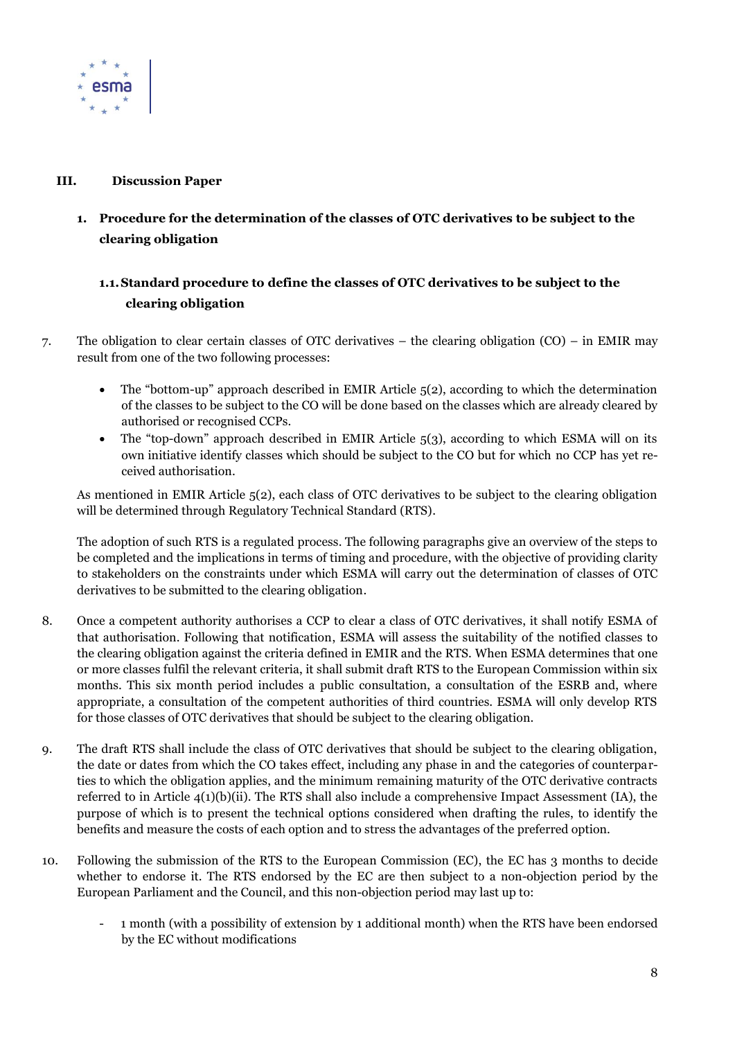## III. Discussion Paper

### 1. Procedure for the determination of the classes of OTC derivatives to be subject to the clearing obligation

#### 1.1. Standard procedure to define the classes of OTC derivatives to be subject to the clearing obligation

7. The obligation to clear certain classes of OTC derivatives – the clearing obligation (CO) – in EMIR may result from one of the two following processes:

   - The "bottom-up" approach described in EMIR Article 5(2), according to which the determination of the classes to be subject to the CO will be done based on the classes which are already cleared by authorised or recognised CCPs.
   - The "top-down" approach described in EMIR Article 5(3), according to which ESMA will on its own initiative identify classes which should be subject to the CO but for which no CCP has yet received authorisation.

   As mentioned in EMIR Article 5(2), each class of OTC derivatives to be subject to the clearing obligation will be determined through Regulatory Technical Standard (RTS).

   The adoption of such RTS is a regulated process. The following paragraphs give an overview of the steps to be completed and the implications in terms of timing and procedure, with the objective of providing clarity to stakeholders on the constraints under which ESMA will carry out the determination of classes of OTC derivatives to be submitted to the clearing obligation.

8. Once a competent authority authorises a CCP to clear a class of OTC derivatives, it shall notify ESMA of that authorisation. Following that notification, ESMA will assess the suitability of the notified classes to the clearing obligation against the criteria defined in EMIR and the RTS. When ESMA determines that one or more classes fulfil the relevant criteria, it shall submit draft RTS to the European Commission within six months. This six month period includes a public consultation, a consultation of the ESRB and, where appropriate, a consultation of the competent authorities of third countries. ESMA will only develop RTS for those classes of OTC derivatives that should be subject to the clearing obligation.

9. The draft RTS shall include the class of OTC derivatives that should be subject to the clearing obligation, the date or dates from which the CO takes effect, including any phase in and the categories of counterparties to which the obligation applies, and the minimum remaining maturity of the OTC derivative contracts referred to in Article 4(1)(b)(ii). The RTS shall also include a comprehensive Impact Assessment (IA), the purpose of which is to present the technical options considered when drafting the rules, to identify the benefits and measure the costs of each option and to stress the advantages of the preferred option.

10. Following the submission of the RTS to the European Commission (EC), the EC has 3 months to decide whether to endorse it. The RTS endorsed by the EC are then subject to a non-objection period by the European Parliament and the Council, and this non-objection period may last up to:

   - 1 month (with a possibility of extension by 1 additional month) when the RTS have been endorsed by the EC without modifications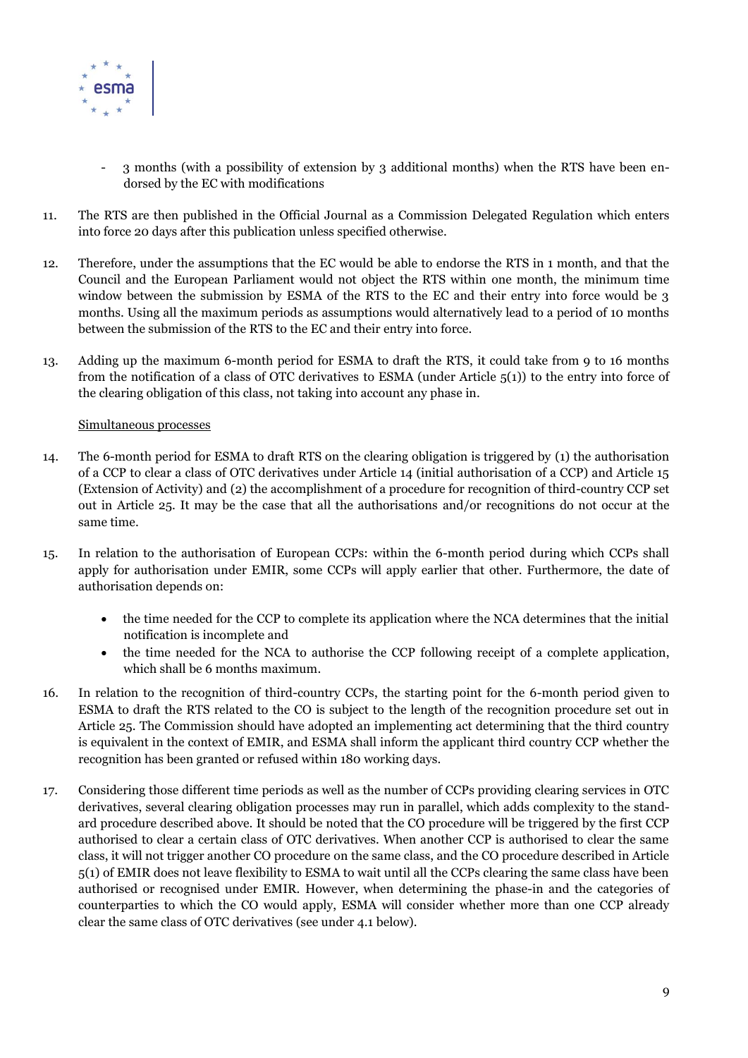- 3 months (with a possibility of extension by 3 additional months) when the RTS have been endorsed by the EC with modifications

11. The RTS are then published in the Official Journal as a Commission Delegated Regulation which enters into force 20 days after this publication unless specified otherwise.

12. Therefore, under the assumptions that the EC would be able to endorse the RTS in 1 month, and that the Council and the European Parliament would not object the RTS within one month, the minimum time window between the submission by ESMA of the RTS to the EC and their entry into force would be 3 months. Using all the maximum periods as assumptions would alternatively lead to a period of 10 months between the submission of the RTS to the EC and their entry into force.

13. Adding up the maximum 6-month period for ESMA to draft the RTS, it could take from 9 to 16 months from the notification of a class of OTC derivatives to ESMA (under Article 5(1)) to the entry into force of the clearing obligation of this class, not taking into account any phase in.

Simultaneous processes

14. The 6-month period for ESMA to draft RTS on the clearing obligation is triggered by (1) the authorisation of a CCP to clear a class of OTC derivatives under Article 14 (initial authorisation of a CCP) and Article 15 (Extension of Activity) and (2) the accomplishment of a procedure for recognition of third-country CCP set out in Article 25. It may be the case that all the authorisations and/or recognitions do not occur at the same time.

15. In relation to the authorisation of European CCPs: within the 6-month period during which CCPs shall apply for authorisation under EMIR, some CCPs will apply earlier that other. Furthermore, the date of authorisation depends on:

   - the time needed for the CCP to complete its application where the NCA determines that the initial notification is incomplete and
   - the time needed for the NCA to authorise the CCP following receipt of a complete application, which shall be 6 months maximum.

16. In relation to the recognition of third-country CCPs, the starting point for the 6-month period given to ESMA to draft the RTS related to the CO is subject to the length of the recognition procedure set out in Article 25. The Commission should have adopted an implementing act determining that the third country is equivalent in the context of EMIR, and ESMA shall inform the applicant third country CCP whether the recognition has been granted or refused within 180 working days.

17. Considering those different time periods as well as the number of CCPs providing clearing services in OTC derivatives, several clearing obligation processes may run in parallel, which adds complexity to the standard procedure described above. It should be noted that the CO procedure will be triggered by the first CCP authorised to clear a certain class of OTC derivatives. When another CCP is authorised to clear the same class, it will not trigger another CO procedure on the same class, and the CO procedure described in Article 5(1) of EMIR does not leave flexibility to ESMA to wait until all the CCPs clearing the same class have been authorised or recognised under EMIR. However, when determining the phase-in and the categories of counterparties to which the CO would apply, ESMA will consider whether more than one CCP already clear the same class of OTC derivatives (see under 4.1 below).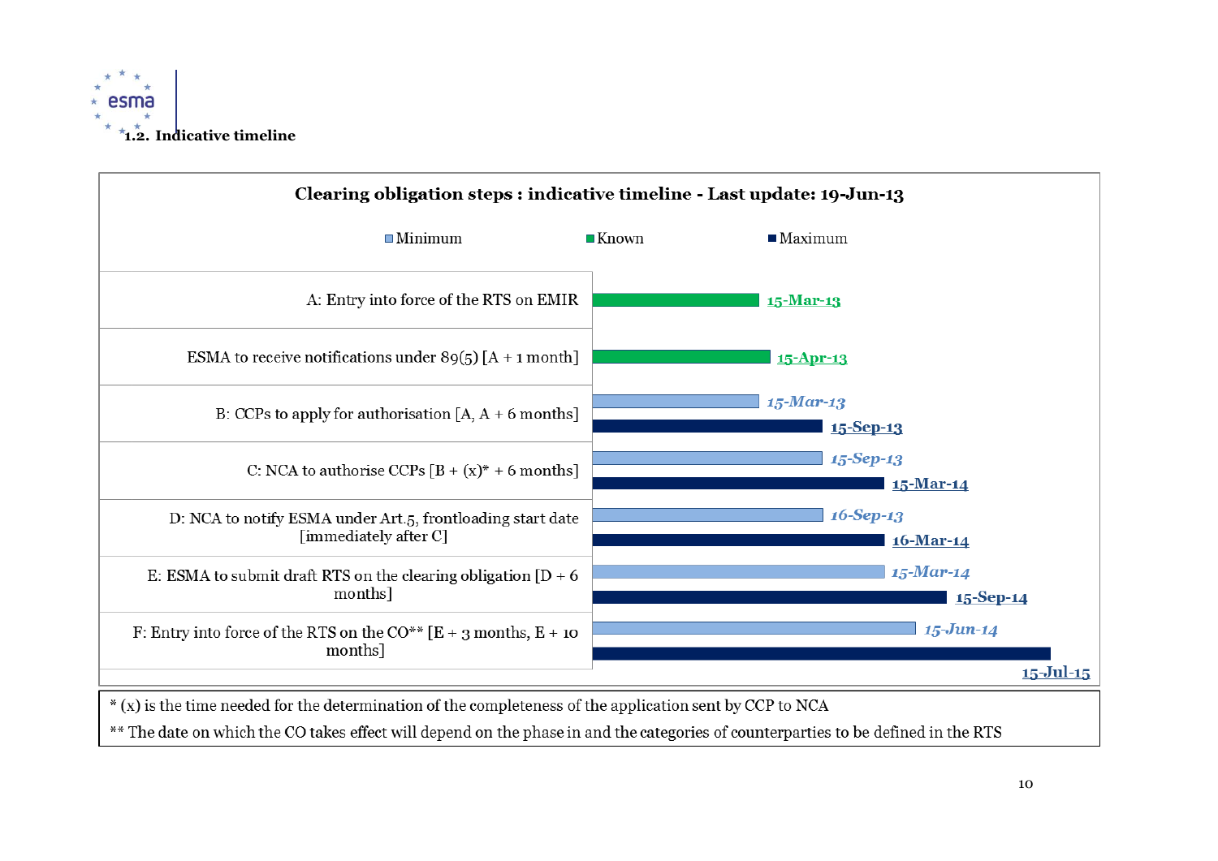### 1.2. Indicative timeline

Clearing obligation steps : indicative timeline - Last update: 19-Jun-13

Minimum
Known
Maximum

A: Entry into force of the RTS on EMIR
15-Mar-13

ESMA to receive notifications under 89(5) [A + 1 month]
15-Apr-13

B: CCPs to apply for authorisation [A, A + 6 months]
15-Mar-13
15-Sep-13

C: NCA to authorise CCPs [B + (x)* + 6 months]
15-Sep-13
15-Mar-14

D: NCA to notify ESMA under Art.5, frontloading start date [immediately after C]
16-Sep-13
16-Mar-14

E: ESMA to submit draft RTS on the clearing obligation [D + 6 months]
15-Mar-14
15-Sep-14

F: Entry into force of the RTS on the CO** [E + 3 months, E + 10 months]
15-Jun-14
15-Jul-15

\* (x) is the time needed for the determination of the completeness of the application sent by CCP to NCA

\** The date on which the CO takes effect will depend on the phase in and the categories of counterparties to be defined in the RTS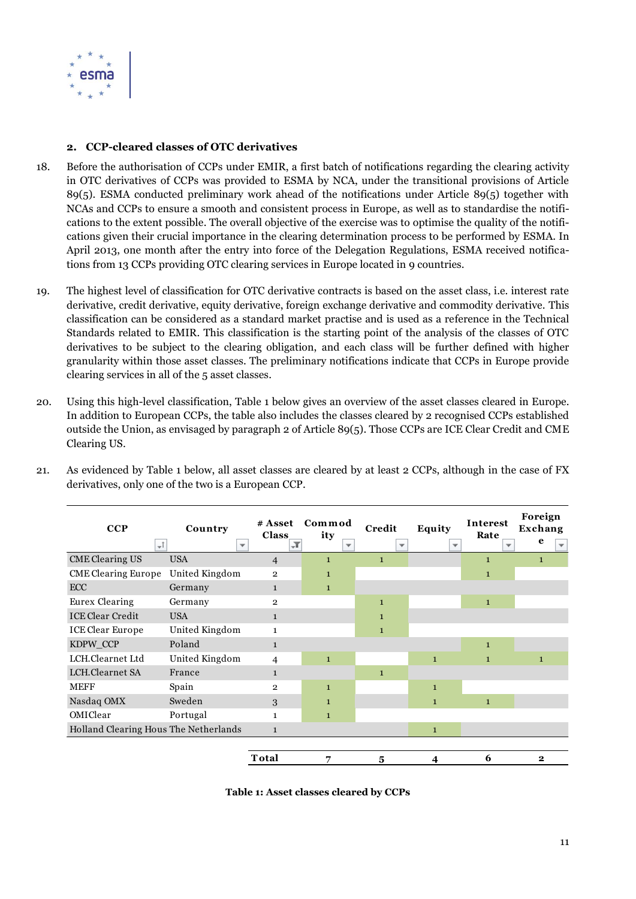## 2. CCP-cleared classes of OTC derivatives

18. Before the authorisation of CCPs under EMIR, a first batch of notifications regarding the clearing activity in OTC derivatives of CCPs was provided to ESMA by NCA, under the transitional provisions of Article 89(5). ESMA conducted preliminary work ahead of the notifications under Article 89(5) together with NCAs and CCPs to ensure a smooth and consistent process in Europe, as well as to standardise the notifications to the extent possible. The overall objective of the exercise was to optimise the quality of the notifications given their crucial importance in the clearing determination process to be performed by ESMA. In April 2013, one month after the entry into force of the Delegation Regulations, ESMA received notifications from 13 CCPs providing OTC clearing services in Europe located in 9 countries.

19. The highest level of classification for OTC derivative contracts is based on the asset class, i.e. interest rate derivative, credit derivative, equity derivative, foreign exchange derivative and commodity derivative. This classification can be considered as a standard market practise and is used as a reference in the Technical Standards related to EMIR. This classification is the starting point of the analysis of the classes of OTC derivatives to be subject to the clearing obligation, and each class will be further defined with higher granularity within those asset classes. The preliminary notifications indicate that CCPs in Europe provide clearing services in all of the 5 asset classes.

20. Using this high-level classification, Table 1 below gives an overview of the asset classes cleared in Europe. In addition to European CCPs, the table also includes the classes cleared by 2 recognised CCPs established outside the Union, as envisaged by paragraph 2 of Article 89(5). Those CCPs are ICE Clear Credit and CME Clearing US.

21. As evidenced by Table 1 below, all asset classes are cleared by at least 2 CCPs, although in the case of FX derivatives, only one of the two is a European CCP.

| CCP | Country | # Asset Class | Commodity | Credit | Equity | Interest Rate | Foreign Exchange |
|---|---|---|---|---|---|---|---|
| CME Clearing US | USA | 4 | 1 | 1 | | 1 | 1 |
| CME Clearing Europe | United Kingdom | 2 | 1 | | | 1 | |
| ECC | Germany | 1 | 1 | | | | |
| Eurex Clearing | Germany | 2 | | 1 | | 1 | |
| ICE Clear Credit | USA | 1 | | 1 | | | |
| ICE Clear Europe | United Kingdom | 1 | | 1 | | | |
| KDPW_CCP | Poland | 1 | | | | 1 | |
| LCH.Clearnet Ltd | United Kingdom | 4 | 1 | | 1 | 1 | 1 |
| LCH.Clearnet SA | France | 1 | | 1 | | | |
| MEFF | Spain | 2 | 1 | | 1 | | |
| Nasdaq OMX | Sweden | 3 | 1 | | 1 | 1 | |
| OMIClear | Portugal | 1 | 1 | | | | |
| Holland Clearing Hous | The Netherlands | 1 | | | 1 | | |
| | | **Total** | 7 | 5 | 4 | 6 | 2 |

**Table 1: Asset classes cleared by CCPs**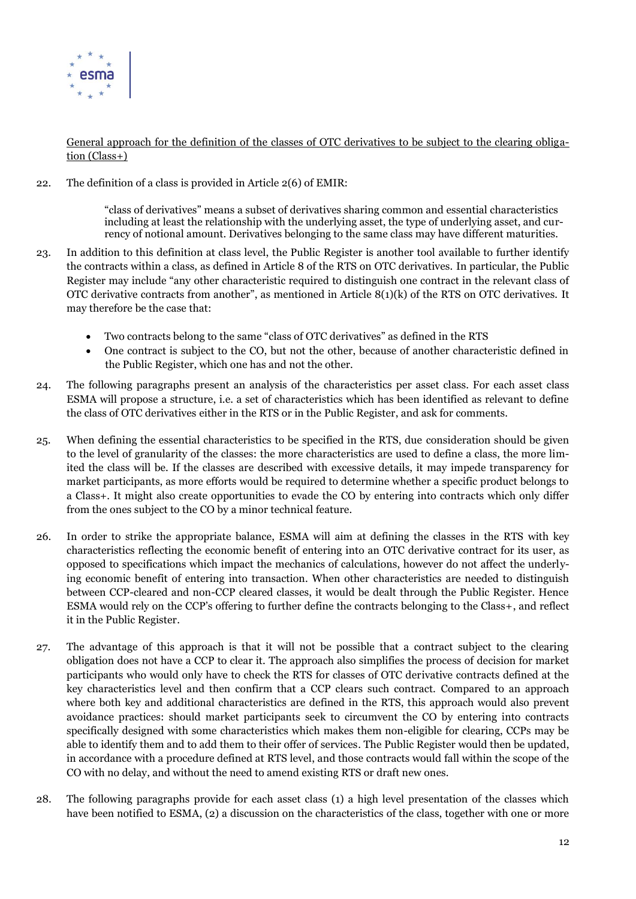General approach for the definition of the classes of OTC derivatives to be subject to the clearing obligation (Class+)

22. The definition of a class is provided in Article 2(6) of EMIR:

> "class of derivatives" means a subset of derivatives sharing common and essential characteristics including at least the relationship with the underlying asset, the type of underlying asset, and currency of notional amount. Derivatives belonging to the same class may have different maturities.

23. In addition to this definition at class level, the Public Register is another tool available to further identify the contracts within a class, as defined in Article 8 of the RTS on OTC derivatives. In particular, the Public Register may include "any other characteristic required to distinguish one contract in the relevant class of OTC derivative contracts from another", as mentioned in Article 8(1)(k) of the RTS on OTC derivatives. It may therefore be the case that:

    - Two contracts belong to the same "class of OTC derivatives" as defined in the RTS
    - One contract is subject to the CO, but not the other, because of another characteristic defined in the Public Register, which one has and not the other.

24. The following paragraphs present an analysis of the characteristics per asset class. For each asset class ESMA will propose a structure, i.e. a set of characteristics which has been identified as relevant to define the class of OTC derivatives either in the RTS or in the Public Register, and ask for comments.

25. When defining the essential characteristics to be specified in the RTS, due consideration should be given to the level of granularity of the classes: the more characteristics are used to define a class, the more limited the class will be. If the classes are described with excessive details, it may impede transparency for market participants, as more efforts would be required to determine whether a specific product belongs to a Class+. It might also create opportunities to evade the CO by entering into contracts which only differ from the ones subject to the CO by a minor technical feature.

26. In order to strike the appropriate balance, ESMA will aim at defining the classes in the RTS with key characteristics reflecting the economic benefit of entering into an OTC derivative contract for its user, as opposed to specifications which impact the mechanics of calculations, however do not affect the underlying economic benefit of entering into transaction. When other characteristics are needed to distinguish between CCP-cleared and non-CCP cleared classes, it would be dealt through the Public Register. Hence ESMA would rely on the CCP's offering to further define the contracts belonging to the Class+, and reflect it in the Public Register.

27. The advantage of this approach is that it will not be possible that a contract subject to the clearing obligation does not have a CCP to clear it. The approach also simplifies the process of decision for market participants who would only have to check the RTS for classes of OTC derivative contracts defined at the key characteristics level and then confirm that a CCP clears such contract. Compared to an approach where both key and additional characteristics are defined in the RTS, this approach would also prevent avoidance practices: should market participants seek to circumvent the CO by entering into contracts specifically designed with some characteristics which makes them non-eligible for clearing, CCPs may be able to identify them and to add them to their offer of services. The Public Register would then be updated, in accordance with a procedure defined at RTS level, and those contracts would fall within the scope of the CO with no delay, and without the need to amend existing RTS or draft new ones.

28. The following paragraphs provide for each asset class (1) a high level presentation of the classes which have been notified to ESMA, (2) a discussion on the characteristics of the class, together with one or more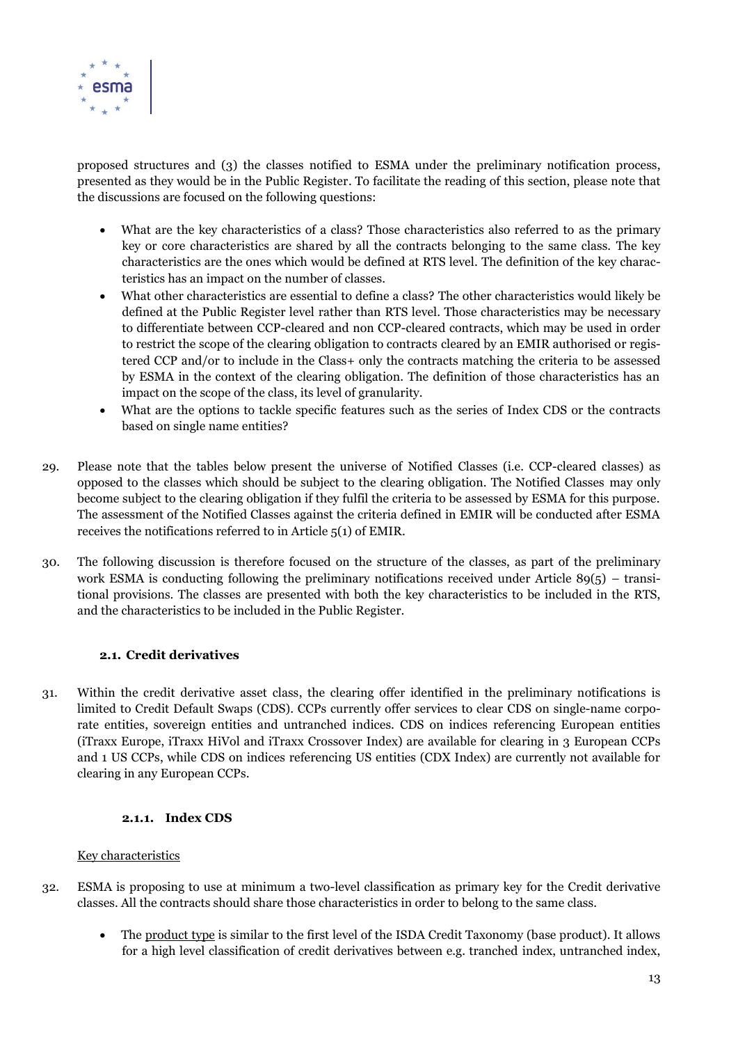proposed structures and (3) the classes notified to ESMA under the preliminary notification process, presented as they would be in the Public Register. To facilitate the reading of this section, please note that the discussions are focused on the following questions:

- What are the key characteristics of a class? Those characteristics also referred to as the primary key or core characteristics are shared by all the contracts belonging to the same class. The key characteristics are the ones which would be defined at RTS level. The definition of the key characteristics has an impact on the number of classes.
- What other characteristics are essential to define a class? The other characteristics would likely be defined at the Public Register level rather than RTS level. Those characteristics may be necessary to differentiate between CCP-cleared and non CCP-cleared contracts, which may be used in order to restrict the scope of the clearing obligation to contracts cleared by an EMIR authorised or registered CCP and/or to include in the Class+ only the contracts matching the criteria to be assessed by ESMA in the context of the clearing obligation. The definition of those characteristics has an impact on the scope of the class, its level of granularity.
- What are the options to tackle specific features such as the series of Index CDS or the contracts based on single name entities?

29. Please note that the tables below present the universe of Notified Classes (i.e. CCP-cleared classes) as opposed to the classes which should be subject to the clearing obligation. The Notified Classes may only become subject to the clearing obligation if they fulfil the criteria to be assessed by ESMA for this purpose. The assessment of the Notified Classes against the criteria defined in EMIR will be conducted after ESMA receives the notifications referred to in Article 5(1) of EMIR.

30. The following discussion is therefore focused on the structure of the classes, as part of the preliminary work ESMA is conducting following the preliminary notifications received under Article 89(5) – transitional provisions. The classes are presented with both the key characteristics to be included in the RTS, and the characteristics to be included in the Public Register.

### 2.1. Credit derivatives

31. Within the credit derivative asset class, the clearing offer identified in the preliminary notifications is limited to Credit Default Swaps (CDS). CCPs currently offer services to clear CDS on single-name corporate entities, sovereign entities and untranched indices. CDS on indices referencing European entities (iTraxx Europe, iTraxx HiVol and iTraxx Crossover Index) are available for clearing in 3 European CCPs and 1 US CCPs, while CDS on indices referencing US entities (CDX Index) are currently not available for clearing in any European CCPs.

#### 2.1.1. Index CDS

Key characteristics

32. ESMA is proposing to use at minimum a two-level classification as primary key for the Credit derivative classes. All the contracts should share those characteristics in order to belong to the same class.

- The product type is similar to the first level of the ISDA Credit Taxonomy (base product). It allows for a high level classification of credit derivatives between e.g. tranched index, untranched index,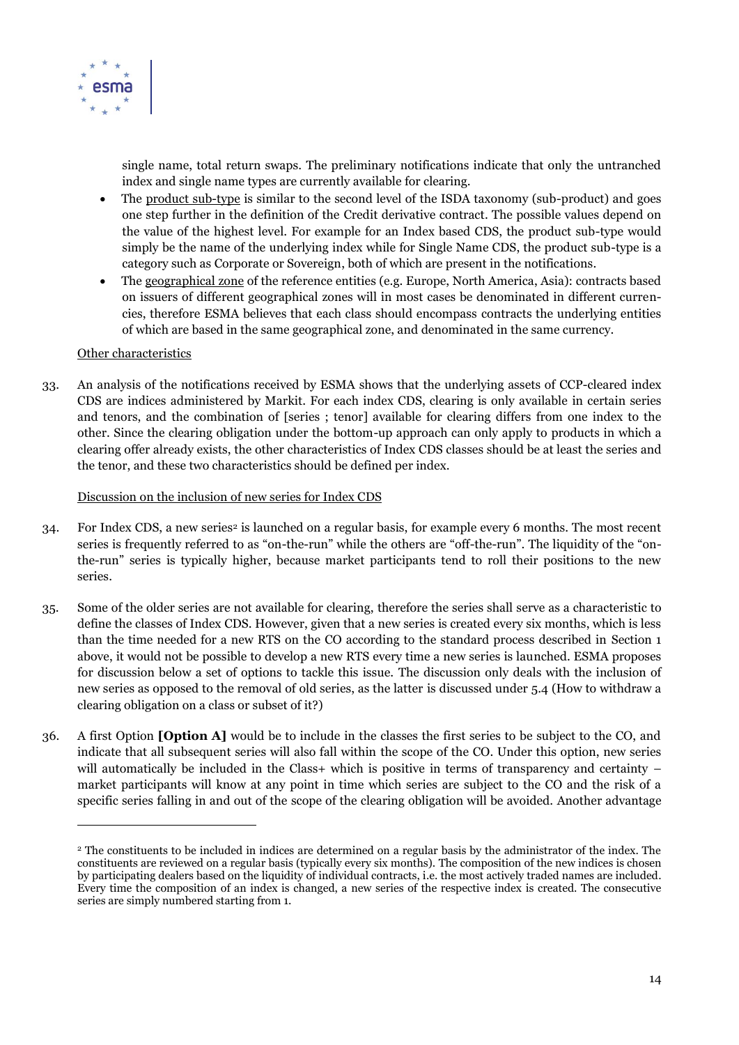single name, total return swaps. The preliminary notifications indicate that only the untranched index and single name types are currently available for clearing.

- The product sub-type is similar to the second level of the ISDA taxonomy (sub-product) and goes one step further in the definition of the Credit derivative contract. The possible values depend on the value of the highest level. For example for an Index based CDS, the product sub-type would simply be the name of the underlying index while for Single Name CDS, the product sub-type is a category such as Corporate or Sovereign, both of which are present in the notifications.
- The geographical zone of the reference entities (e.g. Europe, North America, Asia): contracts based on issuers of different geographical zones will in most cases be denominated in different currencies, therefore ESMA believes that each class should encompass contracts the underlying entities of which are based in the same geographical zone, and denominated in the same currency.

Other characteristics

33. An analysis of the notifications received by ESMA shows that the underlying assets of CCP-cleared index CDS are indices administered by Markit. For each index CDS, clearing is only available in certain series and tenors, and the combination of [series ; tenor] available for clearing differs from one index to the other. Since the clearing obligation under the bottom-up approach can only apply to products in which a clearing offer already exists, the other characteristics of Index CDS classes should be at least the series and the tenor, and these two characteristics should be defined per index.

Discussion on the inclusion of new series for Index CDS

34. For Index CDS, a new series[2] is launched on a regular basis, for example every 6 months. The most recent series is frequently referred to as "on-the-run" while the others are "off-the-run". The liquidity of the "on-the-run" series is typically higher, because market participants tend to roll their positions to the new series.

35. Some of the older series are not available for clearing, therefore the series shall serve as a characteristic to define the classes of Index CDS. However, given that a new series is created every six months, which is less than the time needed for a new RTS on the CO according to the standard process described in Section 1 above, it would not be possible to develop a new RTS every time a new series is launched. ESMA proposes for discussion below a set of options to tackle this issue. The discussion only deals with the inclusion of new series as opposed to the removal of old series, as the latter is discussed under 5.4 (How to withdraw a clearing obligation on a class or subset of it?)

36. A first Option **[Option A]** would be to include in the classes the first series to be subject to the CO, and indicate that all subsequent series will also fall within the scope of the CO. Under this option, new series will automatically be included in the Class+ which is positive in terms of transparency and certainty – market participants will know at any point in time which series are subject to the CO and the risk of a specific series falling in and out of the scope of the clearing obligation will be avoided. Another advantage

[2] The constituents to be included in indices are determined on a regular basis by the administrator of the index. The constituents are reviewed on a regular basis (typically every six months). The composition of the new indices is chosen by participating dealers based on the liquidity of individual contracts, i.e. the most actively traded names are included. Every time the composition of an index is changed, a new series of the respective index is created. The consecutive series are simply numbered starting from 1.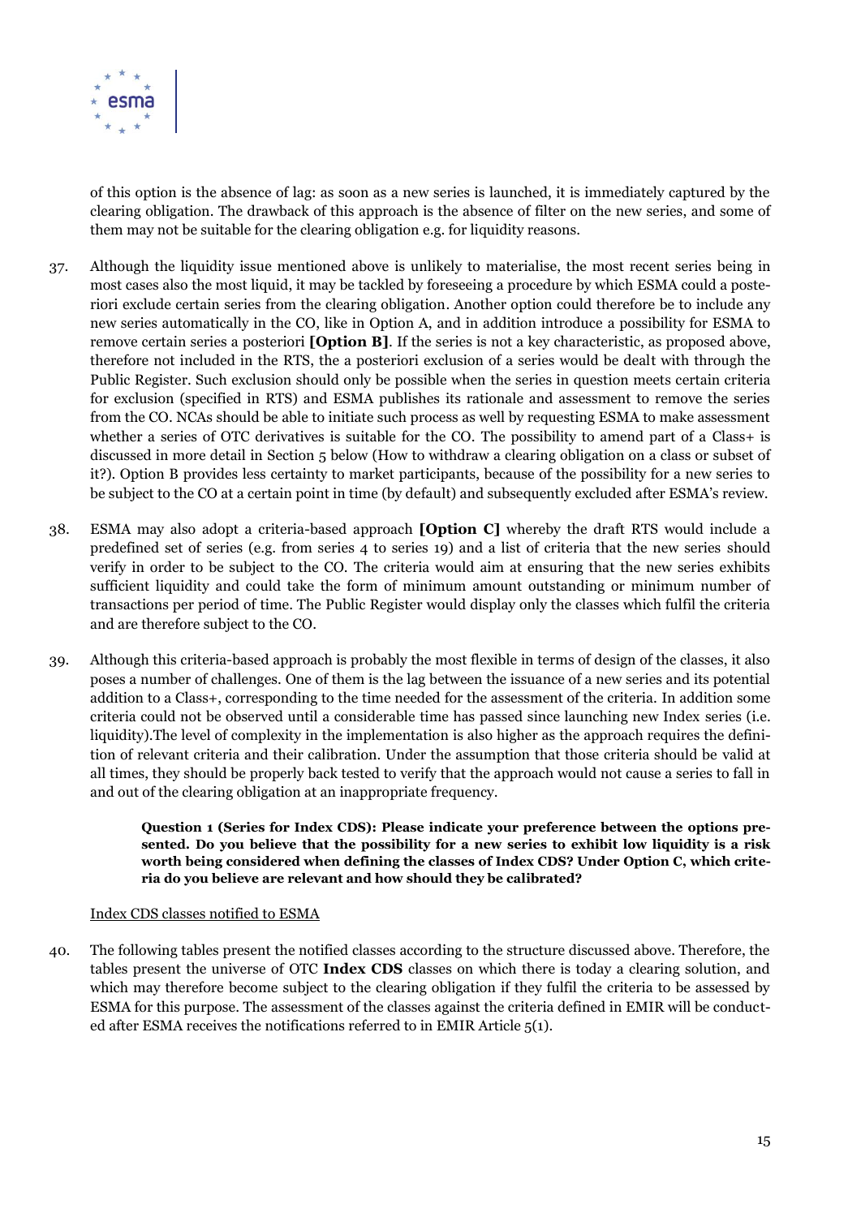of this option is the absence of lag: as soon as a new series is launched, it is immediately captured by the clearing obligation. The drawback of this approach is the absence of filter on the new series, and some of them may not be suitable for the clearing obligation e.g. for liquidity reasons.

37. Although the liquidity issue mentioned above is unlikely to materialise, the most recent series being in most cases also the most liquid, it may be tackled by foreseeing a procedure by which ESMA could a posteriori exclude certain series from the clearing obligation. Another option could therefore be to include any new series automatically in the CO, like in Option A, and in addition introduce a possibility for ESMA to remove certain series a posteriori **[Option B]**. If the series is not a key characteristic, as proposed above, therefore not included in the RTS, the a posteriori exclusion of a series would be dealt with through the Public Register. Such exclusion should only be possible when the series in question meets certain criteria for exclusion (specified in RTS) and ESMA publishes its rationale and assessment to remove the series from the CO. NCAs should be able to initiate such process as well by requesting ESMA to make assessment whether a series of OTC derivatives is suitable for the CO. The possibility to amend part of a Class+ is discussed in more detail in Section 5 below (How to withdraw a clearing obligation on a class or subset of it?). Option B provides less certainty to market participants, because of the possibility for a new series to be subject to the CO at a certain point in time (by default) and subsequently excluded after ESMA's review.

38. ESMA may also adopt a criteria-based approach **[Option C]** whereby the draft RTS would include a predefined set of series (e.g. from series 4 to series 19) and a list of criteria that the new series should verify in order to be subject to the CO. The criteria would aim at ensuring that the new series exhibits sufficient liquidity and could take the form of minimum amount outstanding or minimum number of transactions per period of time. The Public Register would display only the classes which fulfil the criteria and are therefore subject to the CO.

39. Although this criteria-based approach is probably the most flexible in terms of design of the classes, it also poses a number of challenges. One of them is the lag between the issuance of a new series and its potential addition to a Class+, corresponding to the time needed for the assessment of the criteria. In addition some criteria could not be observed until a considerable time has passed since launching new Index series (i.e. liquidity).The level of complexity in the implementation is also higher as the approach requires the definition of relevant criteria and their calibration. Under the assumption that those criteria should be valid at all times, they should be properly back tested to verify that the approach would not cause a series to fall in and out of the clearing obligation at an inappropriate frequency.

> **Question 1 (Series for Index CDS): Please indicate your preference between the options presented. Do you believe that the possibility for a new series to exhibit low liquidity is a risk worth being considered when defining the classes of Index CDS? Under Option C, which criteria do you believe are relevant and how should they be calibrated?**

<u>Index CDS classes notified to ESMA</u>

40. The following tables present the notified classes according to the structure discussed above. Therefore, the tables present the universe of OTC **Index CDS** classes on which there is today a clearing solution, and which may therefore become subject to the clearing obligation if they fulfil the criteria to be assessed by ESMA for this purpose. The assessment of the classes against the criteria defined in EMIR will be conducted after ESMA receives the notifications referred to in EMIR Article 5(1).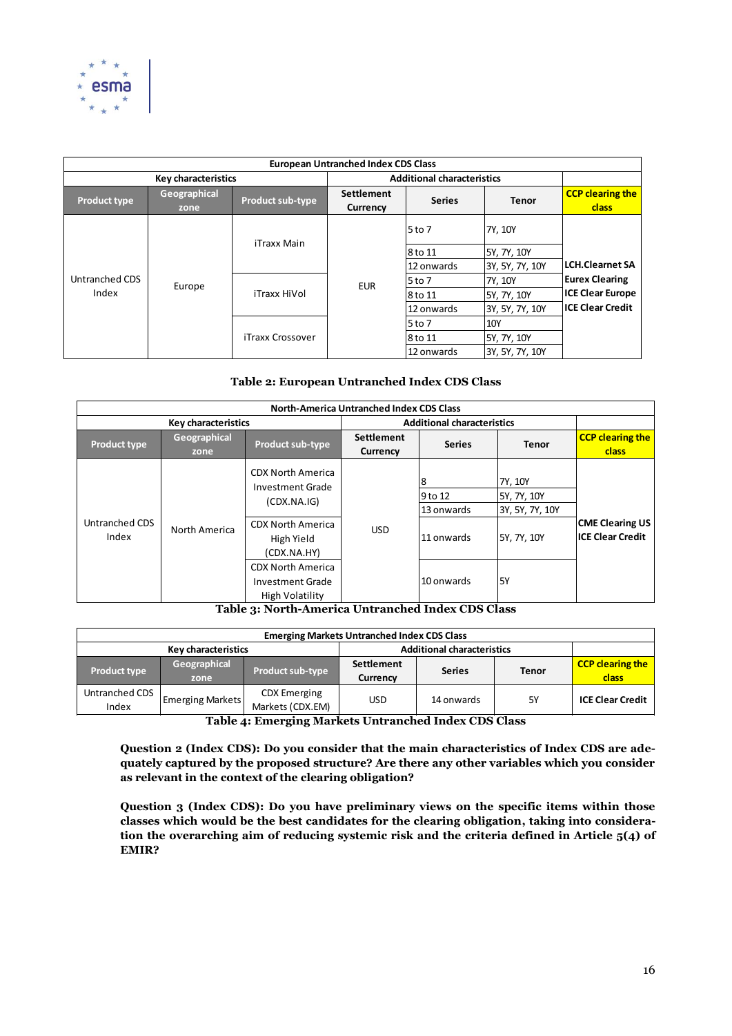| European Untranched Index CDS Class | | | | | | |
|---|---|---|---|---|---|---|
| Key characteristics | | | Additional characteristics | | | |
| Product type | Geographical zone | Product sub-type | Settlement Currency | Series | Tenor | CCP clearing the class |
| Untranched CDS Index | Europe | iTraxx Main | EUR | 5 to 7 | 7Y, 10Y | LCH.Clearnet SA<br>Eurex Clearing<br>ICE Clear Europe<br>ICE Clear Credit |
| | | | | 8 to 11 | 5Y, 7Y, 10Y | |
| | | | | 12 onwards | 3Y, 5Y, 7Y, 10Y | |
| | | iTraxx HiVol | | 5 to 7 | 7Y, 10Y | |
| | | | | 8 to 11 | 5Y, 7Y, 10Y | |
| | | | | 12 onwards | 3Y, 5Y, 7Y, 10Y | |
| | | iTraxx Crossover | | 5 to 7 | 10Y | |
| | | | | 8 to 11 | 5Y, 7Y, 10Y | |
| | | | | 12 onwards | 3Y, 5Y, 7Y, 10Y | |

**Table 2: European Untranched Index CDS Class**

| North-America Untranched Index CDS Class | | | | | | |
|---|---|---|---|---|---|---|
| Key characteristics | | | Additional characteristics | | | |
| Product type | Geographical zone | Product sub-type | Settlement Currency | Series | Tenor | CCP clearing the class |
| Untranched CDS Index | North America | CDX North America Investment Grade (CDX.NA.IG) | USD | 8 | 7Y, 10Y | CME Clearing US<br>ICE Clear Credit |
| | | | | 9 to 12 | 5Y, 7Y, 10Y | |
| | | | | 13 onwards | 3Y, 5Y, 7Y, 10Y | |
| | | CDX North America High Yield (CDX.NA.HY) | | 11 onwards | 5Y, 7Y, 10Y | |
| | | CDX North America Investment Grade High Volatility | | 10 onwards | 5Y | |

**Table 3: North-America Untranched Index CDS Class**

| Emerging Markets Untranched Index CDS Class | | | | | | |
|---|---|---|---|---|---|---|
| Key characteristics | | | Additional characteristics | | | |
| Product type | Geographical zone | Product sub-type | Settlement Currency | Series | Tenor | CCP clearing the class |
| Untranched CDS Index | Emerging Markets | CDX Emerging Markets (CDX.EM) | USD | 14 onwards | 5Y | ICE Clear Credit |

**Table 4: Emerging Markets Untranched Index CDS Class**

**Question 2 (Index CDS): Do you consider that the main characteristics of Index CDS are adequately captured by the proposed structure? Are there any other variables which you consider as relevant in the context of the clearing obligation?**

**Question 3 (Index CDS): Do you have preliminary views on the specific items within those classes which would be the best candidates for the clearing obligation, taking into consideration the overarching aim of reducing systemic risk and the criteria defined in Article 5(4) of EMIR?**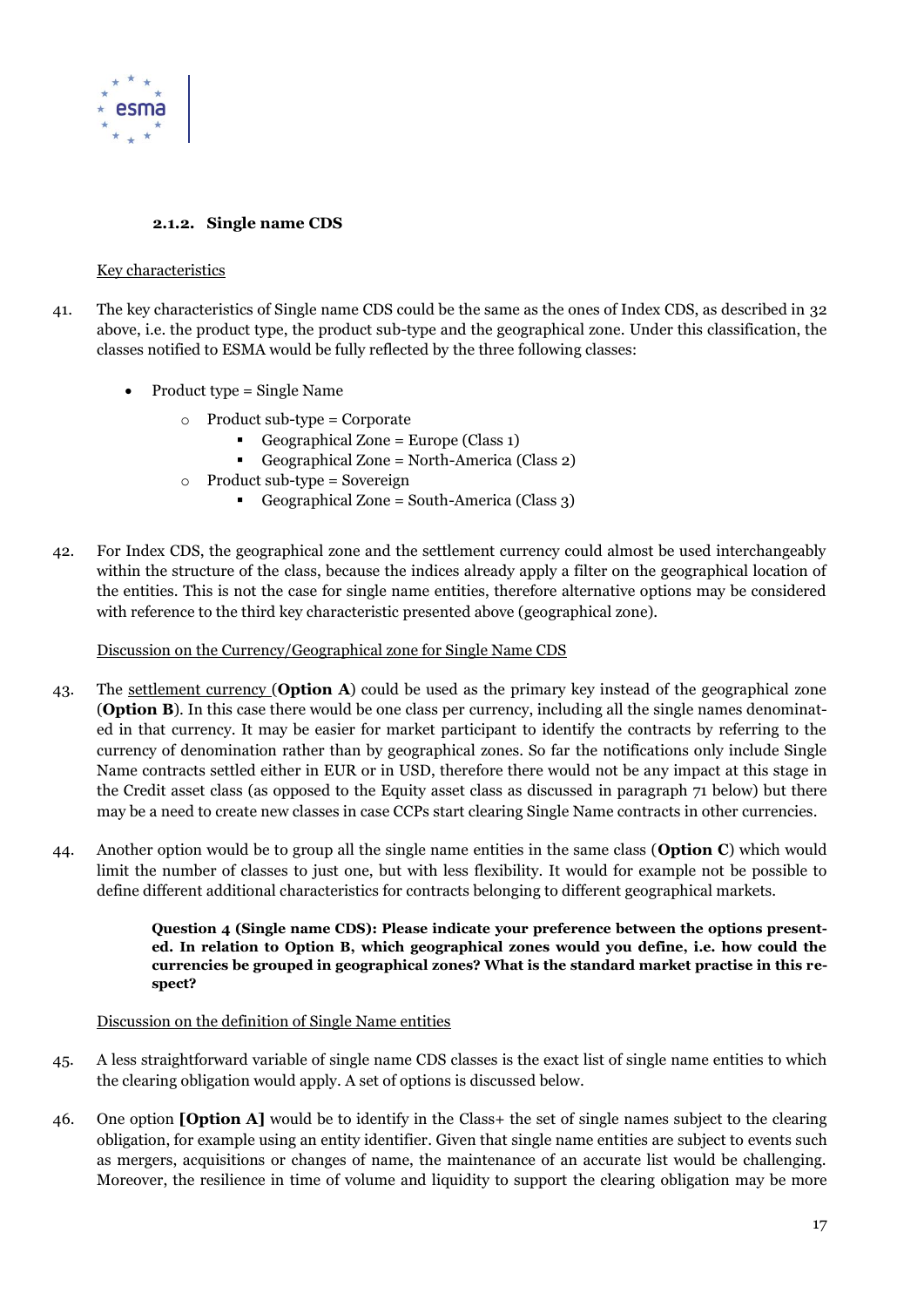### 2.1.2. Single name CDS

Key characteristics

41. The key characteristics of Single name CDS could be the same as the ones of Index CDS, as described in 32 above, i.e. the product type, the product sub-type and the geographical zone. Under this classification, the classes notified to ESMA would be fully reflected by the three following classes:

- Product type = Single Name
  - Product sub-type = Corporate
    - Geographical Zone = Europe (Class 1)
    - Geographical Zone = North-America (Class 2)
  - Product sub-type = Sovereign
    - Geographical Zone = South-America (Class 3)

42. For Index CDS, the geographical zone and the settlement currency could almost be used interchangeably within the structure of the class, because the indices already apply a filter on the geographical location of the entities. This is not the case for single name entities, therefore alternative options may be considered with reference to the third key characteristic presented above (geographical zone).

Discussion on the Currency/Geographical zone for Single Name CDS

43. The settlement currency (**Option A**) could be used as the primary key instead of the geographical zone (**Option B**). In this case there would be one class per currency, including all the single names denominated in that currency. It may be easier for market participant to identify the contracts by referring to the currency of denomination rather than by geographical zones. So far the notifications only include Single Name contracts settled either in EUR or in USD, therefore there would not be any impact at this stage in the Credit asset class (as opposed to the Equity asset class as discussed in paragraph 71 below) but there may be a need to create new classes in case CCPs start clearing Single Name contracts in other currencies.

44. Another option would be to group all the single name entities in the same class (**Option C**) which would limit the number of classes to just one, but with less flexibility. It would for example not be possible to define different additional characteristics for contracts belonging to different geographical markets.

> **Question 4 (Single name CDS): Please indicate your preference between the options presented. In relation to Option B, which geographical zones would you define, i.e. how could the currencies be grouped in geographical zones? What is the standard market practise in this respect?**

Discussion on the definition of Single Name entities

45. A less straightforward variable of single name CDS classes is the exact list of single name entities to which the clearing obligation would apply. A set of options is discussed below.

46. One option **[Option A]** would be to identify in the Class+ the set of single names subject to the clearing obligation, for example using an entity identifier. Given that single name entities are subject to events such as mergers, acquisitions or changes of name, the maintenance of an accurate list would be challenging. Moreover, the resilience in time of volume and liquidity to support the clearing obligation may be more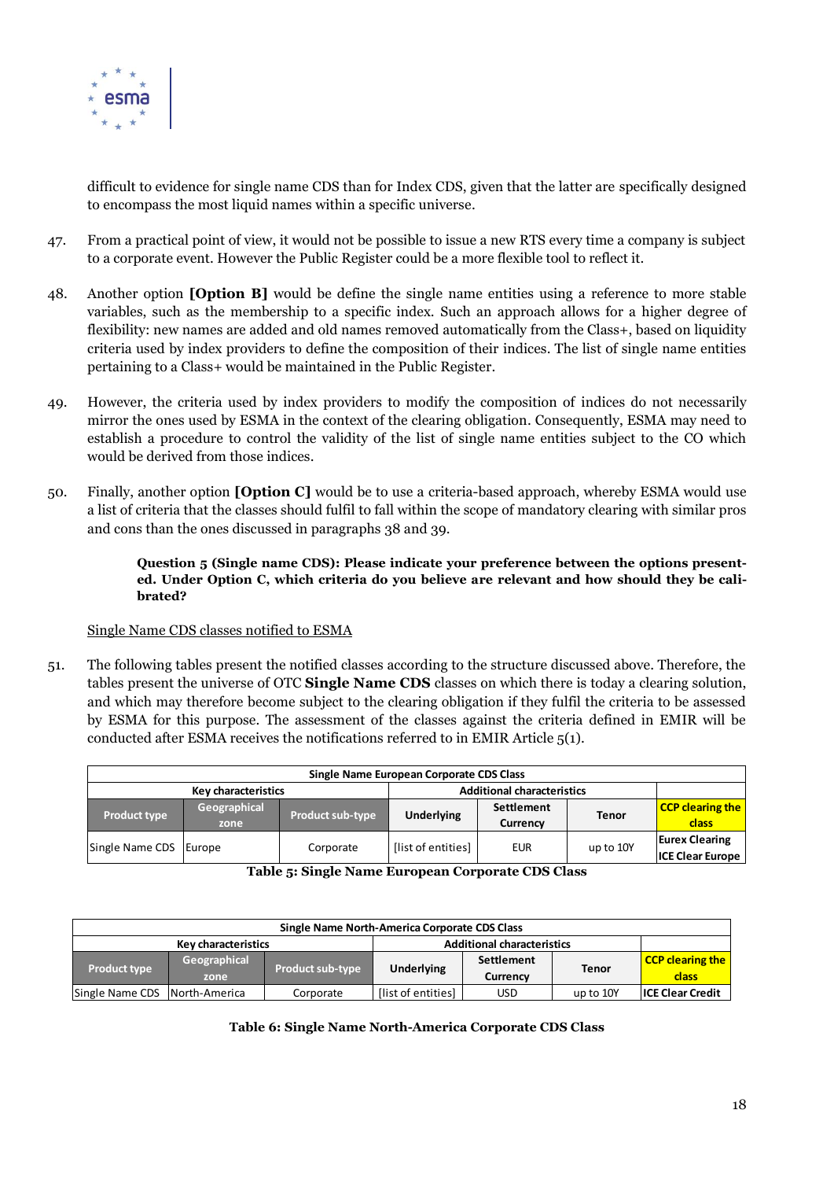difficult to evidence for single name CDS than for Index CDS, given that the latter are specifically designed to encompass the most liquid names within a specific universe.

47. From a practical point of view, it would not be possible to issue a new RTS every time a company is subject to a corporate event. However the Public Register could be a more flexible tool to reflect it.

48. Another option **[Option B]** would be define the single name entities using a reference to more stable variables, such as the membership to a specific index. Such an approach allows for a higher degree of flexibility: new names are added and old names removed automatically from the Class+, based on liquidity criteria used by index providers to define the composition of their indices. The list of single name entities pertaining to a Class+ would be maintained in the Public Register.

49. However, the criteria used by index providers to modify the composition of indices do not necessarily mirror the ones used by ESMA in the context of the clearing obligation. Consequently, ESMA may need to establish a procedure to control the validity of the list of single name entities subject to the CO which would be derived from those indices.

50. Finally, another option **[Option C]** would be to use a criteria-based approach, whereby ESMA would use a list of criteria that the classes should fulfil to fall within the scope of mandatory clearing with similar pros and cons than the ones discussed in paragraphs 38 and 39.

> **Question 5 (Single name CDS): Please indicate your preference between the options presented. Under Option C, which criteria do you believe are relevant and how should they be calibrated?**

<u>Single Name CDS classes notified to ESMA</u>

51. The following tables present the notified classes according to the structure discussed above. Therefore, the tables present the universe of OTC **Single Name CDS** classes on which there is today a clearing solution, and which may therefore become subject to the clearing obligation if they fulfil the criteria to be assessed by ESMA for this purpose. The assessment of the classes against the criteria defined in EMIR will be conducted after ESMA receives the notifications referred to in EMIR Article 5(1).

| Single Name European Corporate CDS Class | | | | | | |
|---|---|---|---|---|---|---|
| Key characteristics | | | Additional characteristics | | | |
| Product type | Geographical zone | Product sub-type | Underlying | Settlement Currency | Tenor | CCP clearing the class |
| Single Name CDS | Europe | Corporate | [list of entities] | EUR | up to 10Y | Eurex Clearing<br>ICE Clear Europe |

**Table 5: Single Name European Corporate CDS Class**

| Single Name North-America Corporate CDS Class | | | | | | |
|---|---|---|---|---|---|---|
| Key characteristics | | | Additional characteristics | | | |
| Product type | Geographical zone | Product sub-type | Underlying | Settlement Currency | Tenor | CCP clearing the class |
| Single Name CDS | North-America | Corporate | [list of entities] | USD | up to 10Y | ICE Clear Credit |

**Table 6: Single Name North-America Corporate CDS Class**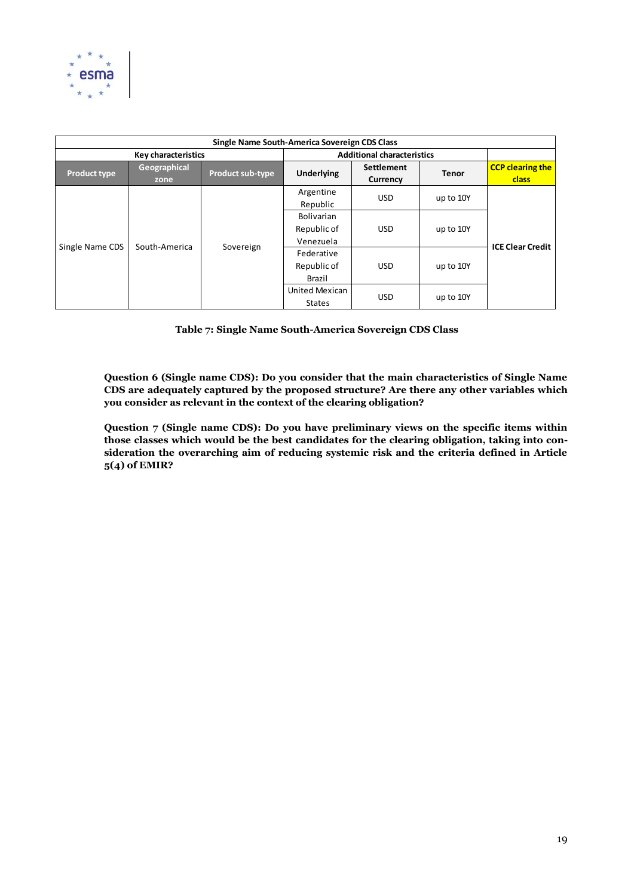| Single Name South-America Sovereign CDS Class | | | | | | |
|---|---|---|---|---|---|---|
| Key characteristics | | | Additional characteristics | | | |
| Product type | Geographical zone | Product sub-type | Underlying | Settlement Currency | Tenor | CCP clearing the class |
| Single Name CDS | South-America | Sovereign | Argentine Republic | USD | up to 10Y | ICE Clear Credit |
| | | | Bolivarian Republic of Venezuela | USD | up to 10Y | |
| | | | Federative Republic of Brazil | USD | up to 10Y | |
| | | | United Mexican States | USD | up to 10Y | |

**Table 7: Single Name South-America Sovereign CDS Class**

**Question 6 (Single name CDS): Do you consider that the main characteristics of Single Name CDS are adequately captured by the proposed structure? Are there any other variables which you consider as relevant in the context of the clearing obligation?**

**Question 7 (Single name CDS): Do you have preliminary views on the specific items within those classes which would be the best candidates for the clearing obligation, taking into consideration the overarching aim of reducing systemic risk and the criteria defined in Article 5(4) of EMIR?**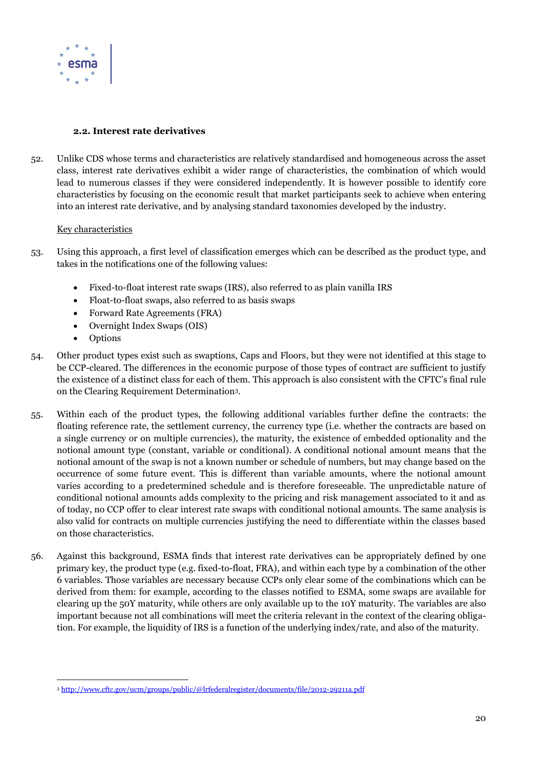### 2.2. Interest rate derivatives

52. Unlike CDS whose terms and characteristics are relatively standardised and homogeneous across the asset class, interest rate derivatives exhibit a wider range of characteristics, the combination of which would lead to numerous classes if they were considered independently. It is however possible to identify core characteristics by focusing on the economic result that market participants seek to achieve when entering into an interest rate derivative, and by analysing standard taxonomies developed by the industry.

Key characteristics

53. Using this approach, a first level of classification emerges which can be described as the product type, and takes in the notifications one of the following values:

    - Fixed-to-float interest rate swaps (IRS), also referred to as plain vanilla IRS
    - Float-to-float swaps, also referred to as basis swaps
    - Forward Rate Agreements (FRA)
    - Overnight Index Swaps (OIS)
    - Options

54. Other product types exist such as swaptions, Caps and Floors, but they were not identified at this stage to be CCP-cleared. The differences in the economic purpose of those types of contract are sufficient to justify the existence of a distinct class for each of them. This approach is also consistent with the CFTC's final rule on the Clearing Requirement Determination[3].

55. Within each of the product types, the following additional variables further define the contracts: the floating reference rate, the settlement currency, the currency type (i.e. whether the contracts are based on a single currency or on multiple currencies), the maturity, the existence of embedded optionality and the notional amount type (constant, variable or conditional). A conditional notional amount means that the notional amount of the swap is not a known number or schedule of numbers, but may change based on the occurrence of some future event. This is different than variable amounts, where the notional amount varies according to a predetermined schedule and is therefore foreseeable. The unpredictable nature of conditional notional amounts adds complexity to the pricing and risk management associated to it and as of today, no CCP offer to clear interest rate swaps with conditional notional amounts. The same analysis is also valid for contracts on multiple currencies justifying the need to differentiate within the classes based on those characteristics.

56. Against this background, ESMA finds that interest rate derivatives can be appropriately defined by one primary key, the product type (e.g. fixed-to-float, FRA), and within each type by a combination of the other 6 variables. Those variables are necessary because CCPs only clear some of the combinations which can be derived from them: for example, according to the classes notified to ESMA, some swaps are available for clearing up the 50Y maturity, while others are only available up to the 10Y maturity. The variables are also important because not all combinations will meet the criteria relevant in the context of the clearing obligation. For example, the liquidity of IRS is a function of the underlying index/rate, and also of the maturity.

[3] http://www.cftc.gov/ucm/groups/public/@lrfederalregister/documents/file/2012-29211a.pdf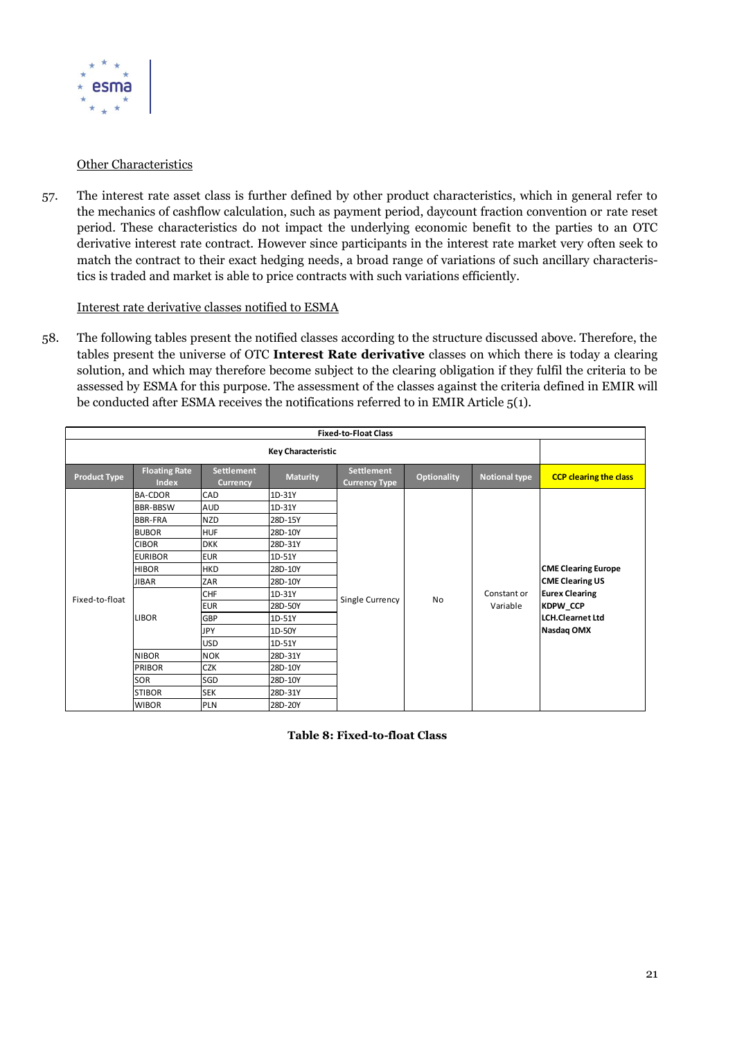Other Characteristics

57. The interest rate asset class is further defined by other product characteristics, which in general refer to the mechanics of cashflow calculation, such as payment period, daycount fraction convention or rate reset period. These characteristics do not impact the underlying economic benefit to the parties to an OTC derivative interest rate contract. However since participants in the interest rate market very often seek to match the contract to their exact hedging needs, a broad range of variations of such ancillary characteristics is traded and market is able to price contracts with such variations efficiently.

Interest rate derivative classes notified to ESMA

58. The following tables present the notified classes according to the structure discussed above. Therefore, the tables present the universe of OTC **Interest Rate derivative** classes on which there is today a clearing solution, and which may therefore become subject to the clearing obligation if they fulfil the criteria to be assessed by ESMA for this purpose. The assessment of the classes against the criteria defined in EMIR will be conducted after ESMA receives the notifications referred to in EMIR Article 5(1).

| Fixed-to-Float Class | | | | | | | |
|---|---|---|---|---|---|---|---|
| Key Characteristic | | | | | | | |
| Product Type | Floating Rate Index | Settlement Currency | Maturity | Settlement Currency Type | Optionality | Notional type | CCP clearing the class |
| Fixed-to-float | BA-CDOR | CAD | 1D-31Y | Single Currency | No | Constant or Variable | CME Clearing Europe<br>CME Clearing US<br>Eurex Clearing<br>KDPW_CCP<br>LCH.Clearnet Ltd<br>Nasdaq OMX |
| | BBR-BBSW | AUD | 1D-31Y | | | | |
| | BBR-FRA | NZD | 28D-15Y | | | | |
| | BUBOR | HUF | 28D-10Y | | | | |
| | CIBOR | DKK | 28D-31Y | | | | |
| | EURIBOR | EUR | 1D-51Y | | | | |
| | HIBOR | HKD | 28D-10Y | | | | |
| | JIBAR | ZAR | 28D-10Y | | | | |
| | LIBOR | CHF | 1D-31Y | | | | |
| | | EUR | 28D-50Y | | | | |
| | | GBP | 1D-51Y | | | | |
| | | JPY | 1D-50Y | | | | |
| | | USD | 1D-51Y | | | | |
| | NIBOR | NOK | 28D-31Y | | | | |
| | PRIBOR | CZK | 28D-10Y | | | | |
| | SOR | SGD | 28D-10Y | | | | |
| | STIBOR | SEK | 28D-31Y | | | | |
| | WIBOR | PLN | 28D-20Y | | | | |

**Table 8: Fixed-to-float Class**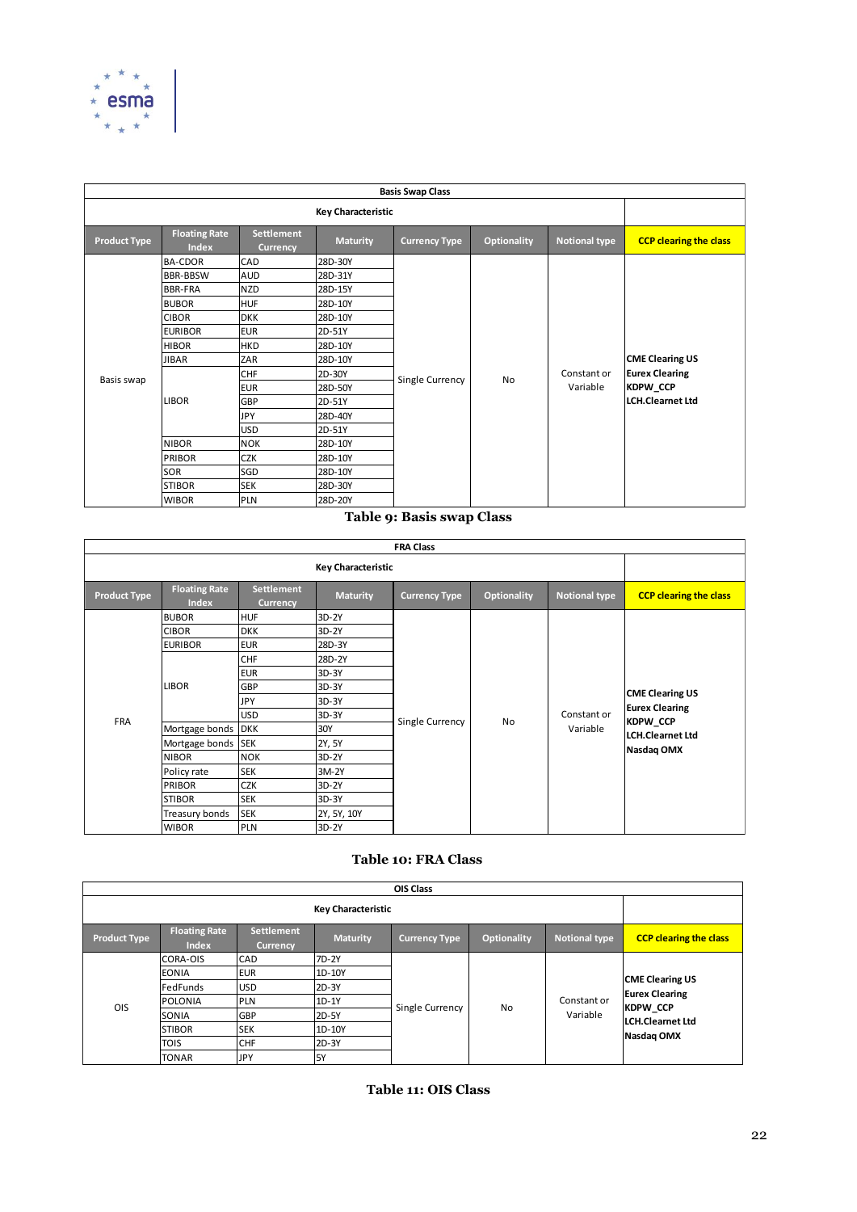| Basis Swap Class | | | | | | | |
|---|---|---|---|---|---|---|---|
| Key Characteristic | | | | | | | |
| **Product Type** | **Floating Rate Index** | **Settlement Currency** | **Maturity** | **Currency Type** | **Optionality** | **Notional type** | **CCP clearing the class** |
| Basis swap | BA-CDOR | CAD | 28D-30Y | Single Currency | No | Constant or Variable | **CME Clearing US Eurex Clearing KDPW_CCP LCH.Clearnet Ltd** |
| | BBR-BBSW | AUD | 28D-31Y | | | | |
| | BBR-FRA | NZD | 28D-15Y | | | | |
| | BUBOR | HUF | 28D-10Y | | | | |
| | CIBOR | DKK | 28D-10Y | | | | |
| | EURIBOR | EUR | 2D-51Y | | | | |
| | HIBOR | HKD | 28D-10Y | | | | |
| | JIBAR | ZAR | 28D-10Y | | | | |
| | LIBOR | CHF | 2D-30Y | | | | |
| | | EUR | 28D-50Y | | | | |
| | | GBP | 2D-51Y | | | | |
| | | JPY | 28D-40Y | | | | |
| | | USD | 2D-51Y | | | | |
| | NIBOR | NOK | 28D-10Y | | | | |
| | PRIBOR | CZK | 28D-10Y | | | | |
| | SOR | SGD | 28D-10Y | | | | |
| | STIBOR | SEK | 28D-30Y | | | | |
| | WIBOR | PLN | 28D-20Y | | | | |

**Table 9: Basis swap Class**

| FRA Class | | | | | | | |
|---|---|---|---|---|---|---|---|
| Key Characteristic | | | | | | | |
| **Product Type** | **Floating Rate Index** | **Settlement Currency** | **Maturity** | **Currency Type** | **Optionality** | **Notional type** | **CCP clearing the class** |
| FRA | BUBOR | HUF | 3D-2Y | Single Currency | No | Constant or Variable | **CME Clearing US Eurex Clearing KDPW_CCP LCH.Clearnet Ltd Nasdaq OMX** |
| | CIBOR | DKK | 3D-2Y | | | | |
| | EURIBOR | EUR | 28D-3Y | | | | |
| | LIBOR | CHF | 28D-2Y | | | | |
| | | EUR | 3D-3Y | | | | |
| | | GBP | 3D-3Y | | | | |
| | | JPY | 3D-3Y | | | | |
| | | USD | 3D-3Y | | | | |
| | Mortgage bonds | DKK | 30Y | | | | |
| | Mortgage bonds | SEK | 2Y, 5Y | | | | |
| | NIBOR | NOK | 3D-2Y | | | | |
| | Policy rate | SEK | 3M-2Y | | | | |
| | PRIBOR | CZK | 3D-2Y | | | | |
| | STIBOR | SEK | 3D-3Y | | | | |
| | Treasury bonds | SEK | 2Y, 5Y, 10Y | | | | |
| | WIBOR | PLN | 3D-2Y | | | | |

**Table 10: FRA Class**

| OIS Class | | | | | | | |
|---|---|---|---|---|---|---|---|
| Key Characteristic | | | | | | | |
| **Product Type** | **Floating Rate Index** | **Settlement Currency** | **Maturity** | **Currency Type** | **Optionality** | **Notional type** | **CCP clearing the class** |
| OIS | CORA-OIS | CAD | 7D-2Y | Single Currency | No | Constant or Variable | **CME Clearing US Eurex Clearing KDPW_CCP LCH.Clearnet Ltd Nasdaq OMX** |
| | EONIA | EUR | 1D-10Y | | | | |
| | FedFunds | USD | 2D-3Y | | | | |
| | POLONIA | PLN | 1D-1Y | | | | |
| | SONIA | GBP | 2D-5Y | | | | |
| | STIBOR | SEK | 1D-10Y | | | | |
| | TOIS | CHF | 2D-3Y | | | | |
| | TONAR | JPY | 5Y | | | | |

**Table 11: OIS Class**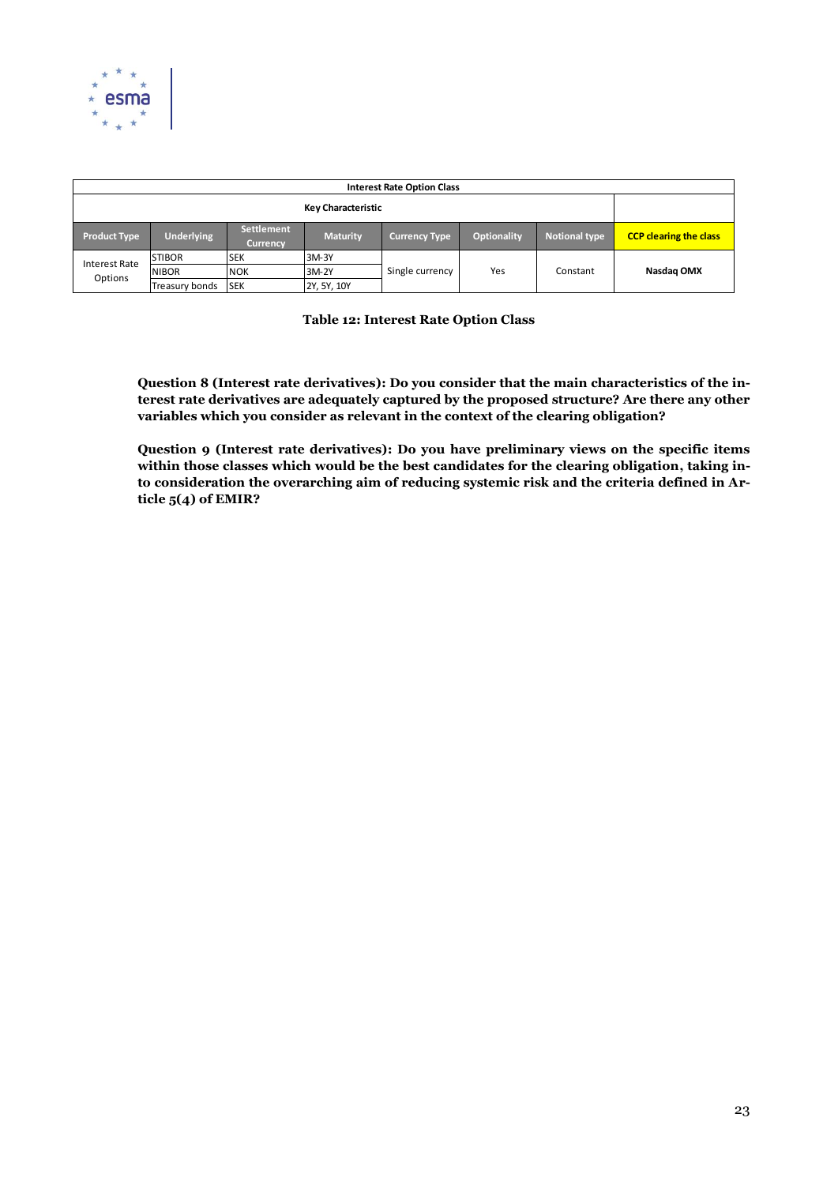| Interest Rate Option Class | | | | | | | |
|---|---|---|---|---|---|---|---|
| Key Characteristic | | | | | | | |
| Product Type | Underlying | Settlement Currency | Maturity | Currency Type | Optionality | Notional type | CCP clearing the class |
| Interest Rate Options | STIBOR | SEK | 3M-3Y | Single currency | Yes | Constant | **Nasdaq OMX** |
| | NIBOR | NOK | 3M-2Y | | | | |
| | Treasury bonds | SEK | 2Y, 5Y, 10Y | | | | |

**Table 12: Interest Rate Option Class**

**Question 8 (Interest rate derivatives): Do you consider that the main characteristics of the interest rate derivatives are adequately captured by the proposed structure? Are there any other variables which you consider as relevant in the context of the clearing obligation?**

**Question 9 (Interest rate derivatives): Do you have preliminary views on the specific items within those classes which would be the best candidates for the clearing obligation, taking into consideration the overarching aim of reducing systemic risk and the criteria defined in Article 5(4) of EMIR?**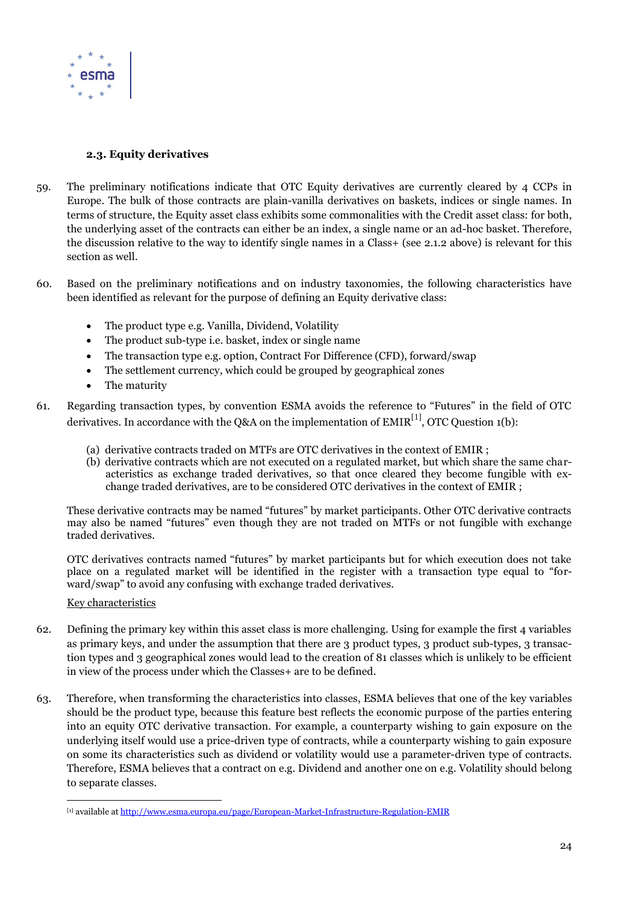### 2.3. Equity derivatives

59. The preliminary notifications indicate that OTC Equity derivatives are currently cleared by 4 CCPs in Europe. The bulk of those contracts are plain-vanilla derivatives on baskets, indices or single names. In terms of structure, the Equity asset class exhibits some commonalities with the Credit asset class: for both, the underlying asset of the contracts can either be an index, a single name or an ad-hoc basket. Therefore, the discussion relative to the way to identify single names in a Class+ (see 2.1.2 above) is relevant for this section as well.

60. Based on the preliminary notifications and on industry taxonomies, the following characteristics have been identified as relevant for the purpose of defining an Equity derivative class:

    - The product type e.g. Vanilla, Dividend, Volatility
    - The product sub-type i.e. basket, index or single name
    - The transaction type e.g. option, Contract For Difference (CFD), forward/swap
    - The settlement currency, which could be grouped by geographical zones
    - The maturity

61. Regarding transaction types, by convention ESMA avoids the reference to "Futures" in the field of OTC derivatives. In accordance with the Q&A on the implementation of EMIR[1], OTC Question 1(b):

    (a) derivative contracts traded on MTFs are OTC derivatives in the context of EMIR ;
    (b) derivative contracts which are not executed on a regulated market, but which share the same characteristics as exchange traded derivatives, so that once cleared they become fungible with exchange traded derivatives, are to be considered OTC derivatives in the context of EMIR ;

    These derivative contracts may be named "futures" by market participants. Other OTC derivative contracts may also be named "futures" even though they are not traded on MTFs or not fungible with exchange traded derivatives.

    OTC derivatives contracts named "futures" by market participants but for which execution does not take place on a regulated market will be identified in the register with a transaction type equal to "forward/swap" to avoid any confusing with exchange traded derivatives.

    Key characteristics

62. Defining the primary key within this asset class is more challenging. Using for example the first 4 variables as primary keys, and under the assumption that there are 3 product types, 3 product sub-types, 3 transaction types and 3 geographical zones would lead to the creation of 81 classes which is unlikely to be efficient in view of the process under which the Classes+ are to be defined.

63. Therefore, when transforming the characteristics into classes, ESMA believes that one of the key variables should be the product type, because this feature best reflects the economic purpose of the parties entering into an equity OTC derivative transaction. For example, a counterparty wishing to gain exposure on the underlying itself would use a price-driven type of contracts, while a counterparty wishing to gain exposure on some its characteristics such as dividend or volatility would use a parameter-driven type of contracts. Therefore, ESMA believes that a contract on e.g. Dividend and another one on e.g. Volatility should belong to separate classes.

[1] available at http://www.esma.europa.eu/page/European-Market-Infrastructure-Regulation-EMIR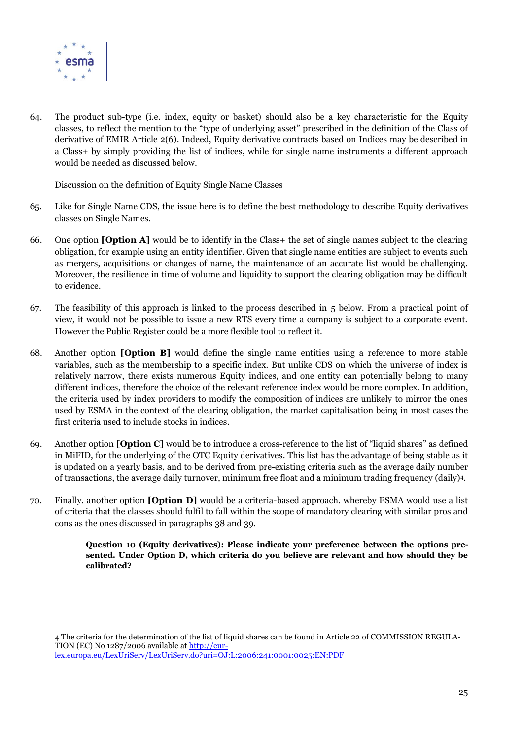64. The product sub-type (i.e. index, equity or basket) should also be a key characteristic for the Equity classes, to reflect the mention to the "type of underlying asset" prescribed in the definition of the Class of derivative of EMIR Article 2(6). Indeed, Equity derivative contracts based on Indices may be described in a Class+ by simply providing the list of indices, while for single name instruments a different approach would be needed as discussed below.

Discussion on the definition of Equity Single Name Classes

65. Like for Single Name CDS, the issue here is to define the best methodology to describe Equity derivatives classes on Single Names.

66. One option **[Option A]** would be to identify in the Class+ the set of single names subject to the clearing obligation, for example using an entity identifier. Given that single name entities are subject to events such as mergers, acquisitions or changes of name, the maintenance of an accurate list would be challenging. Moreover, the resilience in time of volume and liquidity to support the clearing obligation may be difficult to evidence.

67. The feasibility of this approach is linked to the process described in 5 below. From a practical point of view, it would not be possible to issue a new RTS every time a company is subject to a corporate event. However the Public Register could be a more flexible tool to reflect it.

68. Another option **[Option B]** would define the single name entities using a reference to more stable variables, such as the membership to a specific index. But unlike CDS on which the universe of index is relatively narrow, there exists numerous Equity indices, and one entity can potentially belong to many different indices, therefore the choice of the relevant reference index would be more complex. In addition, the criteria used by index providers to modify the composition of indices are unlikely to mirror the ones used by ESMA in the context of the clearing obligation, the market capitalisation being in most cases the first criteria used to include stocks in indices.

69. Another option **[Option C]** would be to introduce a cross-reference to the list of "liquid shares" as defined in MiFID, for the underlying of the OTC Equity derivatives. This list has the advantage of being stable as it is updated on a yearly basis, and to be derived from pre-existing criteria such as the average daily number of transactions, the average daily turnover, minimum free float and a minimum trading frequency (daily)[4].

70. Finally, another option **[Option D]** would be a criteria-based approach, whereby ESMA would use a list of criteria that the classes should fulfil to fall within the scope of mandatory clearing with similar pros and cons as the ones discussed in paragraphs 38 and 39.

> **Question 10 (Equity derivatives): Please indicate your preference between the options presented. Under Option D, which criteria do you believe are relevant and how should they be calibrated?**

---

4 The criteria for the determination of the list of liquid shares can be found in Article 22 of COMMISSION REGULATION (EC) No 1287/2006 available at http://eur-lex.europa.eu/LexUriServ/LexUriServ.do?uri=OJ:L:2006:241:0001:0025:EN:PDF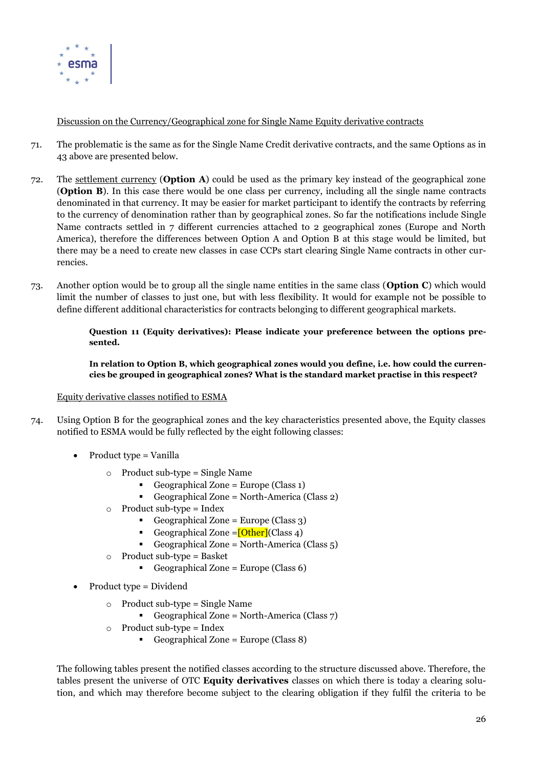Discussion on the Currency/Geographical zone for Single Name Equity derivative contracts

71. The problematic is the same as for the Single Name Credit derivative contracts, and the same Options as in 43 above are presented below.

72. The settlement currency (**Option A**) could be used as the primary key instead of the geographical zone (**Option B**). In this case there would be one class per currency, including all the single name contracts denominated in that currency. It may be easier for market participant to identify the contracts by referring to the currency of denomination rather than by geographical zones. So far the notifications include Single Name contracts settled in 7 different currencies attached to 2 geographical zones (Europe and North America), therefore the differences between Option A and Option B at this stage would be limited, but there may be a need to create new classes in case CCPs start clearing Single Name contracts in other currencies.

73. Another option would be to group all the single name entities in the same class (**Option C**) which would limit the number of classes to just one, but with less flexibility. It would for example not be possible to define different additional characteristics for contracts belonging to different geographical markets.

> **Question 11 (Equity derivatives): Please indicate your preference between the options presented.**
>
> **In relation to Option B, which geographical zones would you define, i.e. how could the currencies be grouped in geographical zones? What is the standard market practise in this respect?**

Equity derivative classes notified to ESMA

74. Using Option B for the geographical zones and the key characteristics presented above, the Equity classes notified to ESMA would be fully reflected by the eight following classes:

- Product type = Vanilla
  - Product sub-type = Single Name
    - Geographical Zone = Europe (Class 1)
    - Geographical Zone = North-America (Class 2)
  - Product sub-type = Index
    - Geographical Zone = Europe (Class 3)
    - Geographical Zone = [Other] (Class 4)
    - Geographical Zone = North-America (Class 5)
  - Product sub-type = Basket
    - Geographical Zone = Europe (Class 6)
- Product type = Dividend
  - Product sub-type = Single Name
    - Geographical Zone = North-America (Class 7)
  - Product sub-type = Index
    - Geographical Zone = Europe (Class 8)

The following tables present the notified classes according to the structure discussed above. Therefore, the tables present the universe of OTC **Equity derivatives** classes on which there is today a clearing solution, and which may therefore become subject to the clearing obligation if they fulfil the criteria to be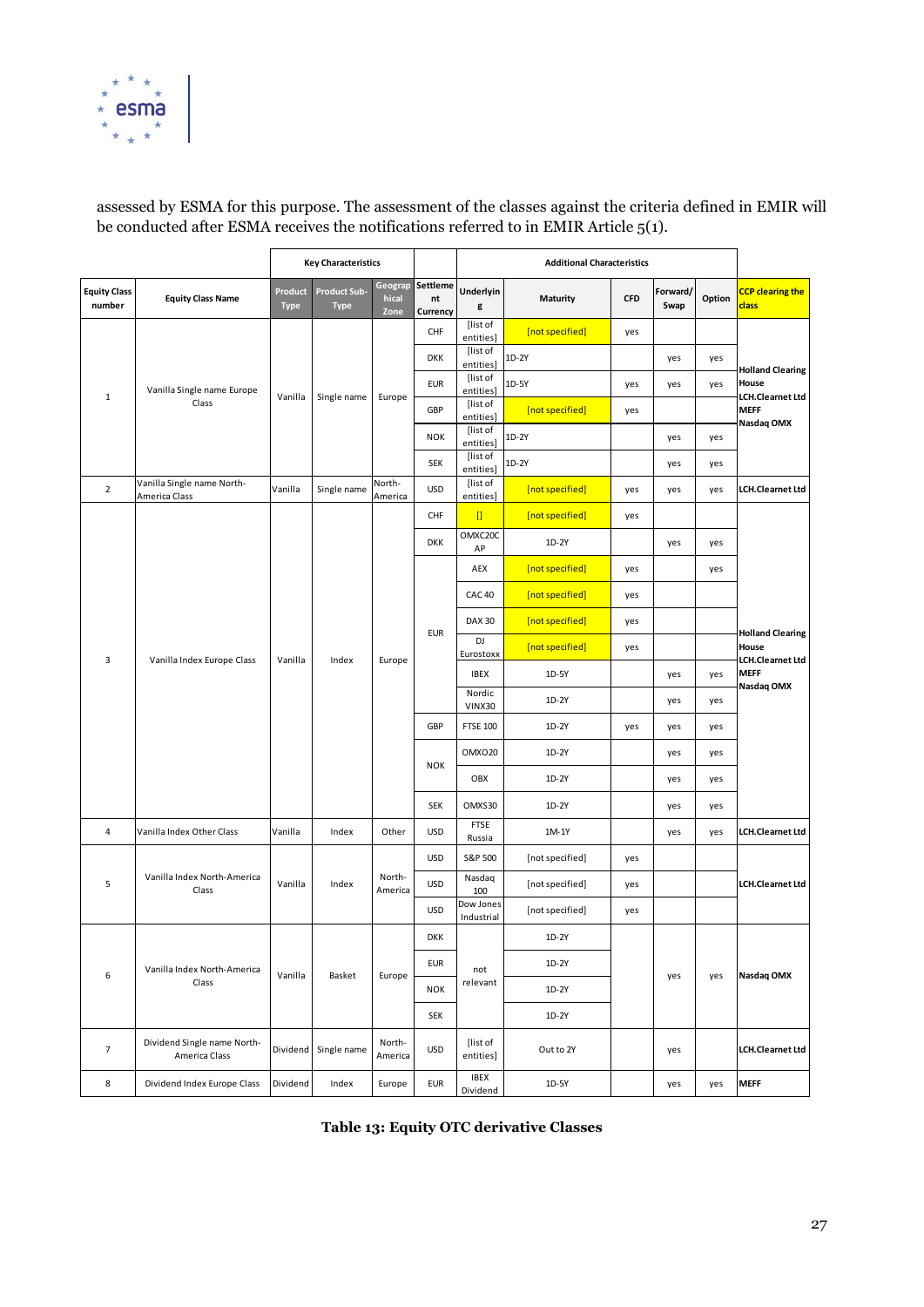assessed by ESMA for this purpose. The assessment of the classes against the criteria defined in EMIR will be conducted after ESMA receives the notifications referred to in EMIR Article 5(1).

| | | Key Characteristics | | | | Additional Characteristics | | | | | |
|---|---|---|---|---|---|---|---|---|---|---|---|
| **Equity Class number** | **Equity Class Name** | **Product Type** | **Product Sub-Type** | **Geographical Zone** | **Settlement Currency** | **Underlying** | **Maturity** | **CFD** | **Forward/ Swap** | **Option** | **CCP clearing the class** |
| 1 | Vanilla Single name Europe Class | Vanilla | Single name | Europe | CHF | [list of entities] | [not specified] | yes | | | Holland Clearing House LCH.Clearnet Ltd MEFF Nasdaq OMX |
| | | | | | DKK | [list of entities] | 1D-2Y | | yes | yes | |
| | | | | | EUR | [list of entities] | 1D-5Y | yes | yes | yes | |
| | | | | | GBP | [list of entities] | [not specified] | yes | | | |
| | | | | | NOK | [list of entities] | 1D-2Y | | yes | yes | |
| | | | | | SEK | [list of entities] | 1D-2Y | | yes | yes | |
| 2 | Vanilla Single name North-America Class | Vanilla | Single name | North-America | USD | [list of entities] | [not specified] | yes | yes | yes | LCH.Clearnet Ltd |
| 3 | Vanilla Index Europe Class | Vanilla | Index | Europe | CHF | [] | [not specified] | yes | | | Holland Clearing House LCH.Clearnet Ltd MEFF Nasdaq OMX |
| | | | | | DKK | OMXC20CAP | 1D-2Y | | yes | yes | |
| | | | | | EUR | AEX | [not specified] | yes | | yes | |
| | | | | | | CAC 40 | [not specified] | yes | | | |
| | | | | | | DAX 30 | [not specified] | yes | | | |
| | | | | | | DJ Eurostoxx | [not specified] | yes | | | |
| | | | | | | IBEX | 1D-5Y | | yes | yes | |
| | | | | | | Nordic VINX30 | 1D-2Y | | yes | yes | |
| | | | | | GBP | FTSE 100 | 1D-2Y | yes | yes | yes | |
| | | | | | NOK | OMXO20 | 1D-2Y | | yes | yes | |
| | | | | | | OBX | 1D-2Y | | yes | yes | |
| | | | | | SEK | OMXS30 | 1D-2Y | | yes | yes | |
| 4 | Vanilla Index Other Class | Vanilla | Index | Other | USD | FTSE Russia | 1M-1Y | | yes | yes | LCH.Clearnet Ltd |
| 5 | Vanilla Index North-America Class | Vanilla | Index | North-America | USD | S&P 500 | [not specified] | yes | | | LCH.Clearnet Ltd |
| | | | | | USD | Nasdaq 100 | [not specified] | yes | | | |
| | | | | | USD | Dow Jones Industrial | [not specified] | yes | | | |
| 6 | Vanilla Index North-America Class | Vanilla | Basket | Europe | DKK | not relevant | 1D-2Y | | yes | yes | Nasdaq OMX |
| | | | | | EUR | | 1D-2Y | | | | |
| | | | | | NOK | | 1D-2Y | | | | |
| | | | | | SEK | | 1D-2Y | | | | |
| 7 | Dividend Single name North-America Class | Dividend | Single name | North-America | USD | [list of entities] | Out to 2Y | | yes | | LCH.Clearnet Ltd |
| 8 | Dividend Index Europe Class | Dividend | Index | Europe | EUR | IBEX Dividend | 1D-5Y | | yes | yes | MEFF |

**Table 13: Equity OTC derivative Classes**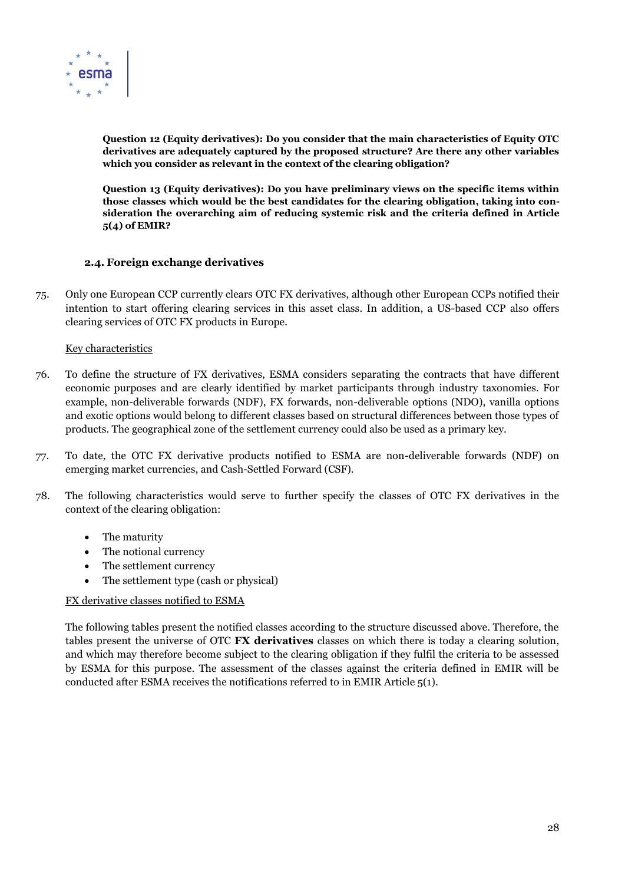**Question 12 (Equity derivatives): Do you consider that the main characteristics of Equity OTC derivatives are adequately captured by the proposed structure? Are there any other variables which you consider as relevant in the context of the clearing obligation?**

**Question 13 (Equity derivatives): Do you have preliminary views on the specific items within those classes which would be the best candidates for the clearing obligation, taking into consideration the overarching aim of reducing systemic risk and the criteria defined in Article 5(4) of EMIR?**

### 2.4. Foreign exchange derivatives

75. Only one European CCP currently clears OTC FX derivatives, although other European CCPs notified their intention to start offering clearing services in this asset class. In addition, a US-based CCP also offers clearing services of OTC FX products in Europe.

Key characteristics

76. To define the structure of FX derivatives, ESMA considers separating the contracts that have different economic purposes and are clearly identified by market participants through industry taxonomies. For example, non-deliverable forwards (NDF), FX forwards, non-deliverable options (NDO), vanilla options and exotic options would belong to different classes based on structural differences between those types of products. The geographical zone of the settlement currency could also be used as a primary key.

77. To date, the OTC FX derivative products notified to ESMA are non-deliverable forwards (NDF) on emerging market currencies, and Cash-Settled Forward (CSF).

78. The following characteristics would serve to further specify the classes of OTC FX derivatives in the context of the clearing obligation:

- The maturity
- The notional currency
- The settlement currency
- The settlement type (cash or physical)

FX derivative classes notified to ESMA

The following tables present the notified classes according to the structure discussed above. Therefore, the tables present the universe of OTC **FX derivatives** classes on which there is today a clearing solution, and which may therefore become subject to the clearing obligation if they fulfil the criteria to be assessed by ESMA for this purpose. The assessment of the classes against the criteria defined in EMIR will be conducted after ESMA receives the notifications referred to in EMIR Article 5(1).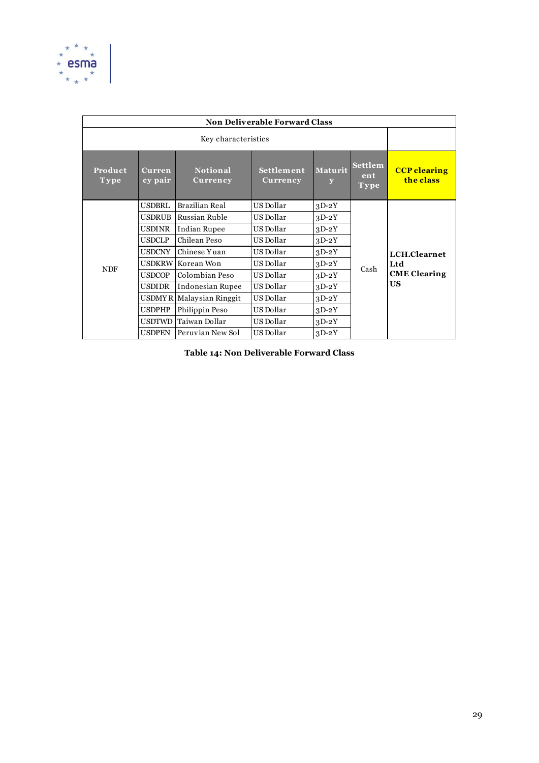| Non Deliverable Forward Class | | | | | | |
|---|---|---|---|---|---|---|
| Key characteristics | | | | | | |
| **Product Type** | **Currency pair** | **Notional Currency** | **Settlement Currency** | **Maturity** | **Settlement Type** | **CCP clearing the class** |
| NDF | USDBRL | Brazilian Real | US Dollar | 3D-2Y | Cash | **LCH.Clearnet Ltd**<br>**CME Clearing US** |
| | USDRUB | Russian Ruble | US Dollar | 3D-2Y | | |
| | USDINR | Indian Rupee | US Dollar | 3D-2Y | | |
| | USDCLP | Chilean Peso | US Dollar | 3D-2Y | | |
| | USDCNY | Chinese Yuan | US Dollar | 3D-2Y | | |
| | USDKRW | Korean Won | US Dollar | 3D-2Y | | |
| | USDCOP | Colombian Peso | US Dollar | 3D-2Y | | |
| | USDIDR | Indonesian Rupee | US Dollar | 3D-2Y | | |
| | USDMYR | Malaysian Ringgit | US Dollar | 3D-2Y | | |
| | USDPHP | Philippin Peso | US Dollar | 3D-2Y | | |
| | USDTWD | Taiwan Dollar | US Dollar | 3D-2Y | | |
| | USDPEN | Peruvian New Sol | US Dollar | 3D-2Y | | |

**Table 14: Non Deliverable Forward Class**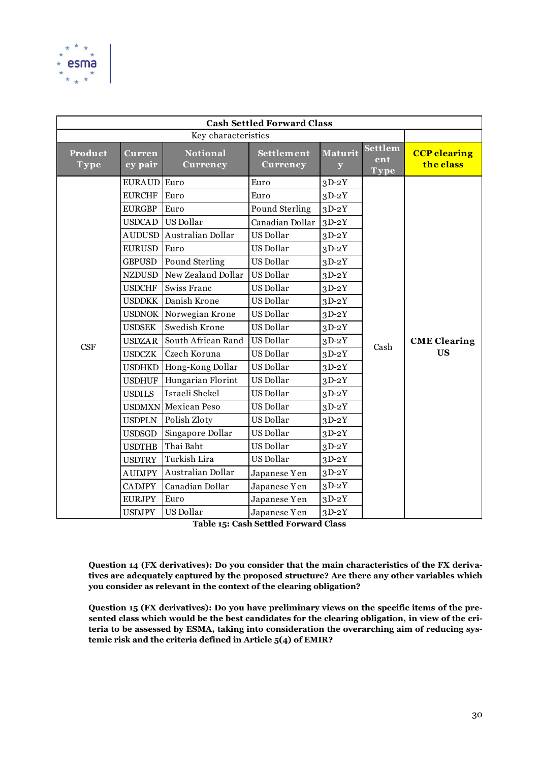| Cash Settled Forward Class | | | | | | |
|---|---|---|---|---|---|---|
| Key characteristics | | | | | | |
| Product Type | Currency pair | Notional Currency | Settlement Currency | Maturity | Settlement Type | CCP clearing the class |
| CSF | EURAUD | Euro | Euro | 3D-2Y | Cash | CME Clearing US |
| | EURCHF | Euro | Euro | 3D-2Y | | |
| | EURGBP | Euro | Pound Sterling | 3D-2Y | | |
| | USDCAD | US Dollar | Canadian Dollar | 3D-2Y | | |
| | AUDUSD | Australian Dollar | US Dollar | 3D-2Y | | |
| | EURUSD | Euro | US Dollar | 3D-2Y | | |
| | GBPUSD | Pound Sterling | US Dollar | 3D-2Y | | |
| | NZDUSD | New Zealand Dollar | US Dollar | 3D-2Y | | |
| | USDCHF | Swiss Franc | US Dollar | 3D-2Y | | |
| | USDDKK | Danish Krone | US Dollar | 3D-2Y | | |
| | USDNOK | Norwegian Krone | US Dollar | 3D-2Y | | |
| | USDSEK | Swedish Krone | US Dollar | 3D-2Y | | |
| | USDZAR | South African Rand | US Dollar | 3D-2Y | | |
| | USDCZK | Czech Koruna | US Dollar | 3D-2Y | | |
| | USDHKD | Hong-Kong Dollar | US Dollar | 3D-2Y | | |
| | USDHUF | Hungarian Florint | US Dollar | 3D-2Y | | |
| | USDILS | Israeli Shekel | US Dollar | 3D-2Y | | |
| | USDMXN | Mexican Peso | US Dollar | 3D-2Y | | |
| | USDPLN | Polish Zloty | US Dollar | 3D-2Y | | |
| | USDSGD | Singapore Dollar | US Dollar | 3D-2Y | | |
| | USDTHB | Thai Baht | US Dollar | 3D-2Y | | |
| | USDTRY | Turkish Lira | US Dollar | 3D-2Y | | |
| | AUDJPY | Australian Dollar | Japanese Yen | 3D-2Y | | |
| | CADJPY | Canadian Dollar | Japanese Yen | 3D-2Y | | |
| | EURJPY | Euro | Japanese Yen | 3D-2Y | | |
| | USDJPY | US Dollar | Japanese Yen | 3D-2Y | | |

**Table 15: Cash Settled Forward Class**

**Question 14 (FX derivatives): Do you consider that the main characteristics of the FX derivatives are adequately captured by the proposed structure? Are there any other variables which you consider as relevant in the context of the clearing obligation?**

**Question 15 (FX derivatives): Do you have preliminary views on the specific items of the presented class which would be the best candidates for the clearing obligation, in view of the criteria to be assessed by ESMA, taking into consideration the overarching aim of reducing systemic risk and the criteria defined in Article 5(4) of EMIR?**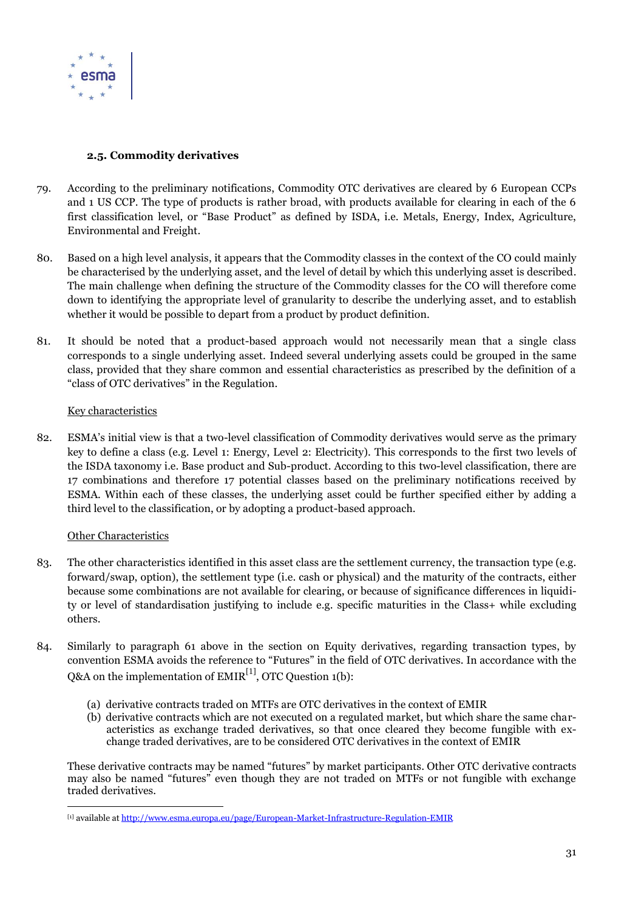### 2.5. Commodity derivatives

79. According to the preliminary notifications, Commodity OTC derivatives are cleared by 6 European CCPs and 1 US CCP. The type of products is rather broad, with products available for clearing in each of the 6 first classification level, or "Base Product" as defined by ISDA, i.e. Metals, Energy, Index, Agriculture, Environmental and Freight.

80. Based on a high level analysis, it appears that the Commodity classes in the context of the CO could mainly be characterised by the underlying asset, and the level of detail by which this underlying asset is described. The main challenge when defining the structure of the Commodity classes for the CO will therefore come down to identifying the appropriate level of granularity to describe the underlying asset, and to establish whether it would be possible to depart from a product by product definition.

81. It should be noted that a product-based approach would not necessarily mean that a single class corresponds to a single underlying asset. Indeed several underlying assets could be grouped in the same class, provided that they share common and essential characteristics as prescribed by the definition of a "class of OTC derivatives" in the Regulation.

Key characteristics

82. ESMA's initial view is that a two-level classification of Commodity derivatives would serve as the primary key to define a class (e.g. Level 1: Energy, Level 2: Electricity). This corresponds to the first two levels of the ISDA taxonomy i.e. Base product and Sub-product. According to this two-level classification, there are 17 combinations and therefore 17 potential classes based on the preliminary notifications received by ESMA. Within each of these classes, the underlying asset could be further specified either by adding a third level to the classification, or by adopting a product-based approach.

Other Characteristics

83. The other characteristics identified in this asset class are the settlement currency, the transaction type (e.g. forward/swap, option), the settlement type (i.e. cash or physical) and the maturity of the contracts, either because some combinations are not available for clearing, or because of significance differences in liquidity or level of standardisation justifying to include e.g. specific maturities in the Class+ while excluding others.

84. Similarly to paragraph 61 above in the section on Equity derivatives, regarding transaction types, by convention ESMA avoids the reference to "Futures" in the field of OTC derivatives. In accordance with the Q&A on the implementation of EMIR[1], OTC Question 1(b):

    (a) derivative contracts traded on MTFs are OTC derivatives in the context of EMIR
    (b) derivative contracts which are not executed on a regulated market, but which share the same characteristics as exchange traded derivatives, so that once cleared they become fungible with exchange traded derivatives, are to be considered OTC derivatives in the context of EMIR

These derivative contracts may be named "futures" by market participants. Other OTC derivative contracts may also be named "futures" even though they are not traded on MTFs or not fungible with exchange traded derivatives.

[1] available at http://www.esma.europa.eu/page/European-Market-Infrastructure-Regulation-EMIR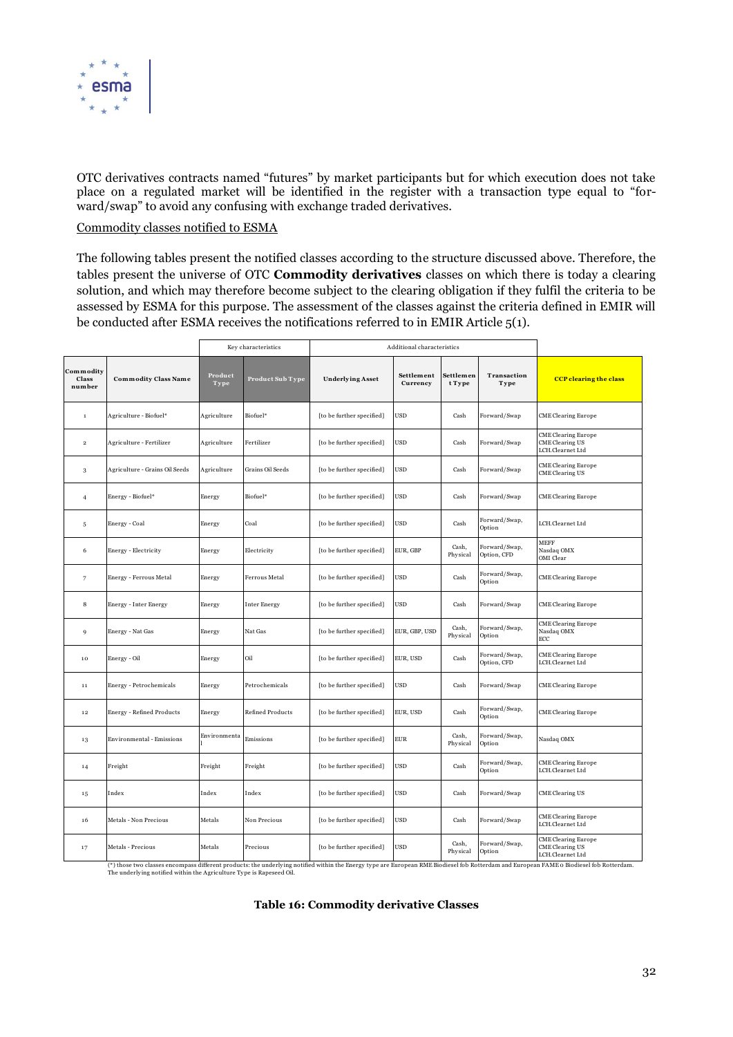OTC derivatives contracts named “futures” by market participants but for which execution does not take place on a regulated market will be identified in the register with a transaction type equal to “forward/swap” to avoid any confusing with exchange traded derivatives.

Commodity classes notified to ESMA

The following tables present the notified classes according to the structure discussed above. Therefore, the tables present the universe of OTC **Commodity derivatives** classes on which there is today a clearing solution, and which may therefore become subject to the clearing obligation if they fulfil the criteria to be assessed by ESMA for this purpose. The assessment of the classes against the criteria defined in EMIR will be conducted after ESMA receives the notifications referred to in EMIR Article 5(1).

| | | Key characteristics | | Additional characteristics | | | | |
|---|---|---|---|---|---|---|---|---|
| **Commodity Class number** | **Commodity Class Name** | **Product Type** | **Product Sub Type** | **Underlying Asset** | **Settlement Currency** | **Settlement Type** | **Transaction Type** | **CCP clearing the class** |
| 1 | Agriculture - Biofuel* | Agriculture | Biofuel* | [to be further specified] | USD | Cash | Forward/Swap | CME Clearing Europe |
| 2 | Agriculture - Fertilizer | Agriculture | Fertilizer | [to be further specified] | USD | Cash | Forward/Swap | CME Clearing Europe<br>CME Clearing US<br>LCH.Clearnet Ltd |
| 3 | Agriculture - Grains Oil Seeds | Agriculture | Grains Oil Seeds | [to be further specified] | USD | Cash | Forward/Swap | CME Clearing Europe<br>CME Clearing US |
| 4 | Energy - Biofuel* | Energy | Biofuel* | [to be further specified] | USD | Cash | Forward/Swap | CME Clearing Europe |
| 5 | Energy - Coal | Energy | Coal | [to be further specified] | USD | Cash | Forward/Swap, Option | LCH.Clearnet Ltd |
| 6 | Energy - Electricity | Energy | Electricity | [to be further specified] | EUR, GBP | Cash, Physical | Forward/Swap, Option, CFD | MEFF<br>Nasdaq OMX<br>OMI Clear |
| 7 | Energy - Ferrous Metal | Energy | Ferrous Metal | [to be further specified] | USD | Cash | Forward/Swap, Option | CME Clearing Europe |
| 8 | Energy - Inter Energy | Energy | Inter Energy | [to be further specified] | USD | Cash | Forward/Swap | CME Clearing Europe |
| 9 | Energy - Nat Gas | Energy | Nat Gas | [to be further specified] | EUR, GBP, USD | Cash, Physical | Forward/Swap, Option | CME Clearing Europe<br>Nasdaq OMX<br>ECC |
| 10 | Energy - Oil | Energy | Oil | [to be further specified] | EUR, USD | Cash | Forward/Swap, Option, CFD | CME Clearing Europe<br>LCH.Clearnet Ltd |
| 11 | Energy - Petrochemicals | Energy | Petrochemicals | [to be further specified] | USD | Cash | Forward/Swap | CME Clearing Europe |
| 12 | Energy - Refined Products | Energy | Refined Products | [to be further specified] | EUR, USD | Cash | Forward/Swap, Option | CME Clearing Europe |
| 13 | Environmental - Emissions | Environmental | Emissions | [to be further specified] | EUR | Cash, Physical | Forward/Swap, Option | Nasdaq OMX |
| 14 | Freight | Freight | Freight | [to be further specified] | USD | Cash | Forward/Swap, Option | CME Clearing Europe<br>LCH.Clearnet Ltd |
| 15 | Index | Index | Index | [to be further specified] | USD | Cash | Forward/Swap | CME Clearing US |
| 16 | Metals - Non Precious | Metals | Non Precious | [to be further specified] | USD | Cash | Forward/Swap | CME Clearing Europe<br>LCH.Clearnet Ltd |
| 17 | Metals - Precious | Metals | Precious | [to be further specified] | USD | Cash, Physical | Forward/Swap, Option | CME Clearing Europe<br>CME Clearing US<br>LCH.Clearnet Ltd |

(*) those two classes encompass different products: the underlying notified within the Energy type are European RME Biodiesel fob Rotterdam and European FAME 0 Biodiesel fob Rotterdam. The underlying notified within the Agriculture Type is Rapeseed Oil.

**Table 16: Commodity derivative Classes**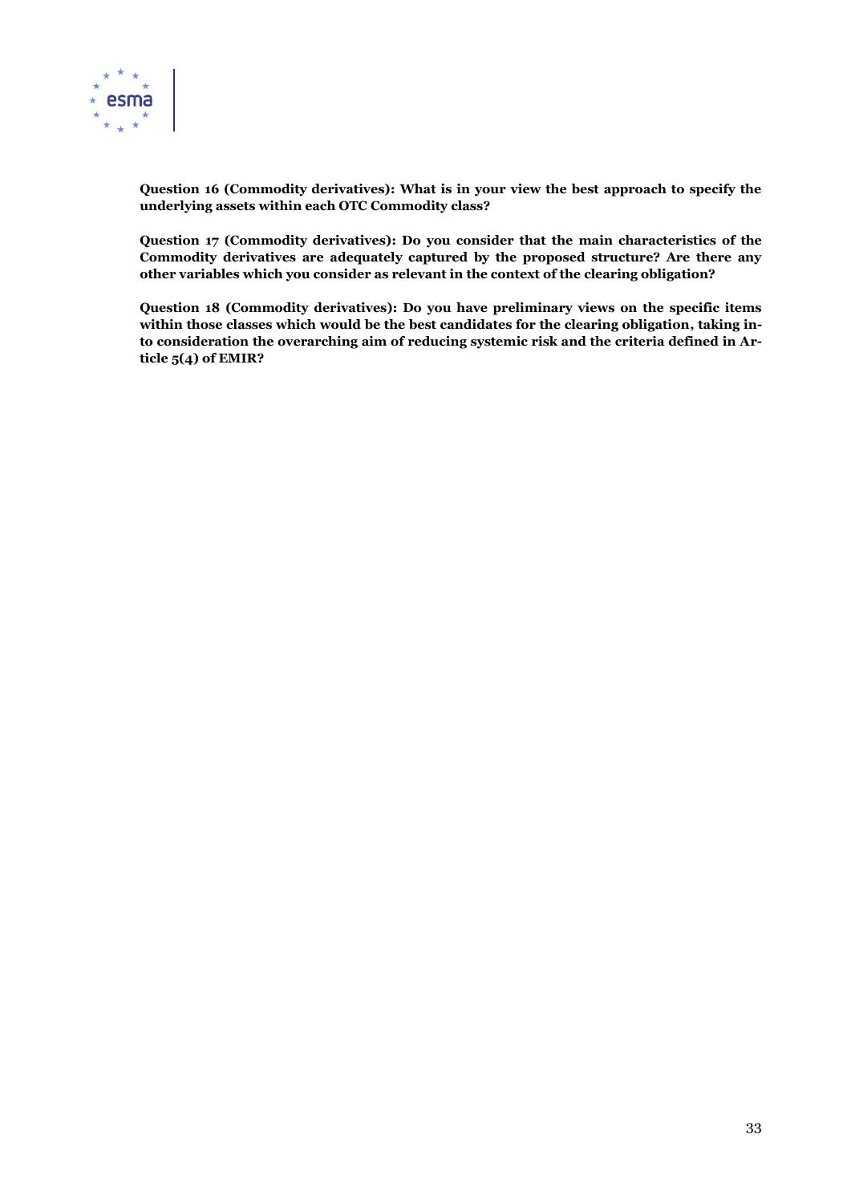**Question 16 (Commodity derivatives): What is in your view the best approach to specify the underlying assets within each OTC Commodity class?**

**Question 17 (Commodity derivatives): Do you consider that the main characteristics of the Commodity derivatives are adequately captured by the proposed structure? Are there any other variables which you consider as relevant in the context of the clearing obligation?**

**Question 18 (Commodity derivatives): Do you have preliminary views on the specific items within those classes which would be the best candidates for the clearing obligation, taking into consideration the overarching aim of reducing systemic risk and the criteria defined in Article 5(4) of EMIR?**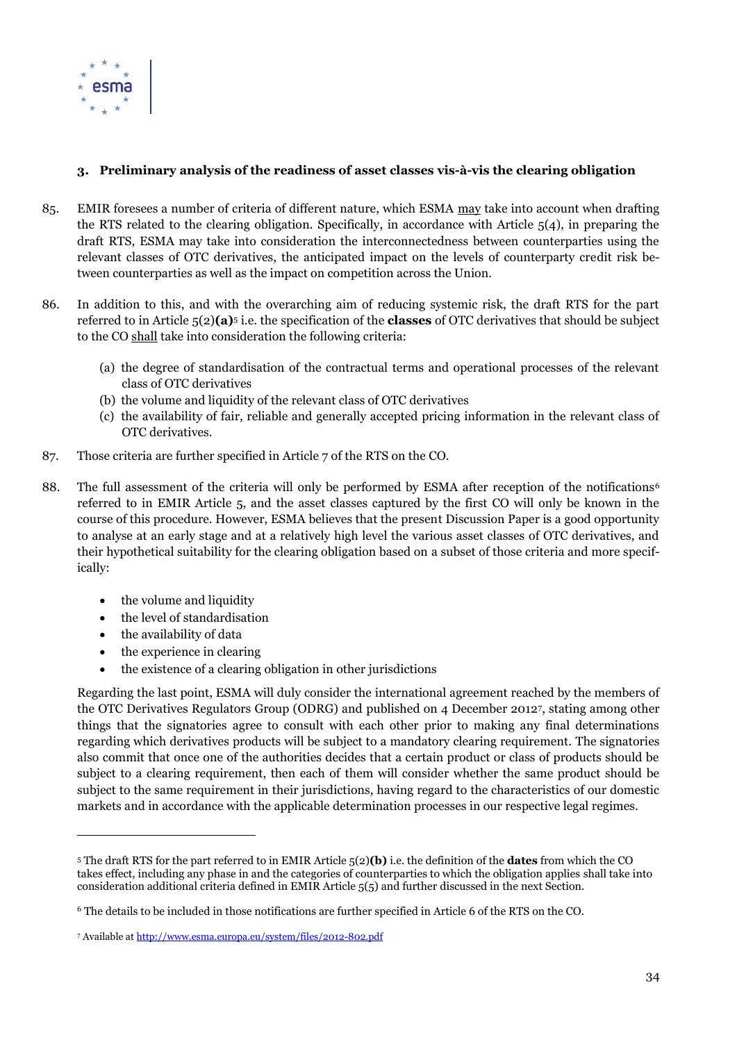### 3. Preliminary analysis of the readiness of asset classes vis-à-vis the clearing obligation

85. EMIR foresees a number of criteria of different nature, which ESMA may take into account when drafting the RTS related to the clearing obligation. Specifically, in accordance with Article 5(4), in preparing the draft RTS, ESMA may take into consideration the interconnectedness between counterparties using the relevant classes of OTC derivatives, the anticipated impact on the levels of counterparty credit risk between counterparties as well as the impact on competition across the Union.

86. In addition to this, and with the overarching aim of reducing systemic risk, the draft RTS for the part referred to in Article 5(2)**(a)**[5] i.e. the specification of the **classes** of OTC derivatives that should be subject to the CO shall take into consideration the following criteria:

    (a) the degree of standardisation of the contractual terms and operational processes of the relevant class of OTC derivatives
    (b) the volume and liquidity of the relevant class of OTC derivatives
    (c) the availability of fair, reliable and generally accepted pricing information in the relevant class of OTC derivatives.

87. Those criteria are further specified in Article 7 of the RTS on the CO.

88. The full assessment of the criteria will only be performed by ESMA after reception of the notifications[6] referred to in EMIR Article 5, and the asset classes captured by the first CO will only be known in the course of this procedure. However, ESMA believes that the present Discussion Paper is a good opportunity to analyse at an early stage and at a relatively high level the various asset classes of OTC derivatives, and their hypothetical suitability for the clearing obligation based on a subset of those criteria and more specifically:

    - the volume and liquidity
    - the level of standardisation
    - the availability of data
    - the experience in clearing
    - the existence of a clearing obligation in other jurisdictions

    Regarding the last point, ESMA will duly consider the international agreement reached by the members of the OTC Derivatives Regulators Group (ODRG) and published on 4 December 2012[7], stating among other things that the signatories agree to consult with each other prior to making any final determinations regarding which derivatives products will be subject to a mandatory clearing requirement. The signatories also commit that once one of the authorities decides that a certain product or class of products should be subject to a clearing requirement, then each of them will consider whether the same product should be subject to the same requirement in their jurisdictions, having regard to the characteristics of our domestic markets and in accordance with the applicable determination processes in our respective legal regimes.

---

[5] The draft RTS for the part referred to in EMIR Article 5(2)**(b)** i.e. the definition of the **dates** from which the CO takes effect, including any phase in and the categories of counterparties to which the obligation applies shall take into consideration additional criteria defined in EMIR Article 5(5) and further discussed in the next Section.

[6] The details to be included in those notifications are further specified in Article 6 of the RTS on the CO.

[7] Available at http://www.esma.europa.eu/system/files/2012-802.pdf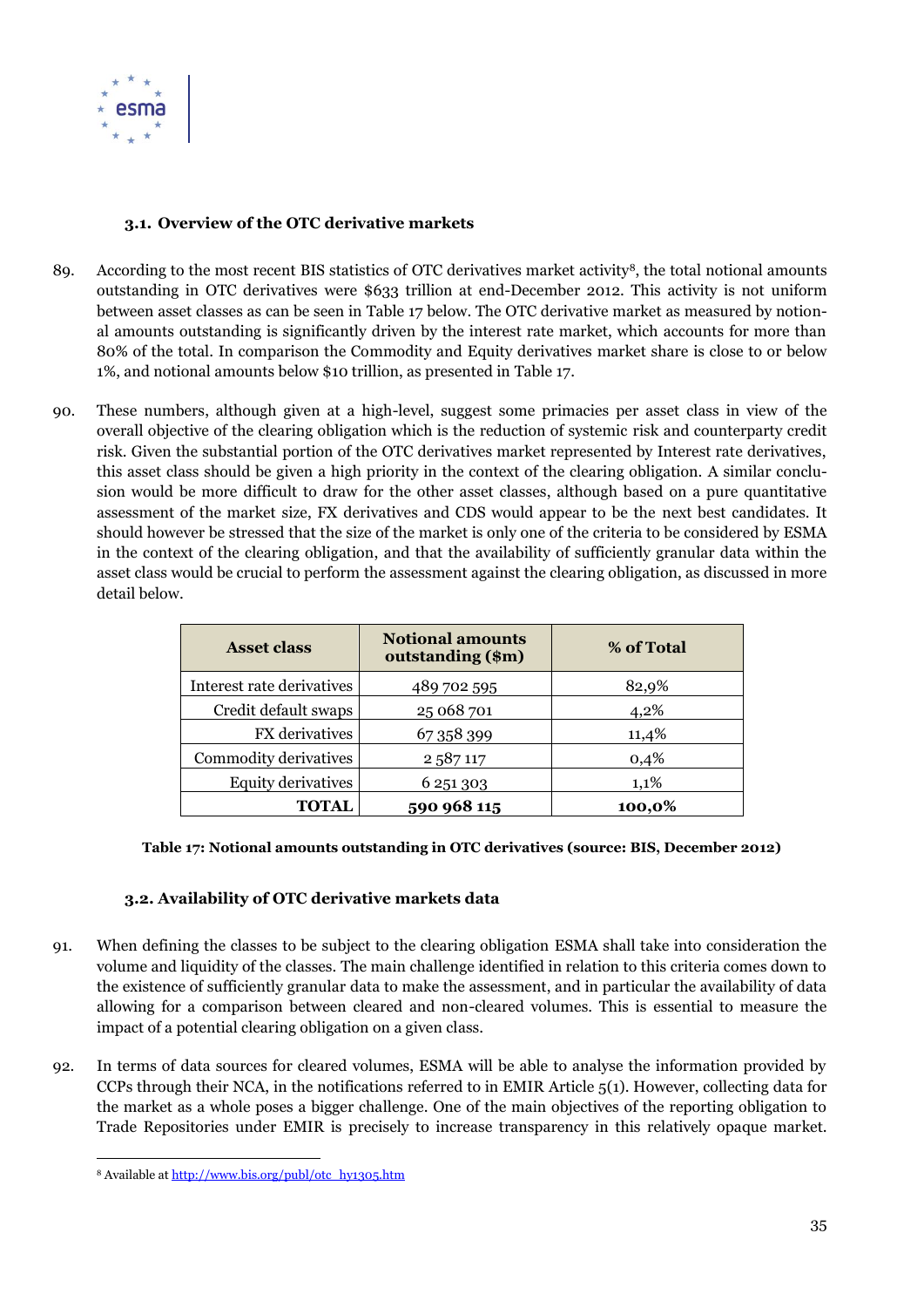### 3.1. Overview of the OTC derivative markets

89. According to the most recent BIS statistics of OTC derivatives market activity[8], the total notional amounts outstanding in OTC derivatives were $633 trillion at end-December 2012. This activity is not uniform between asset classes as can be seen in Table 17 below. The OTC derivative market as measured by notional amounts outstanding is significantly driven by the interest rate market, which accounts for more than 80% of the total. In comparison the Commodity and Equity derivatives market share is close to or below 1%, and notional amounts below $10 trillion, as presented in Table 17.

90. These numbers, although given at a high-level, suggest some primacies per asset class in view of the overall objective of the clearing obligation which is the reduction of systemic risk and counterparty credit risk. Given the substantial portion of the OTC derivatives market represented by Interest rate derivatives, this asset class should be given a high priority in the context of the clearing obligation. A similar conclusion would be more difficult to draw for the other asset classes, although based on a pure quantitative assessment of the market size, FX derivatives and CDS would appear to be the next best candidates. It should however be stressed that the size of the market is only one of the criteria to be considered by ESMA in the context of the clearing obligation, and that the availability of sufficiently granular data within the asset class would be crucial to perform the assessment against the clearing obligation, as discussed in more detail below.

| Asset class | Notional amounts outstanding ($m) | % of Total |
|---|---|---|
| Interest rate derivatives | 489 702 595 | 82,9% |
| Credit default swaps | 25 068 701 | 4,2% |
| FX derivatives | 67 358 399 | 11,4% |
| Commodity derivatives | 2 587 117 | 0,4% |
| Equity derivatives | 6 251 303 | 1,1% |
| **TOTAL** | **590 968 115** | **100,0%** |

**Table 17: Notional amounts outstanding in OTC derivatives (source: BIS, December 2012)**

### 3.2. Availability of OTC derivative markets data

91. When defining the classes to be subject to the clearing obligation ESMA shall take into consideration the volume and liquidity of the classes. The main challenge identified in relation to this criteria comes down to the existence of sufficiently granular data to make the assessment, and in particular the availability of data allowing for a comparison between cleared and non-cleared volumes. This is essential to measure the impact of a potential clearing obligation on a given class.

92. In terms of data sources for cleared volumes, ESMA will be able to analyse the information provided by CCPs through their NCA, in the notifications referred to in EMIR Article 5(1). However, collecting data for the market as a whole poses a bigger challenge. One of the main objectives of the reporting obligation to Trade Repositories under EMIR is precisely to increase transparency in this relatively opaque market.

[8] Available at http://www.bis.org/publ/otc_hy1305.htm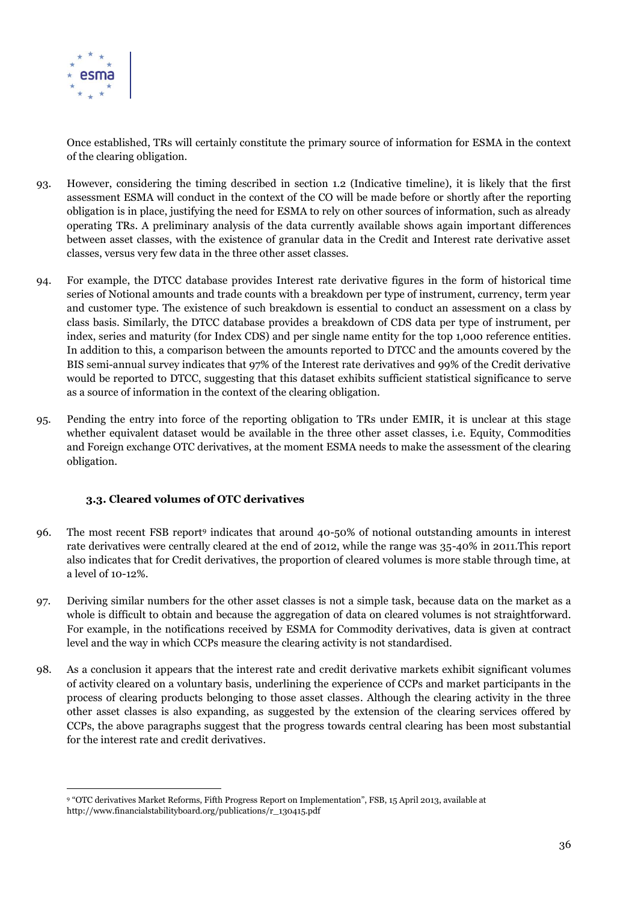Once established, TRs will certainly constitute the primary source of information for ESMA in the context of the clearing obligation.

93. However, considering the timing described in section 1.2 (Indicative timeline), it is likely that the first assessment ESMA will conduct in the context of the CO will be made before or shortly after the reporting obligation is in place, justifying the need for ESMA to rely on other sources of information, such as already operating TRs. A preliminary analysis of the data currently available shows again important differences between asset classes, with the existence of granular data in the Credit and Interest rate derivative asset classes, versus very few data in the three other asset classes.

94. For example, the DTCC database provides Interest rate derivative figures in the form of historical time series of Notional amounts and trade counts with a breakdown per type of instrument, currency, term year and customer type. The existence of such breakdown is essential to conduct an assessment on a class by class basis. Similarly, the DTCC database provides a breakdown of CDS data per type of instrument, per index, series and maturity (for Index CDS) and per single name entity for the top 1,000 reference entities. In addition to this, a comparison between the amounts reported to DTCC and the amounts covered by the BIS semi-annual survey indicates that 97% of the Interest rate derivatives and 99% of the Credit derivative would be reported to DTCC, suggesting that this dataset exhibits sufficient statistical significance to serve as a source of information in the context of the clearing obligation.

95. Pending the entry into force of the reporting obligation to TRs under EMIR, it is unclear at this stage whether equivalent dataset would be available in the three other asset classes, i.e. Equity, Commodities and Foreign exchange OTC derivatives, at the moment ESMA needs to make the assessment of the clearing obligation.

### 3.3. Cleared volumes of OTC derivatives

96. The most recent FSB report[9] indicates that around 40-50% of notional outstanding amounts in interest rate derivatives were centrally cleared at the end of 2012, while the range was 35-40% in 2011.This report also indicates that for Credit derivatives, the proportion of cleared volumes is more stable through time, at a level of 10-12%.

97. Deriving similar numbers for the other asset classes is not a simple task, because data on the market as a whole is difficult to obtain and because the aggregation of data on cleared volumes is not straightforward. For example, in the notifications received by ESMA for Commodity derivatives, data is given at contract level and the way in which CCPs measure the clearing activity is not standardised.

98. As a conclusion it appears that the interest rate and credit derivative markets exhibit significant volumes of activity cleared on a voluntary basis, underlining the experience of CCPs and market participants in the process of clearing products belonging to those asset classes. Although the clearing activity in the three other asset classes is also expanding, as suggested by the extension of the clearing services offered by CCPs, the above paragraphs suggest that the progress towards central clearing has been most substantial for the interest rate and credit derivatives.

[9] "OTC derivatives Market Reforms, Fifth Progress Report on Implementation", FSB, 15 April 2013, available at http://www.financialstabilityboard.org/publications/r_130415.pdf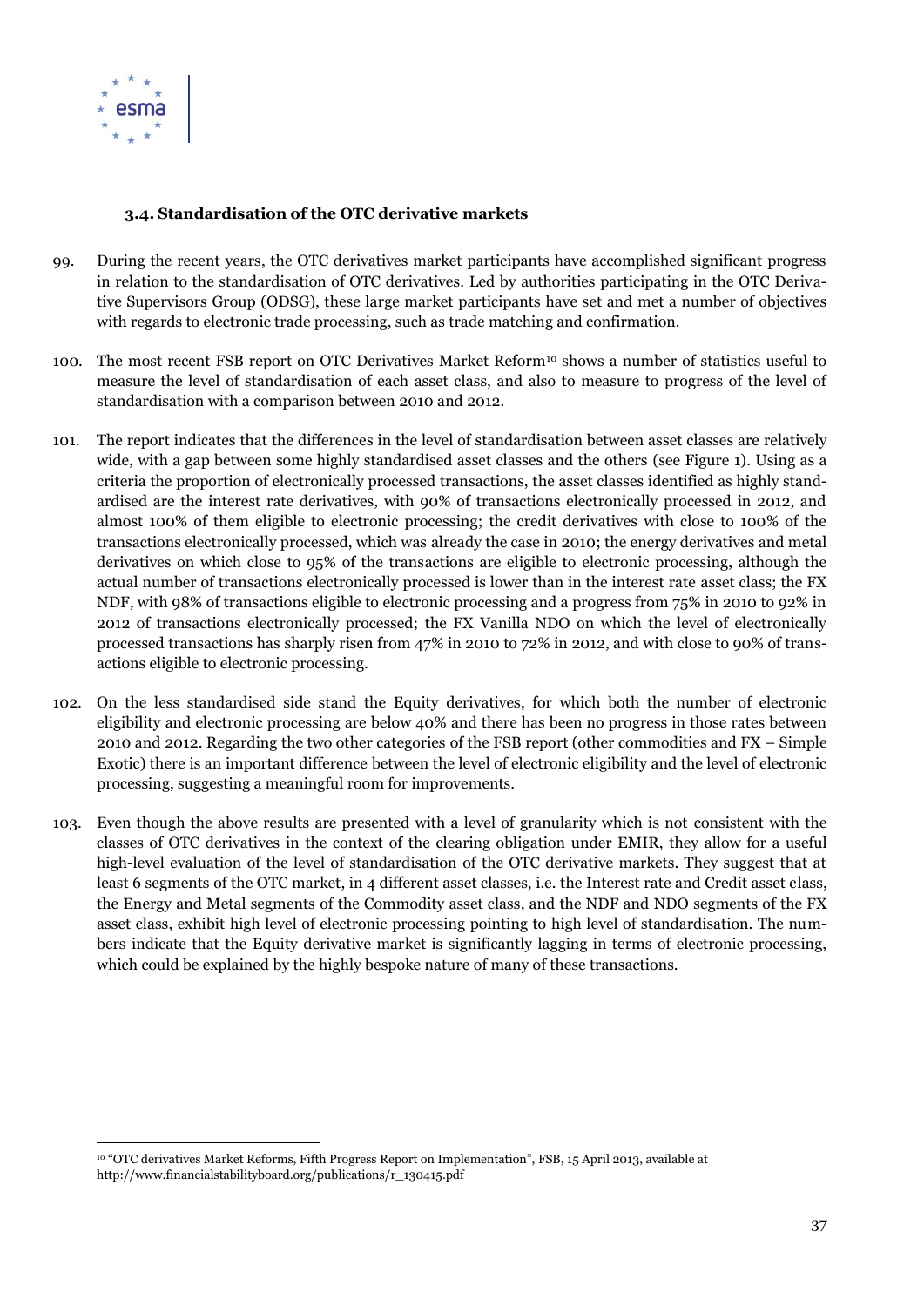### 3.4. Standardisation of the OTC derivative markets

99. During the recent years, the OTC derivatives market participants have accomplished significant progress in relation to the standardisation of OTC derivatives. Led by authorities participating in the OTC Derivative Supervisors Group (ODSG), these large market participants have set and met a number of objectives with regards to electronic trade processing, such as trade matching and confirmation.

100. The most recent FSB report on OTC Derivatives Market Reform[10] shows a number of statistics useful to measure the level of standardisation of each asset class, and also to measure to progress of the level of standardisation with a comparison between 2010 and 2012.

101. The report indicates that the differences in the level of standardisation between asset classes are relatively wide, with a gap between some highly standardised asset classes and the others (see Figure 1). Using as a criteria the proportion of electronically processed transactions, the asset classes identified as highly standardised are the interest rate derivatives, with 90% of transactions electronically processed in 2012, and almost 100% of them eligible to electronic processing; the credit derivatives with close to 100% of the transactions electronically processed, which was already the case in 2010; the energy derivatives and metal derivatives on which close to 95% of the transactions are eligible to electronic processing, although the actual number of transactions electronically processed is lower than in the interest rate asset class; the FX NDF, with 98% of transactions eligible to electronic processing and a progress from 75% in 2010 to 92% in 2012 of transactions electronically processed; the FX Vanilla NDO on which the level of electronically processed transactions has sharply risen from 47% in 2010 to 72% in 2012, and with close to 90% of transactions eligible to electronic processing.

102. On the less standardised side stand the Equity derivatives, for which both the number of electronic eligibility and electronic processing are below 40% and there has been no progress in those rates between 2010 and 2012. Regarding the two other categories of the FSB report (other commodities and FX – Simple Exotic) there is an important difference between the level of electronic eligibility and the level of electronic processing, suggesting a meaningful room for improvements.

103. Even though the above results are presented with a level of granularity which is not consistent with the classes of OTC derivatives in the context of the clearing obligation under EMIR, they allow for a useful high-level evaluation of the level of standardisation of the OTC derivative markets. They suggest that at least 6 segments of the OTC market, in 4 different asset classes, i.e. the Interest rate and Credit asset class, the Energy and Metal segments of the Commodity asset class, and the NDF and NDO segments of the FX asset class, exhibit high level of electronic processing pointing to high level of standardisation. The numbers indicate that the Equity derivative market is significantly lagging in terms of electronic processing, which could be explained by the highly bespoke nature of many of these transactions.

[10] "OTC derivatives Market Reforms, Fifth Progress Report on Implementation", FSB, 15 April 2013, available at http://www.financialstabilityboard.org/publications/r_130415.pdf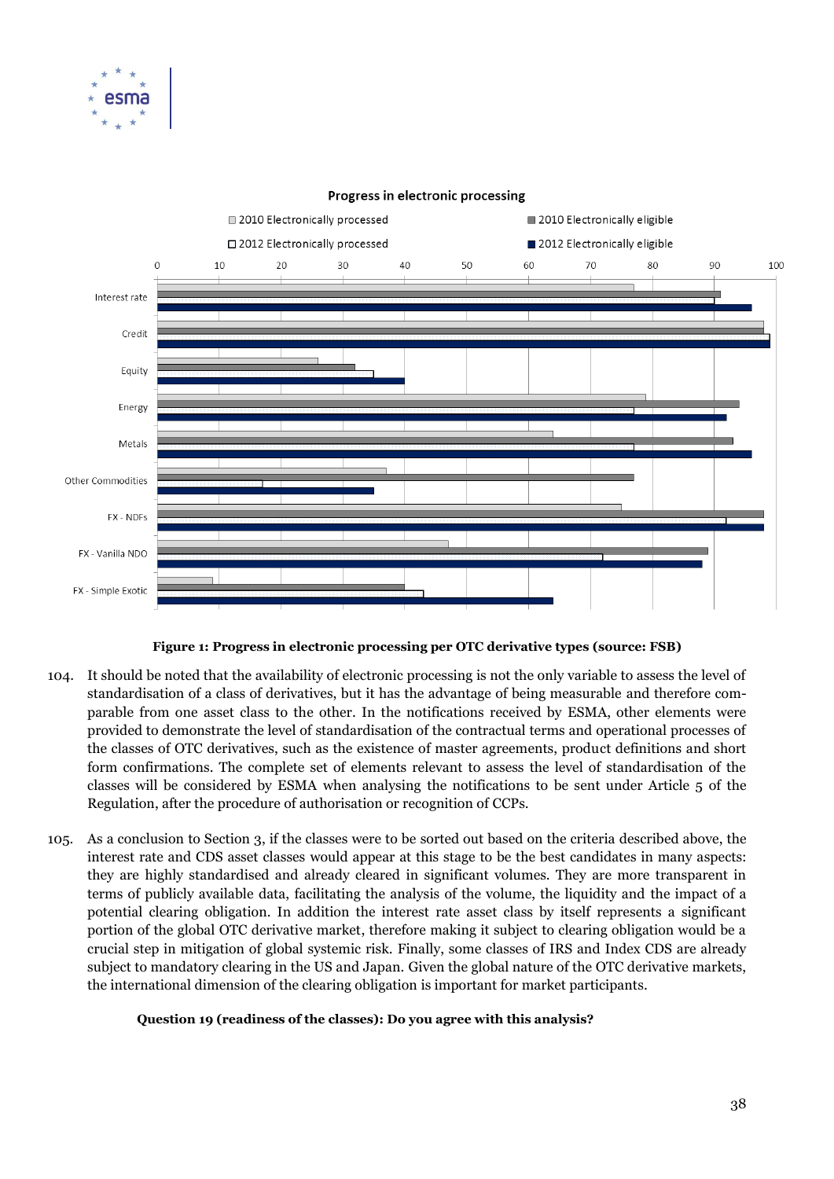Progress in electronic processing

2010 Electronically processed
2010 Electronically eligible
2012 Electronically processed
2012 Electronically eligible

0 10 20 30 40 50 60 70 80 90 100

Interest rate
Credit
Equity
Energy
Metals
Other Commodities
FX - NDFs
FX - Vanilla NDO
FX - Simple Exotic

**Figure 1: Progress in electronic processing per OTC derivative types (source: FSB)**

104. It should be noted that the availability of electronic processing is not the only variable to assess the level of standardisation of a class of derivatives, but it has the advantage of being measurable and therefore comparable from one asset class to the other. In the notifications received by ESMA, other elements were provided to demonstrate the level of standardisation of the contractual terms and operational processes of the classes of OTC derivatives, such as the existence of master agreements, product definitions and short form confirmations. The complete set of elements relevant to assess the level of standardisation of the classes will be considered by ESMA when analysing the notifications to be sent under Article 5 of the Regulation, after the procedure of authorisation or recognition of CCPs.

105. As a conclusion to Section 3, if the classes were to be sorted out based on the criteria described above, the interest rate and CDS asset classes would appear at this stage to be the best candidates in many aspects: they are highly standardised and already cleared in significant volumes. They are more transparent in terms of publicly available data, facilitating the analysis of the volume, the liquidity and the impact of a potential clearing obligation. In addition the interest rate asset class by itself represents a significant portion of the global OTC derivative market, therefore making it subject to clearing obligation would be a crucial step in mitigation of global systemic risk. Finally, some classes of IRS and Index CDS are already subject to mandatory clearing in the US and Japan. Given the global nature of the OTC derivative markets, the international dimension of the clearing obligation is important for market participants.

**Question 19 (readiness of the classes): Do you agree with this analysis?**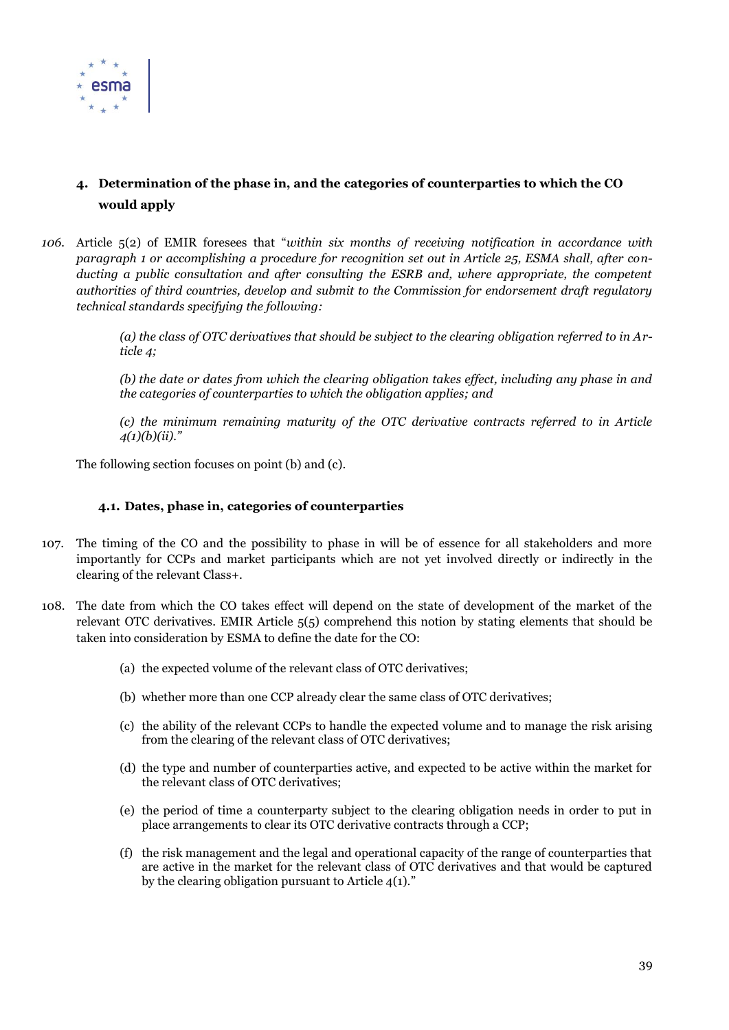## 4. Determination of the phase in, and the categories of counterparties to which the CO would apply

*106.* Article 5(2) of EMIR foresees that "*within six months of receiving notification in accordance with paragraph 1 or accomplishing a procedure for recognition set out in Article 25, ESMA shall, after conducting a public consultation and after consulting the ESRB and, where appropriate, the competent authorities of third countries, develop and submit to the Commission for endorsement draft regulatory technical standards specifying the following:*

> *(a) the class of OTC derivatives that should be subject to the clearing obligation referred to in Article 4;*
>
> *(b) the date or dates from which the clearing obligation takes effect, including any phase in and the categories of counterparties to which the obligation applies; and*
>
> *(c) the minimum remaining maturity of the OTC derivative contracts referred to in Article 4(1)(b)(ii).*"

The following section focuses on point (b) and (c).

### 4.1. Dates, phase in, categories of counterparties

107. The timing of the CO and the possibility to phase in will be of essence for all stakeholders and more importantly for CCPs and market participants which are not yet involved directly or indirectly in the clearing of the relevant Class+.

108. The date from which the CO takes effect will depend on the state of development of the market of the relevant OTC derivatives. EMIR Article 5(5) comprehend this notion by stating elements that should be taken into consideration by ESMA to define the date for the CO:

   (a) the expected volume of the relevant class of OTC derivatives;

   (b) whether more than one CCP already clear the same class of OTC derivatives;

   (c) the ability of the relevant CCPs to handle the expected volume and to manage the risk arising from the clearing of the relevant class of OTC derivatives;

   (d) the type and number of counterparties active, and expected to be active within the market for the relevant class of OTC derivatives;

   (e) the period of time a counterparty subject to the clearing obligation needs in order to put in place arrangements to clear its OTC derivative contracts through a CCP;

   (f) the risk management and the legal and operational capacity of the range of counterparties that are active in the market for the relevant class of OTC derivatives and that would be captured by the clearing obligation pursuant to Article 4(1)."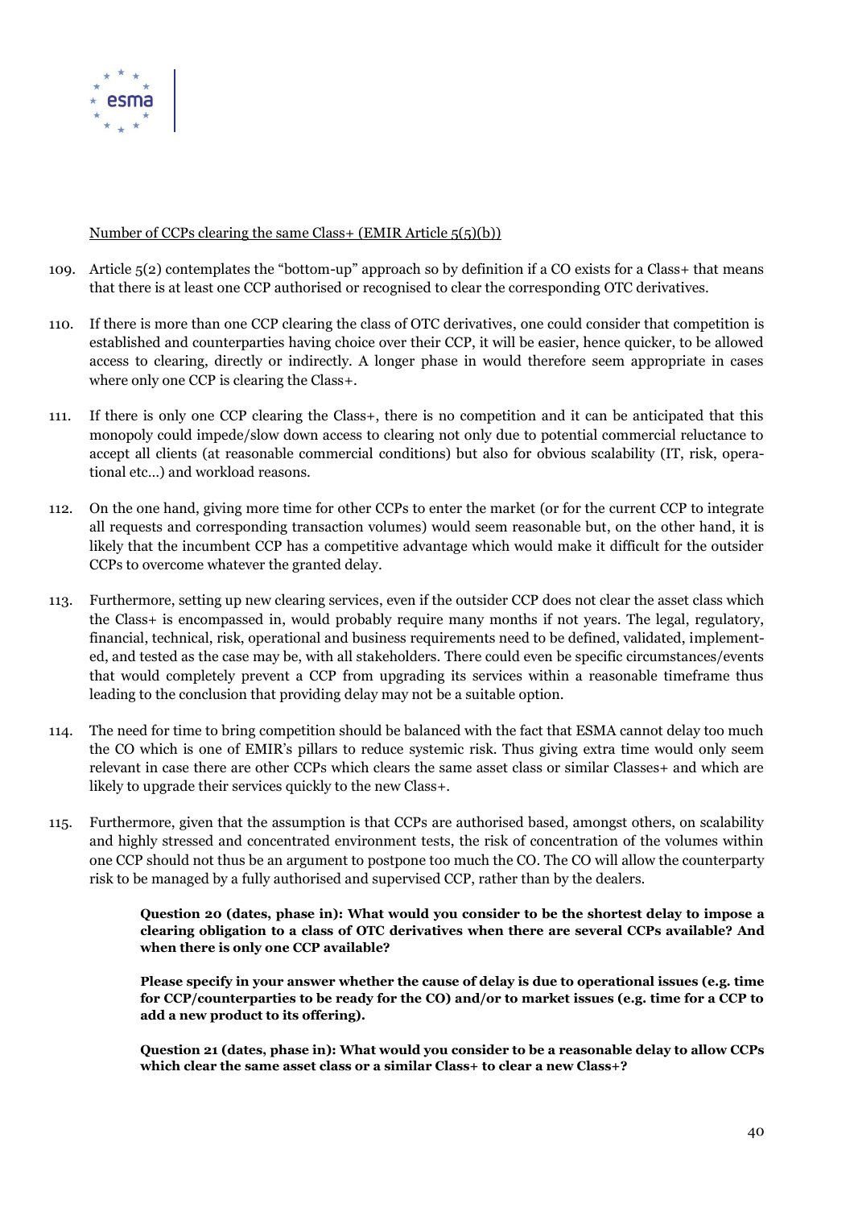<u>Number of CCPs clearing the same Class+ (EMIR Article 5(5)(b))</u>

109. Article 5(2) contemplates the "bottom-up" approach so by definition if a CO exists for a Class+ that means that there is at least one CCP authorised or recognised to clear the corresponding OTC derivatives.

110. If there is more than one CCP clearing the class of OTC derivatives, one could consider that competition is established and counterparties having choice over their CCP, it will be easier, hence quicker, to be allowed access to clearing, directly or indirectly. A longer phase in would therefore seem appropriate in cases where only one CCP is clearing the Class+.

111. If there is only one CCP clearing the Class+, there is no competition and it can be anticipated that this monopoly could impede/slow down access to clearing not only due to potential commercial reluctance to accept all clients (at reasonable commercial conditions) but also for obvious scalability (IT, risk, operational etc…) and workload reasons.

112. On the one hand, giving more time for other CCPs to enter the market (or for the current CCP to integrate all requests and corresponding transaction volumes) would seem reasonable but, on the other hand, it is likely that the incumbent CCP has a competitive advantage which would make it difficult for the outsider CCPs to overcome whatever the granted delay.

113. Furthermore, setting up new clearing services, even if the outsider CCP does not clear the asset class which the Class+ is encompassed in, would probably require many months if not years. The legal, regulatory, financial, technical, risk, operational and business requirements need to be defined, validated, implemented, and tested as the case may be, with all stakeholders. There could even be specific circumstances/events that would completely prevent a CCP from upgrading its services within a reasonable timeframe thus leading to the conclusion that providing delay may not be a suitable option.

114. The need for time to bring competition should be balanced with the fact that ESMA cannot delay too much the CO which is one of EMIR's pillars to reduce systemic risk. Thus giving extra time would only seem relevant in case there are other CCPs which clears the same asset class or similar Classes+ and which are likely to upgrade their services quickly to the new Class+.

115. Furthermore, given that the assumption is that CCPs are authorised based, amongst others, on scalability and highly stressed and concentrated environment tests, the risk of concentration of the volumes within one CCP should not thus be an argument to postpone too much the CO. The CO will allow the counterparty risk to be managed by a fully authorised and supervised CCP, rather than by the dealers.

> **Question 20 (dates, phase in): What would you consider to be the shortest delay to impose a clearing obligation to a class of OTC derivatives when there are several CCPs available? And when there is only one CCP available?**
>
> **Please specify in your answer whether the cause of delay is due to operational issues (e.g. time for CCP/counterparties to be ready for the CO) and/or to market issues (e.g. time for a CCP to add a new product to its offering).**
>
> **Question 21 (dates, phase in): What would you consider to be a reasonable delay to allow CCPs which clear the same asset class or a similar Class+ to clear a new Class+?**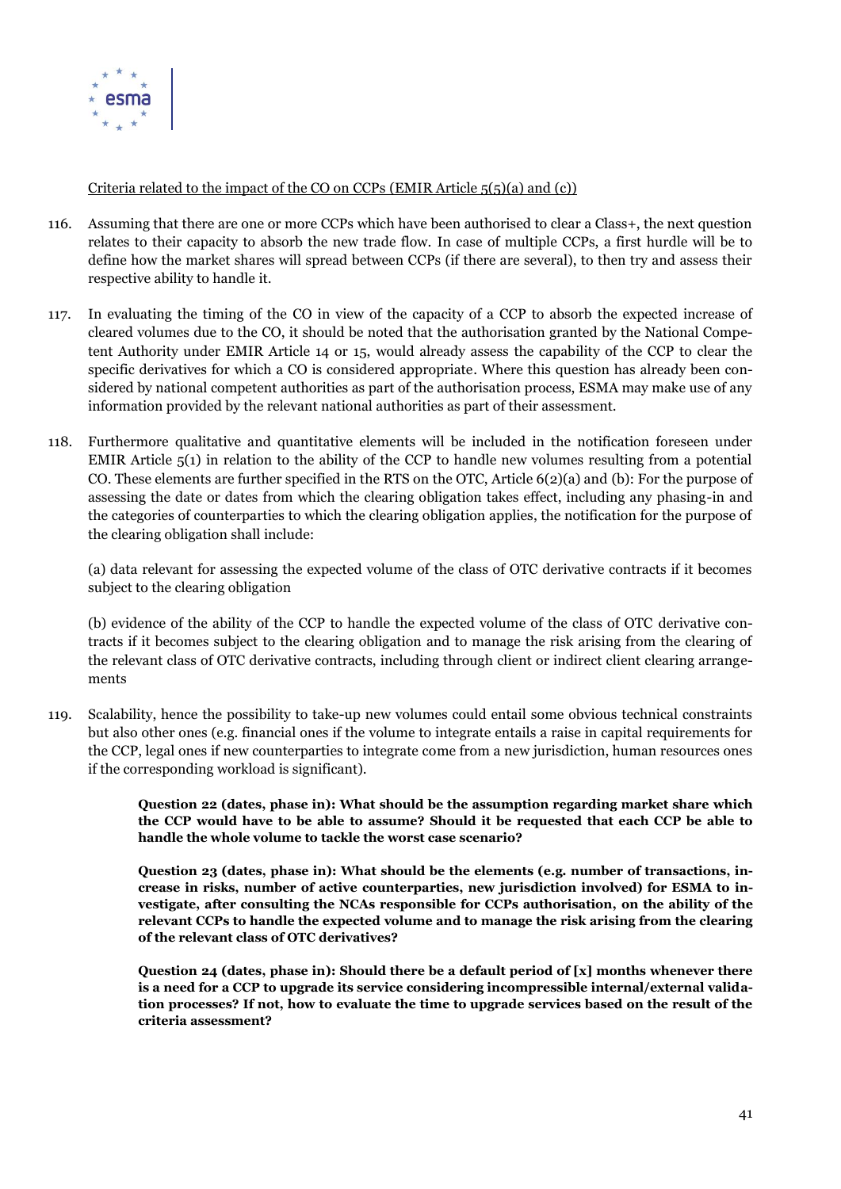Criteria related to the impact of the CO on CCPs (EMIR Article 5(5)(a) and (c))

116. Assuming that there are one or more CCPs which have been authorised to clear a Class+, the next question relates to their capacity to absorb the new trade flow. In case of multiple CCPs, a first hurdle will be to define how the market shares will spread between CCPs (if there are several), to then try and assess their respective ability to handle it.

117. In evaluating the timing of the CO in view of the capacity of a CCP to absorb the expected increase of cleared volumes due to the CO, it should be noted that the authorisation granted by the National Competent Authority under EMIR Article 14 or 15, would already assess the capability of the CCP to clear the specific derivatives for which a CO is considered appropriate. Where this question has already been considered by national competent authorities as part of the authorisation process, ESMA may make use of any information provided by the relevant national authorities as part of their assessment.

118. Furthermore qualitative and quantitative elements will be included in the notification foreseen under EMIR Article 5(1) in relation to the ability of the CCP to handle new volumes resulting from a potential CO. These elements are further specified in the RTS on the OTC, Article 6(2)(a) and (b): For the purpose of assessing the date or dates from which the clearing obligation takes effect, including any phasing-in and the categories of counterparties to which the clearing obligation applies, the notification for the purpose of the clearing obligation shall include:

(a) data relevant for assessing the expected volume of the class of OTC derivative contracts if it becomes subject to the clearing obligation

(b) evidence of the ability of the CCP to handle the expected volume of the class of OTC derivative contracts if it becomes subject to the clearing obligation and to manage the risk arising from the clearing of the relevant class of OTC derivative contracts, including through client or indirect client clearing arrangements

119. Scalability, hence the possibility to take-up new volumes could entail some obvious technical constraints but also other ones (e.g. financial ones if the volume to integrate entails a raise in capital requirements for the CCP, legal ones if new counterparties to integrate come from a new jurisdiction, human resources ones if the corresponding workload is significant).

**Question 22 (dates, phase in): What should be the assumption regarding market share which the CCP would have to be able to assume? Should it be requested that each CCP be able to handle the whole volume to tackle the worst case scenario?**

**Question 23 (dates, phase in): What should be the elements (e.g. number of transactions, increase in risks, number of active counterparties, new jurisdiction involved) for ESMA to investigate, after consulting the NCAs responsible for CCPs authorisation, on the ability of the relevant CCPs to handle the expected volume and to manage the risk arising from the clearing of the relevant class of OTC derivatives?**

**Question 24 (dates, phase in): Should there be a default period of [x] months whenever there is a need for a CCP to upgrade its service considering incompressible internal/external validation processes? If not, how to evaluate the time to upgrade services based on the result of the criteria assessment?**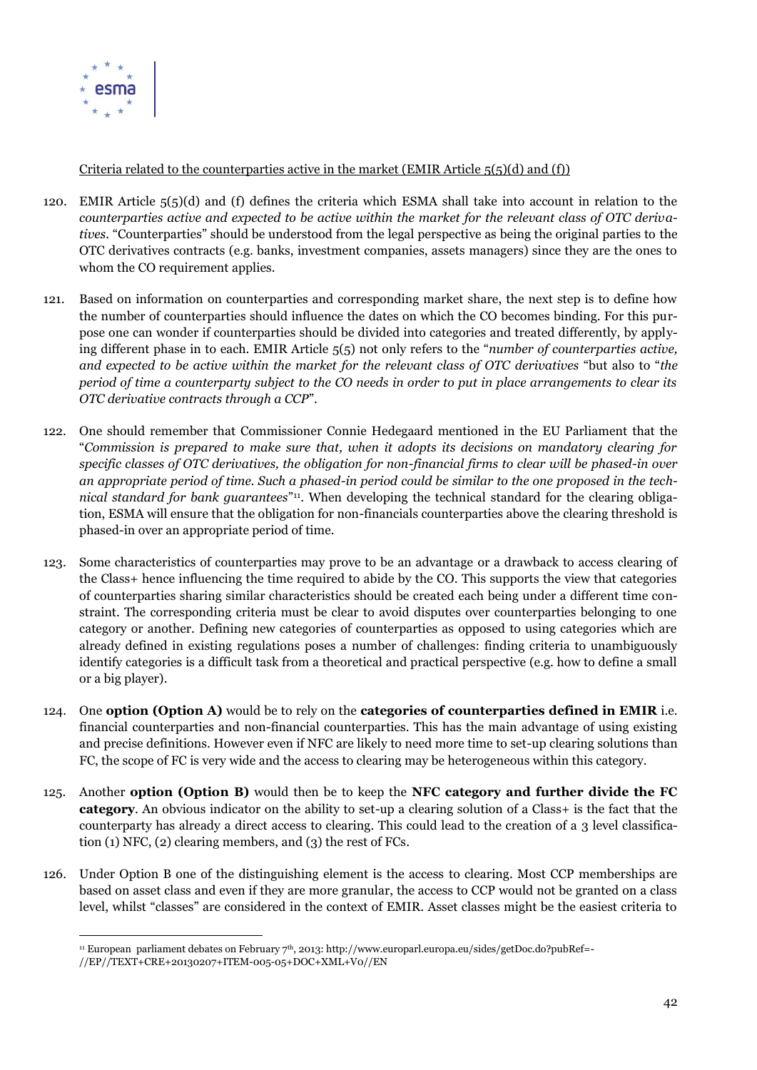Criteria related to the counterparties active in the market (EMIR Article 5(5)(d) and (f))

120. EMIR Article 5(5)(d) and (f) defines the criteria which ESMA shall take into account in relation to the *counterparties active and expected to be active within the market for the relevant class of OTC derivatives*. "Counterparties" should be understood from the legal perspective as being the original parties to the OTC derivatives contracts (e.g. banks, investment companies, assets managers) since they are the ones to whom the CO requirement applies.

121. Based on information on counterparties and corresponding market share, the next step is to define how the number of counterparties should influence the dates on which the CO becomes binding. For this purpose one can wonder if counterparties should be divided into categories and treated differently, by applying different phase in to each. EMIR Article 5(5) not only refers to the "*number of counterparties active, and expected to be active within the market for the relevant class of OTC derivatives* "but also to "*the period of time a counterparty subject to the CO needs in order to put in place arrangements to clear its OTC derivative contracts through a CCP*".

122. One should remember that Commissioner Connie Hedegaard mentioned in the EU Parliament that the "*Commission is prepared to make sure that, when it adopts its decisions on mandatory clearing for specific classes of OTC derivatives, the obligation for non-financial firms to clear will be phased-in over an appropriate period of time. Such a phased-in period could be similar to the one proposed in the technical standard for bank guarantees*"[11]. When developing the technical standard for the clearing obligation, ESMA will ensure that the obligation for non-financials counterparties above the clearing threshold is phased-in over an appropriate period of time.

123. Some characteristics of counterparties may prove to be an advantage or a drawback to access clearing of the Class+ hence influencing the time required to abide by the CO. This supports the view that categories of counterparties sharing similar characteristics should be created each being under a different time constraint. The corresponding criteria must be clear to avoid disputes over counterparties belonging to one category or another. Defining new categories of counterparties as opposed to using categories which are already defined in existing regulations poses a number of challenges: finding criteria to unambiguously identify categories is a difficult task from a theoretical and practical perspective (e.g. how to define a small or a big player).

124. One **option (Option A)** would be to rely on the **categories of counterparties defined in EMIR** i.e. financial counterparties and non-financial counterparties. This has the main advantage of using existing and precise definitions. However even if NFC are likely to need more time to set-up clearing solutions than FC, the scope of FC is very wide and the access to clearing may be heterogeneous within this category.

125. Another **option (Option B)** would then be to keep the **NFC category and further divide the FC category**. An obvious indicator on the ability to set-up a clearing solution of a Class+ is the fact that the counterparty has already a direct access to clearing. This could lead to the creation of a 3 level classification (1) NFC, (2) clearing members, and (3) the rest of FCs.

126. Under Option B one of the distinguishing element is the access to clearing. Most CCP memberships are based on asset class and even if they are more granular, the access to CCP would not be granted on a class level, whilst "classes" are considered in the context of EMIR. Asset classes might be the easiest criteria to

[11] European parliament debates on February 7th, 2013: http://www.europarl.europa.eu/sides/getDoc.do?pubRef=-//EP//TEXT+CRE+20130207+ITEM-005-05+DOC+XML+V0//EN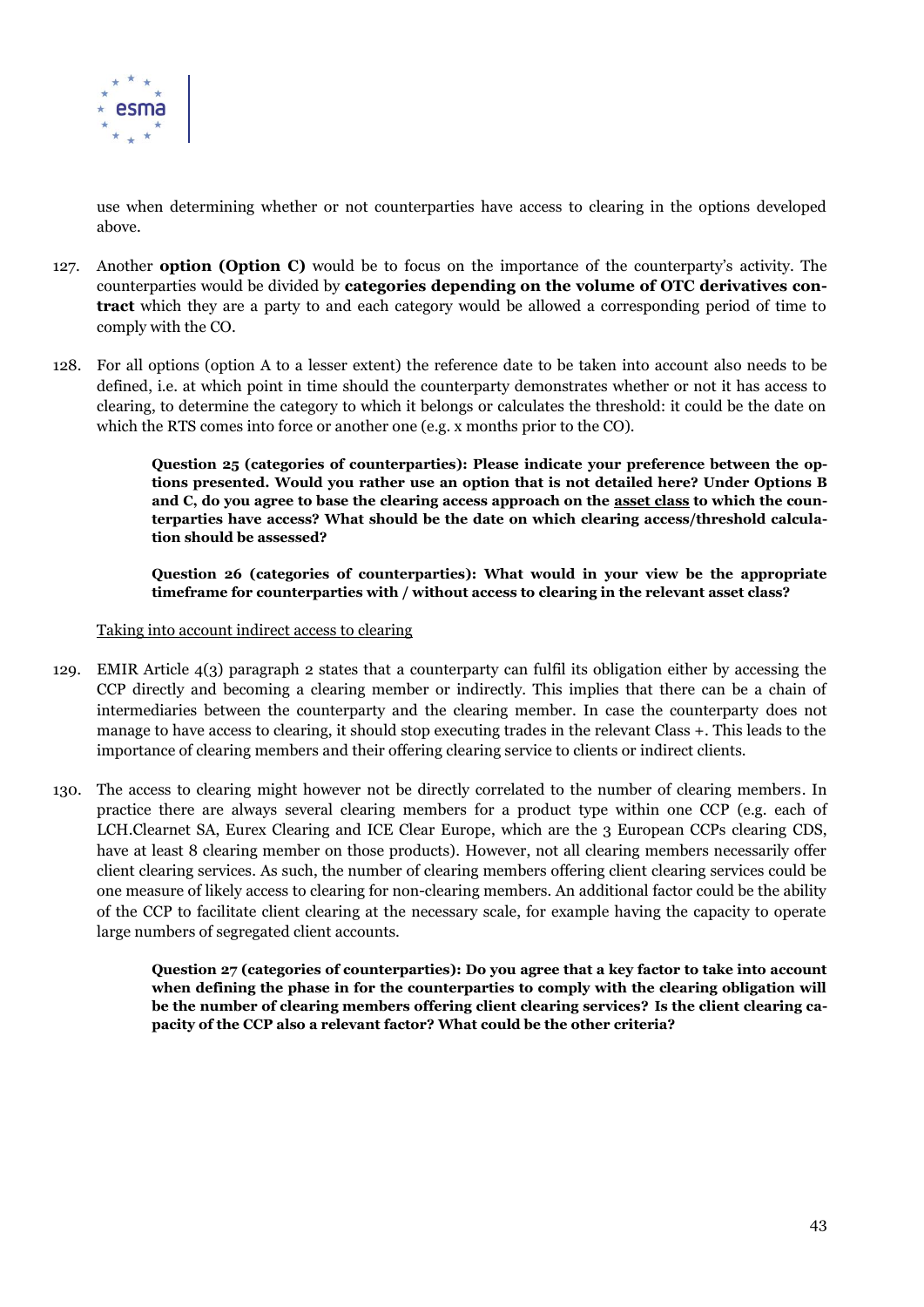use when determining whether or not counterparties have access to clearing in the options developed above.

127. Another **option (Option C)** would be to focus on the importance of the counterparty's activity. The counterparties would be divided by **categories depending on the volume of OTC derivatives contract** which they are a party to and each category would be allowed a corresponding period of time to comply with the CO.

128. For all options (option A to a lesser extent) the reference date to be taken into account also needs to be defined, i.e. at which point in time should the counterparty demonstrates whether or not it has access to clearing, to determine the category to which it belongs or calculates the threshold: it could be the date on which the RTS comes into force or another one (e.g. x months prior to the CO).

> **Question 25 (categories of counterparties): Please indicate your preference between the options presented. Would you rather use an option that is not detailed here? Under Options B and C, do you agree to base the clearing access approach on the <u>asset class</u> to which the counterparties have access? What should be the date on which clearing access/threshold calculation should be assessed?**

> **Question 26 (categories of counterparties): What would in your view be the appropriate timeframe for counterparties with / without access to clearing in the relevant asset class?**

<u>Taking into account indirect access to clearing</u>

129. EMIR Article 4(3) paragraph 2 states that a counterparty can fulfil its obligation either by accessing the CCP directly and becoming a clearing member or indirectly. This implies that there can be a chain of intermediaries between the counterparty and the clearing member. In case the counterparty does not manage to have access to clearing, it should stop executing trades in the relevant Class +. This leads to the importance of clearing members and their offering clearing service to clients or indirect clients.

130. The access to clearing might however not be directly correlated to the number of clearing members. In practice there are always several clearing members for a product type within one CCP (e.g. each of LCH.Clearnet SA, Eurex Clearing and ICE Clear Europe, which are the 3 European CCPs clearing CDS, have at least 8 clearing member on those products). However, not all clearing members necessarily offer client clearing services. As such, the number of clearing members offering client clearing services could be one measure of likely access to clearing for non-clearing members. An additional factor could be the ability of the CCP to facilitate client clearing at the necessary scale, for example having the capacity to operate large numbers of segregated client accounts.

> **Question 27 (categories of counterparties): Do you agree that a key factor to take into account when defining the phase in for the counterparties to comply with the clearing obligation will be the number of clearing members offering client clearing services? Is the client clearing capacity of the CCP also a relevant factor? What could be the other criteria?**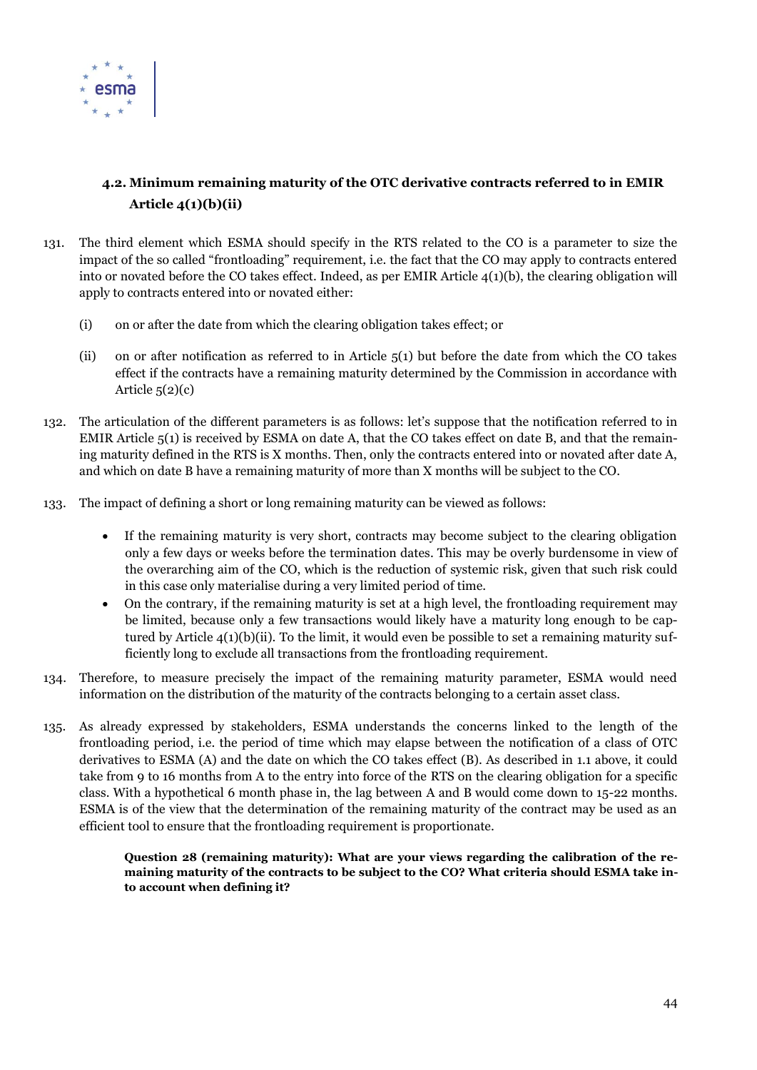### 4.2. Minimum remaining maturity of the OTC derivative contracts referred to in EMIR Article 4(1)(b)(ii)

131. The third element which ESMA should specify in the RTS related to the CO is a parameter to size the impact of the so called "frontloading" requirement, i.e. the fact that the CO may apply to contracts entered into or novated before the CO takes effect. Indeed, as per EMIR Article 4(1)(b), the clearing obligation will apply to contracts entered into or novated either:

    (i) on or after the date from which the clearing obligation takes effect; or

    (ii) on or after notification as referred to in Article 5(1) but before the date from which the CO takes effect if the contracts have a remaining maturity determined by the Commission in accordance with Article 5(2)(c)

132. The articulation of the different parameters is as follows: let's suppose that the notification referred to in EMIR Article 5(1) is received by ESMA on date A, that the CO takes effect on date B, and that the remaining maturity defined in the RTS is X months. Then, only the contracts entered into or novated after date A, and which on date B have a remaining maturity of more than X months will be subject to the CO.

133. The impact of defining a short or long remaining maturity can be viewed as follows:

    - If the remaining maturity is very short, contracts may become subject to the clearing obligation only a few days or weeks before the termination dates. This may be overly burdensome in view of the overarching aim of the CO, which is the reduction of systemic risk, given that such risk could in this case only materialise during a very limited period of time.
    - On the contrary, if the remaining maturity is set at a high level, the frontloading requirement may be limited, because only a few transactions would likely have a maturity long enough to be captured by Article 4(1)(b)(ii). To the limit, it would even be possible to set a remaining maturity sufficiently long to exclude all transactions from the frontloading requirement.

134. Therefore, to measure precisely the impact of the remaining maturity parameter, ESMA would need information on the distribution of the maturity of the contracts belonging to a certain asset class.

135. As already expressed by stakeholders, ESMA understands the concerns linked to the length of the frontloading period, i.e. the period of time which may elapse between the notification of a class of OTC derivatives to ESMA (A) and the date on which the CO takes effect (B). As described in 1.1 above, it could take from 9 to 16 months from A to the entry into force of the RTS on the clearing obligation for a specific class. With a hypothetical 6 month phase in, the lag between A and B would come down to 15-22 months. ESMA is of the view that the determination of the remaining maturity of the contract may be used as an efficient tool to ensure that the frontloading requirement is proportionate.

**Question 28 (remaining maturity): What are your views regarding the calibration of the remaining maturity of the contracts to be subject to the CO? What criteria should ESMA take into account when defining it?**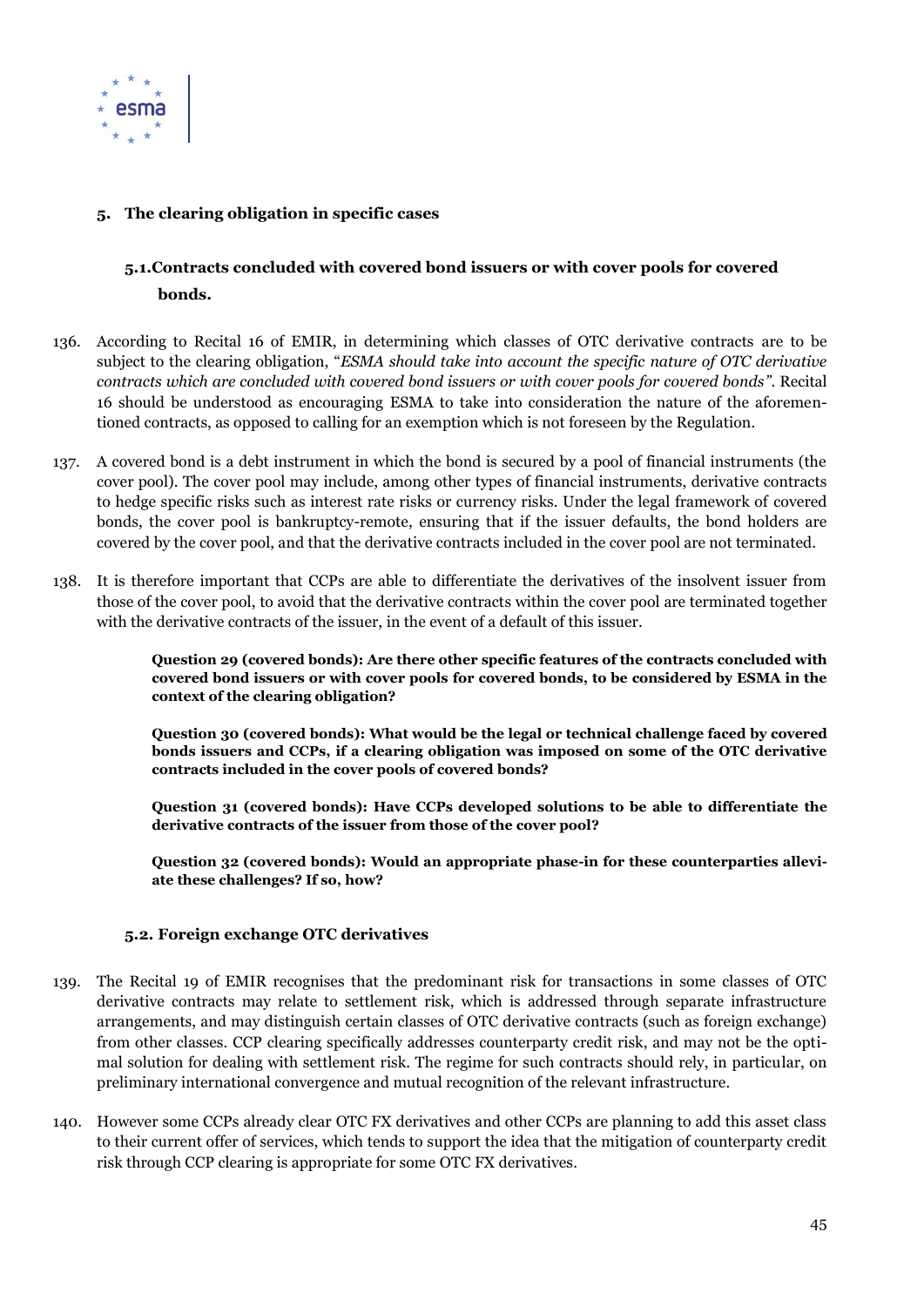## 5. The clearing obligation in specific cases

### 5.1. Contracts concluded with covered bond issuers or with cover pools for covered bonds.

136. According to Recital 16 of EMIR, in determining which classes of OTC derivative contracts are to be subject to the clearing obligation, "*ESMA should take into account the specific nature of OTC derivative contracts which are concluded with covered bond issuers or with cover pools for covered bonds"*. Recital 16 should be understood as encouraging ESMA to take into consideration the nature of the aforementioned contracts, as opposed to calling for an exemption which is not foreseen by the Regulation.

137. A covered bond is a debt instrument in which the bond is secured by a pool of financial instruments (the cover pool). The cover pool may include, among other types of financial instruments, derivative contracts to hedge specific risks such as interest rate risks or currency risks. Under the legal framework of covered bonds, the cover pool is bankruptcy-remote, ensuring that if the issuer defaults, the bond holders are covered by the cover pool, and that the derivative contracts included in the cover pool are not terminated.

138. It is therefore important that CCPs are able to differentiate the derivatives of the insolvent issuer from those of the cover pool, to avoid that the derivative contracts within the cover pool are terminated together with the derivative contracts of the issuer, in the event of a default of this issuer.

> **Question 29 (covered bonds): Are there other specific features of the contracts concluded with covered bond issuers or with cover pools for covered bonds, to be considered by ESMA in the context of the clearing obligation?**
>
> **Question 30 (covered bonds): What would be the legal or technical challenge faced by covered bonds issuers and CCPs, if a clearing obligation was imposed on some of the OTC derivative contracts included in the cover pools of covered bonds?**
>
> **Question 31 (covered bonds): Have CCPs developed solutions to be able to differentiate the derivative contracts of the issuer from those of the cover pool?**
>
> **Question 32 (covered bonds): Would an appropriate phase-in for these counterparties alleviate these challenges? If so, how?**

### 5.2. Foreign exchange OTC derivatives

139. The Recital 19 of EMIR recognises that the predominant risk for transactions in some classes of OTC derivative contracts may relate to settlement risk, which is addressed through separate infrastructure arrangements, and may distinguish certain classes of OTC derivative contracts (such as foreign exchange) from other classes. CCP clearing specifically addresses counterparty credit risk, and may not be the optimal solution for dealing with settlement risk. The regime for such contracts should rely, in particular, on preliminary international convergence and mutual recognition of the relevant infrastructure.

140. However some CCPs already clear OTC FX derivatives and other CCPs are planning to add this asset class to their current offer of services, which tends to support the idea that the mitigation of counterparty credit risk through CCP clearing is appropriate for some OTC FX derivatives.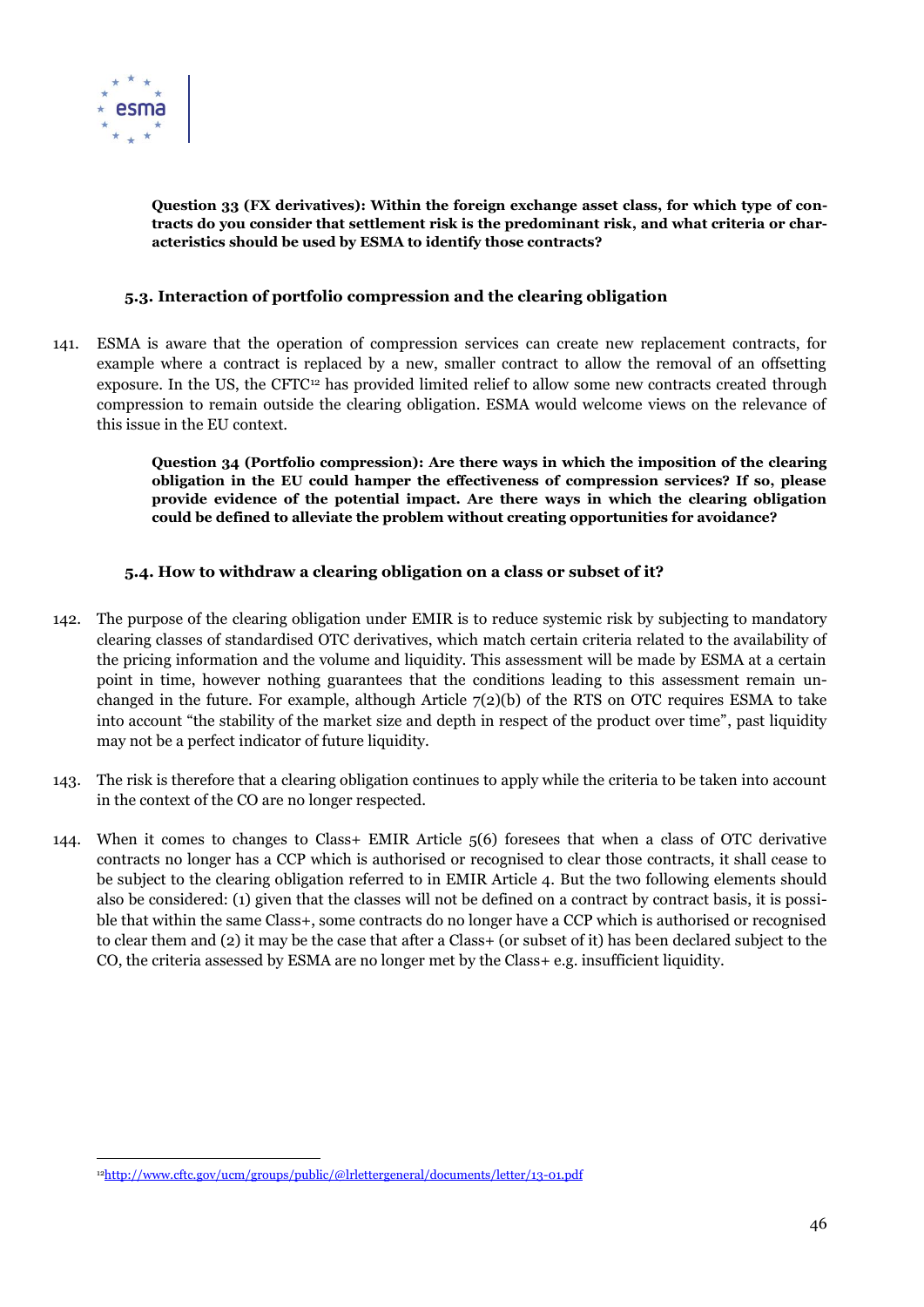**Question 33 (FX derivatives): Within the foreign exchange asset class, for which type of contracts do you consider that settlement risk is the predominant risk, and what criteria or characteristics should be used by ESMA to identify those contracts?**

### 5.3. Interaction of portfolio compression and the clearing obligation

141. ESMA is aware that the operation of compression services can create new replacement contracts, for example where a contract is replaced by a new, smaller contract to allow the removal of an offsetting exposure. In the US, the CFTC[12] has provided limited relief to allow some new contracts created through compression to remain outside the clearing obligation. ESMA would welcome views on the relevance of this issue in the EU context.

**Question 34 (Portfolio compression): Are there ways in which the imposition of the clearing obligation in the EU could hamper the effectiveness of compression services? If so, please provide evidence of the potential impact. Are there ways in which the clearing obligation could be defined to alleviate the problem without creating opportunities for avoidance?**

### 5.4. How to withdraw a clearing obligation on a class or subset of it?

142. The purpose of the clearing obligation under EMIR is to reduce systemic risk by subjecting to mandatory clearing classes of standardised OTC derivatives, which match certain criteria related to the availability of the pricing information and the volume and liquidity. This assessment will be made by ESMA at a certain point in time, however nothing guarantees that the conditions leading to this assessment remain unchanged in the future. For example, although Article 7(2)(b) of the RTS on OTC requires ESMA to take into account "the stability of the market size and depth in respect of the product over time", past liquidity may not be a perfect indicator of future liquidity.

143. The risk is therefore that a clearing obligation continues to apply while the criteria to be taken into account in the context of the CO are no longer respected.

144. When it comes to changes to Class+ EMIR Article 5(6) foresees that when a class of OTC derivative contracts no longer has a CCP which is authorised or recognised to clear those contracts, it shall cease to be subject to the clearing obligation referred to in EMIR Article 4. But the two following elements should also be considered: (1) given that the classes will not be defined on a contract by contract basis, it is possible that within the same Class+, some contracts do no longer have a CCP which is authorised or recognised to clear them and (2) it may be the case that after a Class+ (or subset of it) has been declared subject to the CO, the criteria assessed by ESMA are no longer met by the Class+ e.g. insufficient liquidity.

---

[12] http://www.cftc.gov/ucm/groups/public/@lrlettergeneral/documents/letter/13-01.pdf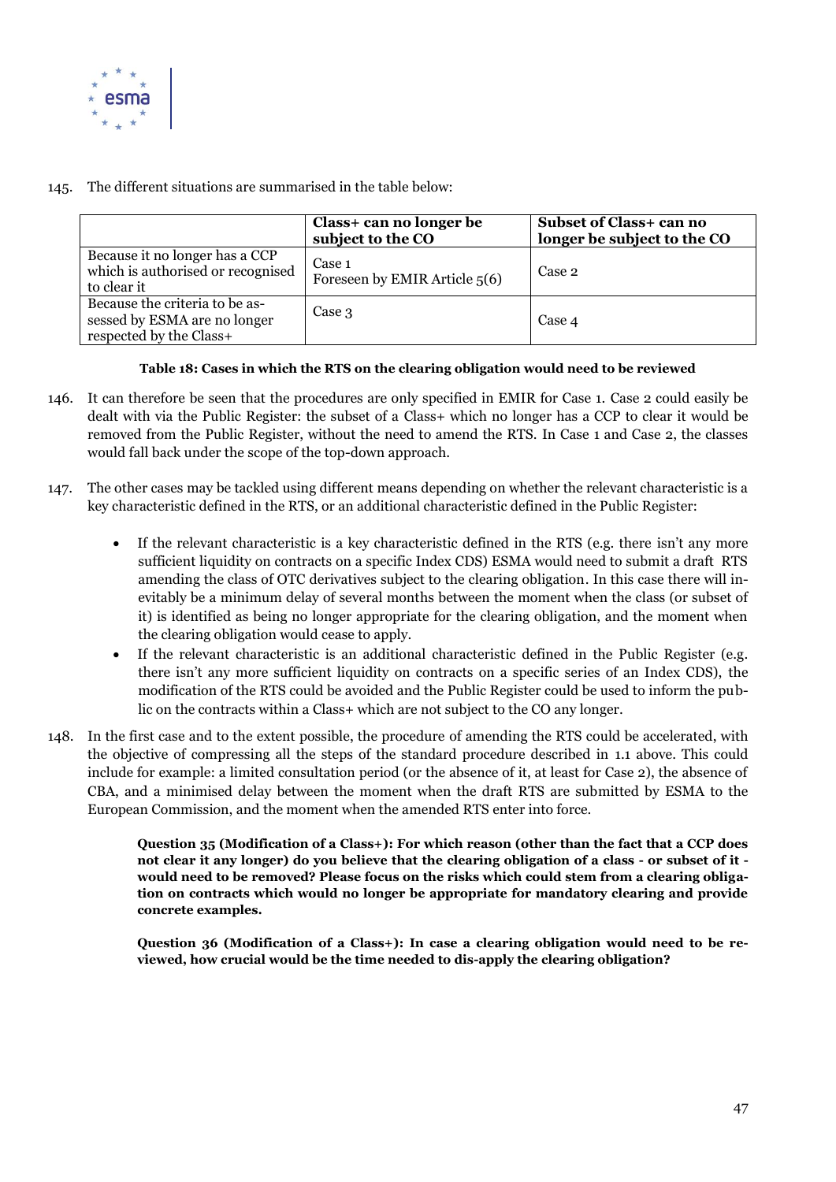145. The different situations are summarised in the table below:

| | Class+ can no longer be subject to the CO | Subset of Class+ can no longer be subject to the CO |
|---|---|---|
| Because it no longer has a CCP which is authorised or recognised to clear it | Case 1 Foreseen by EMIR Article 5(6) | Case 2 |
| Because the criteria to be assessed by ESMA are no longer respected by the Class+ | Case 3 | Case 4 |

**Table 18: Cases in which the RTS on the clearing obligation would need to be reviewed**

146. It can therefore be seen that the procedures are only specified in EMIR for Case 1. Case 2 could easily be dealt with via the Public Register: the subset of a Class+ which no longer has a CCP to clear it would be removed from the Public Register, without the need to amend the RTS. In Case 1 and Case 2, the classes would fall back under the scope of the top-down approach.

147. The other cases may be tackled using different means depending on whether the relevant characteristic is a key characteristic defined in the RTS, or an additional characteristic defined in the Public Register:

- If the relevant characteristic is a key characteristic defined in the RTS (e.g. there isn't any more sufficient liquidity on contracts on a specific Index CDS) ESMA would need to submit a draft RTS amending the class of OTC derivatives subject to the clearing obligation. In this case there will inevitably be a minimum delay of several months between the moment when the class (or subset of it) is identified as being no longer appropriate for the clearing obligation, and the moment when the clearing obligation would cease to apply.
- If the relevant characteristic is an additional characteristic defined in the Public Register (e.g. there isn't any more sufficient liquidity on contracts on a specific series of an Index CDS), the modification of the RTS could be avoided and the Public Register could be used to inform the public on the contracts within a Class+ which are not subject to the CO any longer.

148. In the first case and to the extent possible, the procedure of amending the RTS could be accelerated, with the objective of compressing all the steps of the standard procedure described in 1.1 above. This could include for example: a limited consultation period (or the absence of it, at least for Case 2), the absence of CBA, and a minimised delay between the moment when the draft RTS are submitted by ESMA to the European Commission, and the moment when the amended RTS enter into force.

**Question 35 (Modification of a Class+): For which reason (other than the fact that a CCP does not clear it any longer) do you believe that the clearing obligation of a class - or subset of it - would need to be removed? Please focus on the risks which could stem from a clearing obligation on contracts which would no longer be appropriate for mandatory clearing and provide concrete examples.**

**Question 36 (Modification of a Class+): In case a clearing obligation would need to be reviewed, how crucial would be the time needed to dis-apply the clearing obligation?**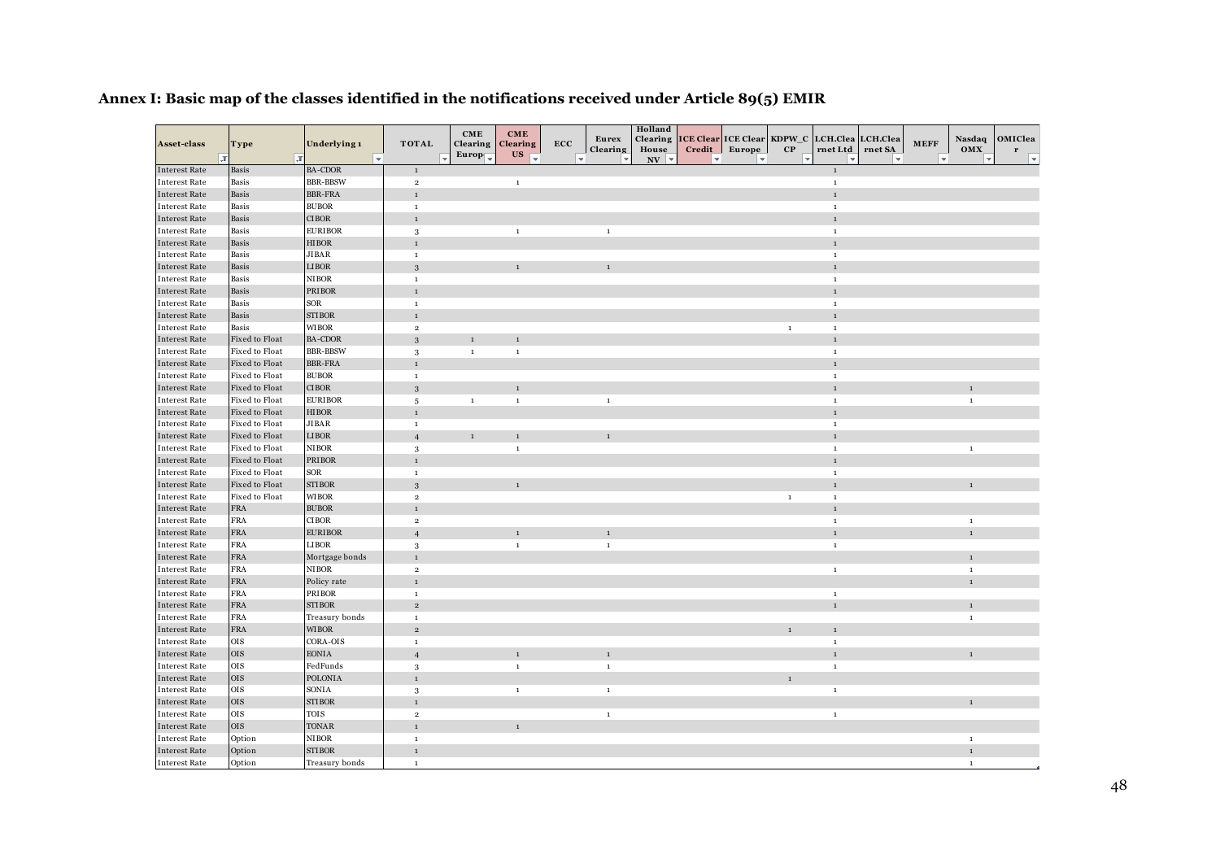## Annex I: Basic map of the classes identified in the notifications received under Article 89(5) EMIR

| Asset-class | Type | Underlying 1 | TOTAL | CME Clearing Europe | CME Clearing US | ECC | Eurex Clearing | Holland Clearing House NV | ICE Clear Credit | ICE Clear Europe | KDPW_CCP | LCH.Clearnet Ltd | LCH.Clearnet SA | MEFF | Nasdaq OMX | OMIClear |
|---|---|---|---|---|---|---|---|---|---|---|---|---|---|---|---|---|
| Interest Rate | Basis | BA-CDOR | 1 | | | | | | | | | 1 | | | | |
| Interest Rate | Basis | BBR-BBSW | 2 | | 1 | | | | | | | 1 | | | | |
| Interest Rate | Basis | BBR-FRA | 1 | | | | | | | | | 1 | | | | |
| Interest Rate | Basis | BUBOR | 1 | | | | | | | | | 1 | | | | |
| Interest Rate | Basis | CIBOR | 1 | | | | | | | | | 1 | | | | |
| Interest Rate | Basis | EURIBOR | 3 | | 1 | | 1 | | | | | 1 | | | | |
| Interest Rate | Basis | HIBOR | 1 | | | | | | | | | 1 | | | | |
| Interest Rate | Basis | JIBAR | 1 | | | | | | | | | 1 | | | | |
| Interest Rate | Basis | LIBOR | 3 | | 1 | | 1 | | | | | 1 | | | | |
| Interest Rate | Basis | NIBOR | 1 | | | | | | | | | 1 | | | | |
| Interest Rate | Basis | PRIBOR | 1 | | | | | | | | | 1 | | | | |
| Interest Rate | Basis | SOR | 1 | | | | | | | | | 1 | | | | |
| Interest Rate | Basis | STIBOR | 1 | | | | | | | | | 1 | | | | |
| Interest Rate | Basis | WIBOR | 2 | | | | | | | | 1 | 1 | | | | |
| Interest Rate | Fixed to Float | BA-CDOR | 3 | 1 | 1 | | | | | | | 1 | | | | |
| Interest Rate | Fixed to Float | BBR-BBSW | 3 | 1 | 1 | | | | | | | 1 | | | | |
| Interest Rate | Fixed to Float | BBR-FRA | 1 | | | | | | | | | 1 | | | | |
| Interest Rate | Fixed to Float | BUBOR | 1 | | | | | | | | | 1 | | | | |
| Interest Rate | Fixed to Float | CIBOR | 3 | | 1 | | | | | | | 1 | | | 1 | |
| Interest Rate | Fixed to Float | EURIBOR | 5 | 1 | 1 | | 1 | | | | | 1 | | | 1 | |
| Interest Rate | Fixed to Float | HIBOR | 1 | | | | | | | | | 1 | | | | |
| Interest Rate | Fixed to Float | JIBAR | 1 | | | | | | | | | 1 | | | | |
| Interest Rate | Fixed to Float | LIBOR | 4 | 1 | 1 | | 1 | | | | | 1 | | | | |
| Interest Rate | Fixed to Float | NIBOR | 3 | | 1 | | | | | | | 1 | | | 1 | |
| Interest Rate | Fixed to Float | PRIBOR | 1 | | | | | | | | | 1 | | | | |
| Interest Rate | Fixed to Float | SOR | 1 | | | | | | | | | 1 | | | | |
| Interest Rate | Fixed to Float | STIBOR | 3 | | 1 | | | | | | | 1 | | | 1 | |
| Interest Rate | Fixed to Float | WIBOR | 2 | | | | | | | | 1 | 1 | | | | |
| Interest Rate | FRA | BUBOR | 1 | | | | | | | | | 1 | | | | |
| Interest Rate | FRA | CIBOR | 2 | | | | | | | | | 1 | | | 1 | |
| Interest Rate | FRA | EURIBOR | 4 | | 1 | | 1 | | | | | 1 | | | 1 | |
| Interest Rate | FRA | LIBOR | 3 | | 1 | | 1 | | | | | 1 | | | | |
| Interest Rate | FRA | Mortgage bonds | 1 | | | | | | | | | | | | 1 | |
| Interest Rate | FRA | NIBOR | 2 | | | | | | | | | 1 | | | 1 | |
| Interest Rate | FRA | Policy rate | 1 | | | | | | | | | | | | 1 | |
| Interest Rate | FRA | PRIBOR | 1 | | | | | | | | | 1 | | | | |
| Interest Rate | FRA | STIBOR | 2 | | | | | | | | | 1 | | | 1 | |
| Interest Rate | FRA | Treasury bonds | 1 | | | | | | | | | | | | 1 | |
| Interest Rate | FRA | WIBOR | 2 | | | | | | | | 1 | 1 | | | | |
| Interest Rate | OIS | CORA-OIS | 1 | | | | | | | | | 1 | | | | |
| Interest Rate | OIS | EONIA | 4 | | 1 | | 1 | | | | | 1 | | | 1 | |
| Interest Rate | OIS | FedFunds | 3 | | 1 | | 1 | | | | | 1 | | | | |
| Interest Rate | OIS | POLONIA | 1 | | | | | | | | 1 | | | | | |
| Interest Rate | OIS | SONIA | 3 | | 1 | | 1 | | | | | 1 | | | | |
| Interest Rate | OIS | STIBOR | 1 | | | | | | | | | | | | 1 | |
| Interest Rate | OIS | TOIS | 2 | | | | 1 | | | | | 1 | | | | |
| Interest Rate | OIS | TONAR | 1 | | 1 | | | | | | | | | | | |
| Interest Rate | Option | NIBOR | 1 | | | | | | | | | | | | 1 | |
| Interest Rate | Option | STIBOR | 1 | | | | | | | | | | | | 1 | |
| Interest Rate | Option | Treasury bonds | 1 | | | | | | | | | | | | 1 | |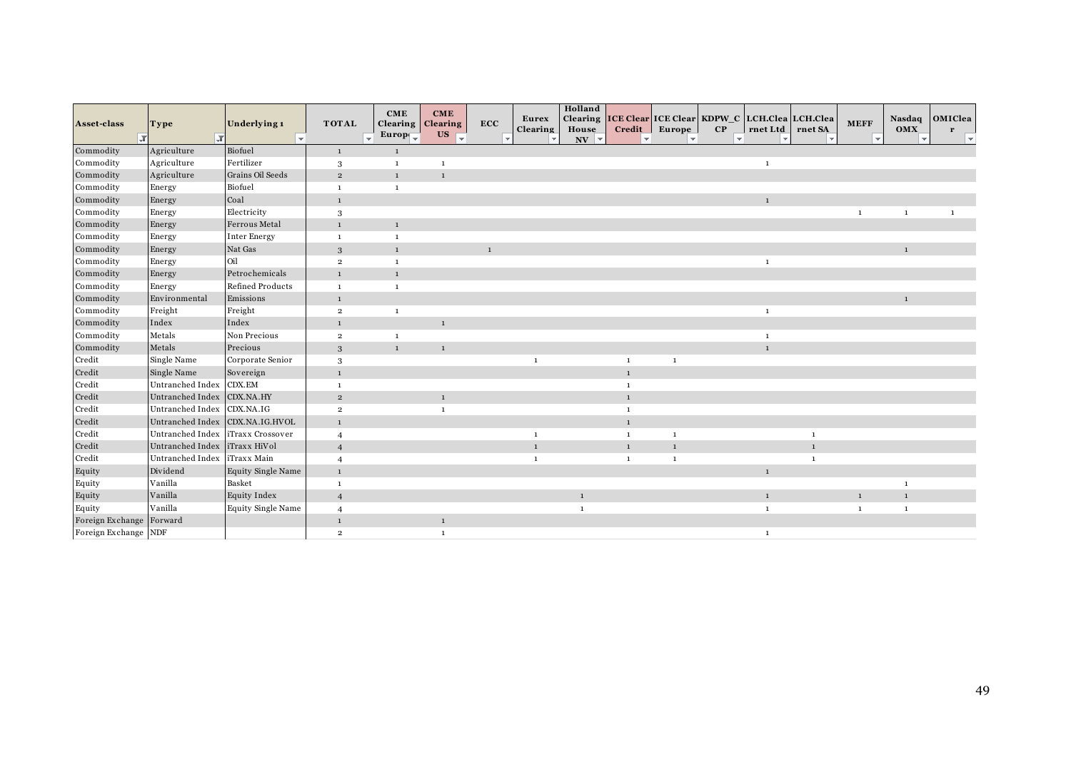| Asset-class | Type | Underlying 1 | TOTAL | CME Clearing Europe | CME Clearing US | ECC | Eurex Clearing | Holland Clearing House NV | ICE Clear Credit | ICE Clear Europe | KDPW_CCP | LCH.Clearnet Ltd | LCH.Clearnet SA | MEFF | Nasdaq OMX | OMIClear |
|---|---|---|---|---|---|---|---|---|---|---|---|---|---|---|---|---|
| Commodity | Agriculture | Biofuel | 1 | 1 | | | | | | | | | | | | |
| Commodity | Agriculture | Fertilizer | 3 | 1 | 1 | | | | | | | 1 | | | | |
| Commodity | Agriculture | Grains Oil Seeds | 2 | 1 | 1 | | | | | | | | | | | |
| Commodity | Energy | Biofuel | 1 | 1 | | | | | | | | | | | | |
| Commodity | Energy | Coal | 1 | | | | | | | | | 1 | | | | |
| Commodity | Energy | Electricity | 3 | | | | | | | | | | | 1 | 1 | 1 |
| Commodity | Energy | Ferrous Metal | 1 | 1 | | | | | | | | | | | | |
| Commodity | Energy | Inter Energy | 1 | 1 | | | | | | | | | | | | |
| Commodity | Energy | Nat Gas | 3 | 1 | | 1 | | | | | | | | | 1 | |
| Commodity | Energy | Oil | 2 | 1 | | | | | | | | 1 | | | | |
| Commodity | Energy | Petrochemicals | 1 | 1 | | | | | | | | | | | | |
| Commodity | Energy | Refined Products | 1 | 1 | | | | | | | | | | | | |
| Commodity | Environmental | Emissions | 1 | | | | | | | | | | | | 1 | |
| Commodity | Freight | Freight | 2 | 1 | | | | | | | | 1 | | | | |
| Commodity | Index | Index | 1 | | 1 | | | | | | | | | | | |
| Commodity | Metals | Non Precious | 2 | 1 | | | | | | | | 1 | | | | |
| Commodity | Metals | Precious | 3 | 1 | 1 | | | | | | | 1 | | | | |
| Credit | Single Name | Corporate Senior | 3 | | | | 1 | | 1 | 1 | | | | | | |
| Credit | Single Name | Sovereign | 1 | | | | | | 1 | | | | | | | |
| Credit | Untranched Index | CDX.EM | 1 | | | | | | 1 | | | | | | | |
| Credit | Untranched Index | CDX.NA.HY | 2 | | 1 | | | | 1 | | | | | | | |
| Credit | Untranched Index | CDX.NA.IG | 2 | | 1 | | | | 1 | | | | | | | |
| Credit | Untranched Index | CDX.NA.IG.HVOL | 1 | | | | | | 1 | | | | | | | |
| Credit | Untranched Index | iTraxx Crossover | 4 | | | | 1 | | 1 | 1 | | | 1 | | | |
| Credit | Untranched Index | iTraxx HiVol | 4 | | | | 1 | | 1 | 1 | | | 1 | | | |
| Credit | Untranched Index | iTraxx Main | 4 | | | | 1 | | 1 | 1 | | | 1 | | | |
| Equity | Dividend | Equity Single Name | 1 | | | | | | | | | 1 | | | | |
| Equity | Vanilla | Basket | 1 | | | | | | | | | | | | 1 | |
| Equity | Vanilla | Equity Index | 4 | | | | | 1 | | | | 1 | | 1 | 1 | |
| Equity | Vanilla | Equity Single Name | 4 | | | | | 1 | | | | 1 | | 1 | 1 | |
| Foreign Exchange | Forward | | 1 | | 1 | | | | | | | | | | | |
| Foreign Exchange | NDF | | 2 | | 1 | | | | | | | 1 | | | | |